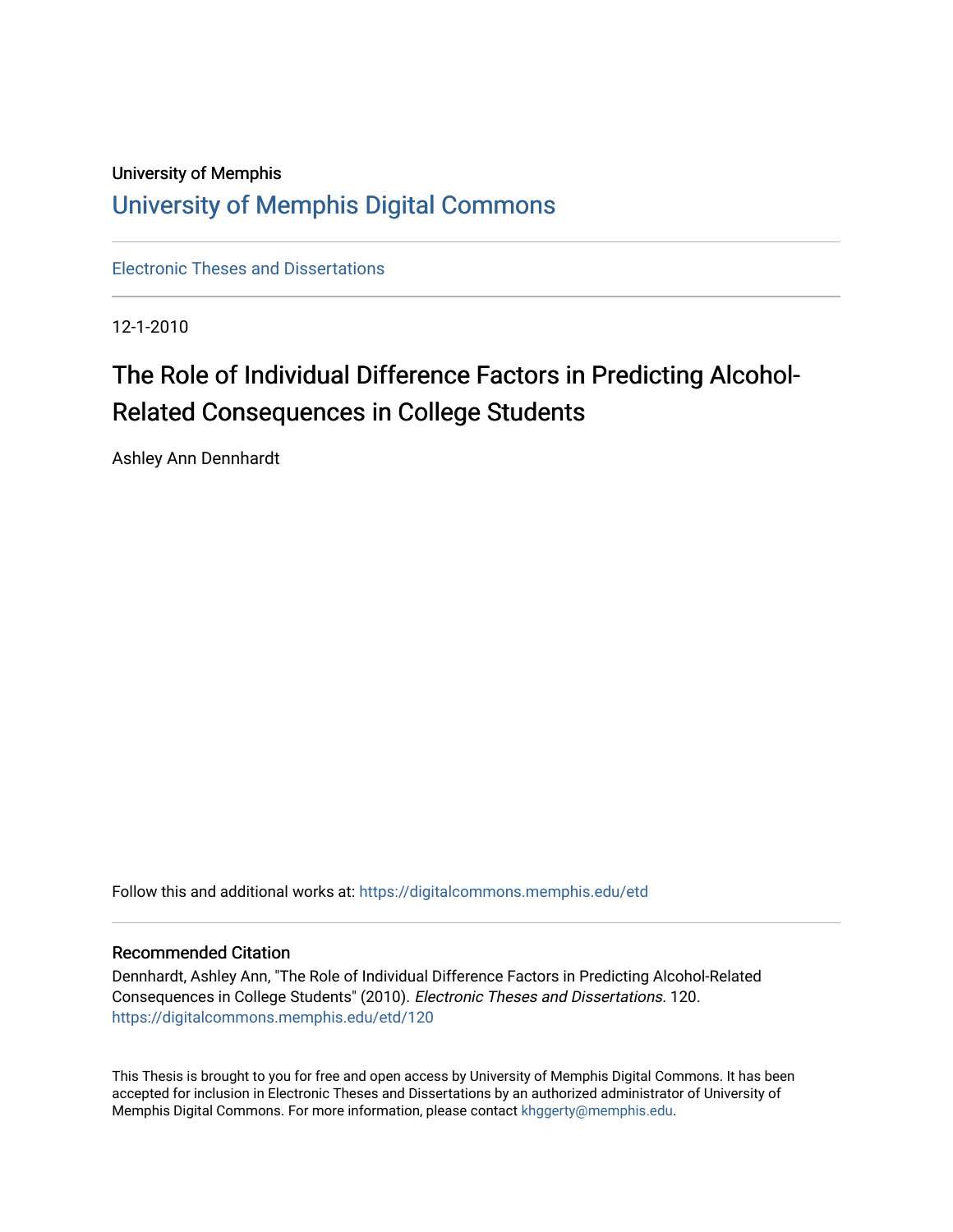University of Memphis

# University of Memphis Digital Commons

Electronic Theses and Dissertations

12-1-2010

## The Role of Individual Difference Factors in Predicting Alcohol-Related Consequences in College Students

Ashley Ann Dennhardt

Follow this and additional works at: https://digitalcommons.memphis.edu/etd

### Recommended Citation

Dennhardt, Ashley Ann, "The Role of Individual Difference Factors in Predicting Alcohol-Related Consequences in College Students" (2010). *Electronic Theses and Dissertations*. 120.
https://digitalcommons.memphis.edu/etd/120

This Thesis is brought to you for free and open access by University of Memphis Digital Commons. It has been accepted for inclusion in Electronic Theses and Dissertations by an authorized administrator of University of Memphis Digital Commons. For more information, please contact khggerty@memphis.edu.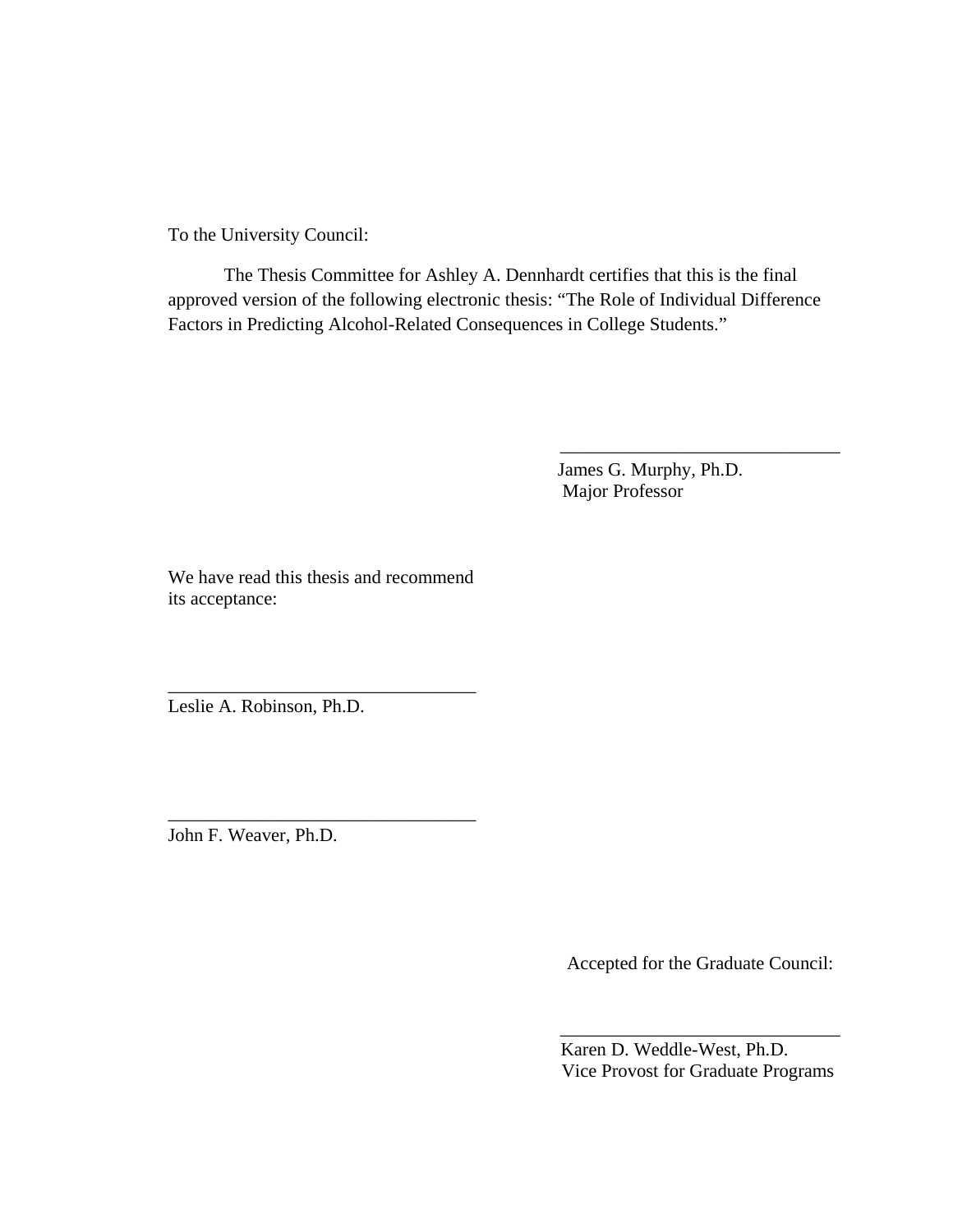To the University Council:

The Thesis Committee for Ashley A. Dennhardt certifies that this is the final approved version of the following electronic thesis: "The Role of Individual Difference Factors in Predicting Alcohol-Related Consequences in College Students."

______________________________
James G. Murphy, Ph.D.
Major Professor

We have read this thesis and recommend its acceptance:

______________________________
Leslie A. Robinson, Ph.D.

______________________________
John F. Weaver, Ph.D.

Accepted for the Graduate Council:

______________________________
Karen D. Weddle-West, Ph.D.
Vice Provost for Graduate Programs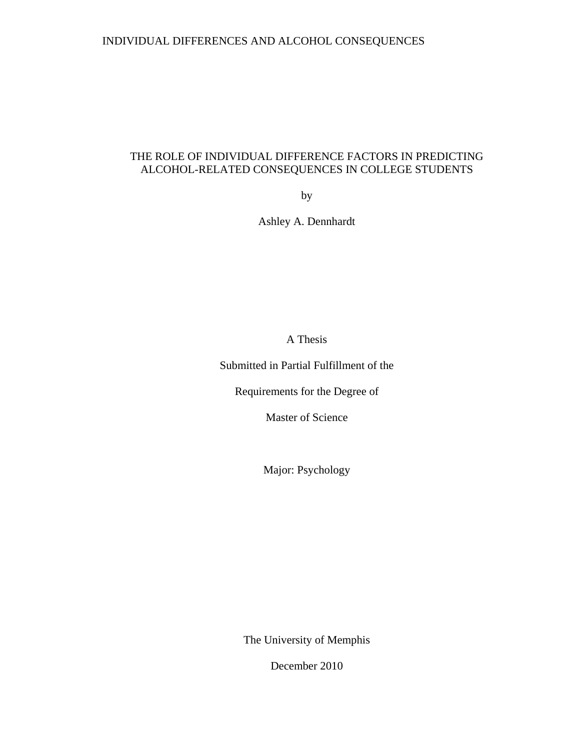# THE ROLE OF INDIVIDUAL DIFFERENCE FACTORS IN PREDICTING ALCOHOL-RELATED CONSEQUENCES IN COLLEGE STUDENTS

by

Ashley A. Dennhardt

A Thesis

Submitted in Partial Fulfillment of the

Requirements for the Degree of

Master of Science

Major: Psychology

The University of Memphis

December 2010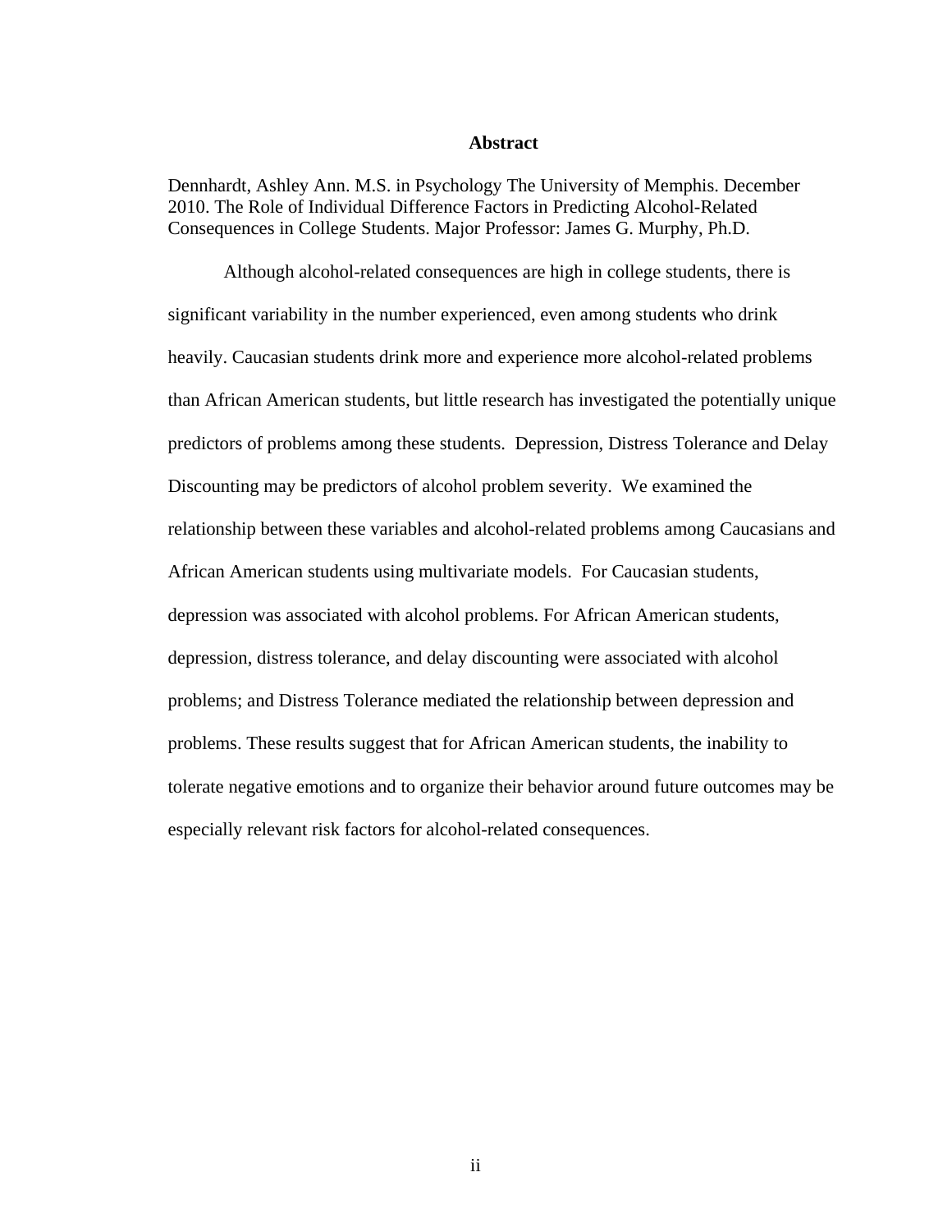# Abstract

Dennhardt, Ashley Ann. M.S. in Psychology The University of Memphis. December 2010. The Role of Individual Difference Factors in Predicting Alcohol-Related Consequences in College Students. Major Professor: James G. Murphy, Ph.D.

Although alcohol-related consequences are high in college students, there is significant variability in the number experienced, even among students who drink heavily. Caucasian students drink more and experience more alcohol-related problems than African American students, but little research has investigated the potentially unique predictors of problems among these students. Depression, Distress Tolerance and Delay Discounting may be predictors of alcohol problem severity. We examined the relationship between these variables and alcohol-related problems among Caucasians and African American students using multivariate models. For Caucasian students, depression was associated with alcohol problems. For African American students, depression, distress tolerance, and delay discounting were associated with alcohol problems; and Distress Tolerance mediated the relationship between depression and problems. These results suggest that for African American students, the inability to tolerate negative emotions and to organize their behavior around future outcomes may be especially relevant risk factors for alcohol-related consequences.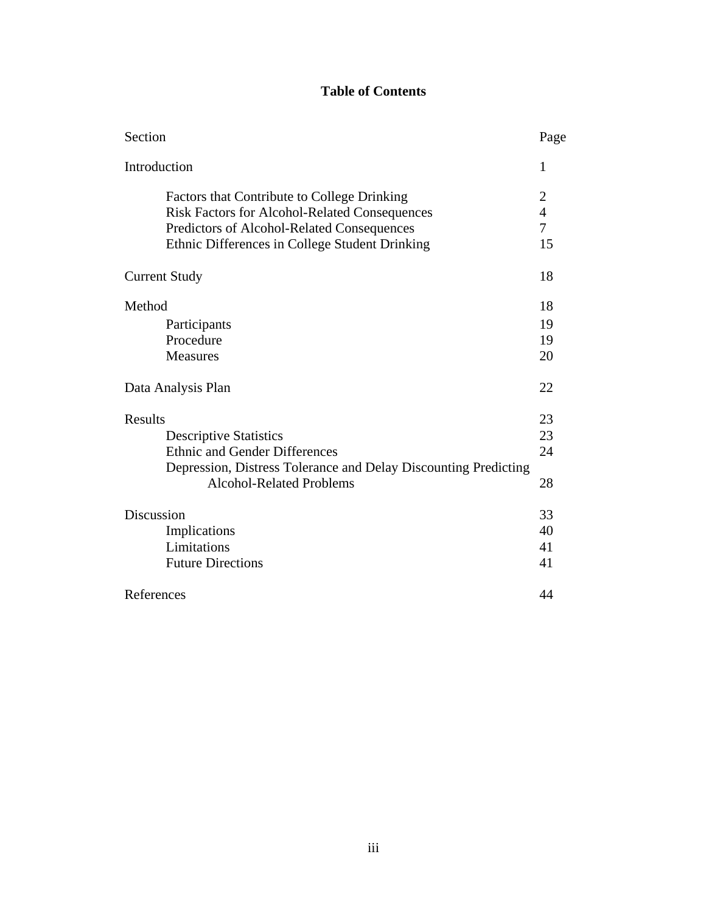# Table of Contents

| Section | Page |
|---|---|
| Introduction | 1 |
| Factors that Contribute to College Drinking | 2 |
| Risk Factors for Alcohol-Related Consequences | 4 |
| Predictors of Alcohol-Related Consequences | 7 |
| Ethnic Differences in College Student Drinking | 15 |
| Current Study | 18 |
| Method | 18 |
| Participants | 19 |
| Procedure | 19 |
| Measures | 20 |
| Data Analysis Plan | 22 |
| Results | 23 |
| Descriptive Statistics | 23 |
| Ethnic and Gender Differences | 24 |
| Depression, Distress Tolerance and Delay Discounting Predicting Alcohol-Related Problems | 28 |
| Discussion | 33 |
| Implications | 40 |
| Limitations | 41 |
| Future Directions | 41 |
| References | 44 |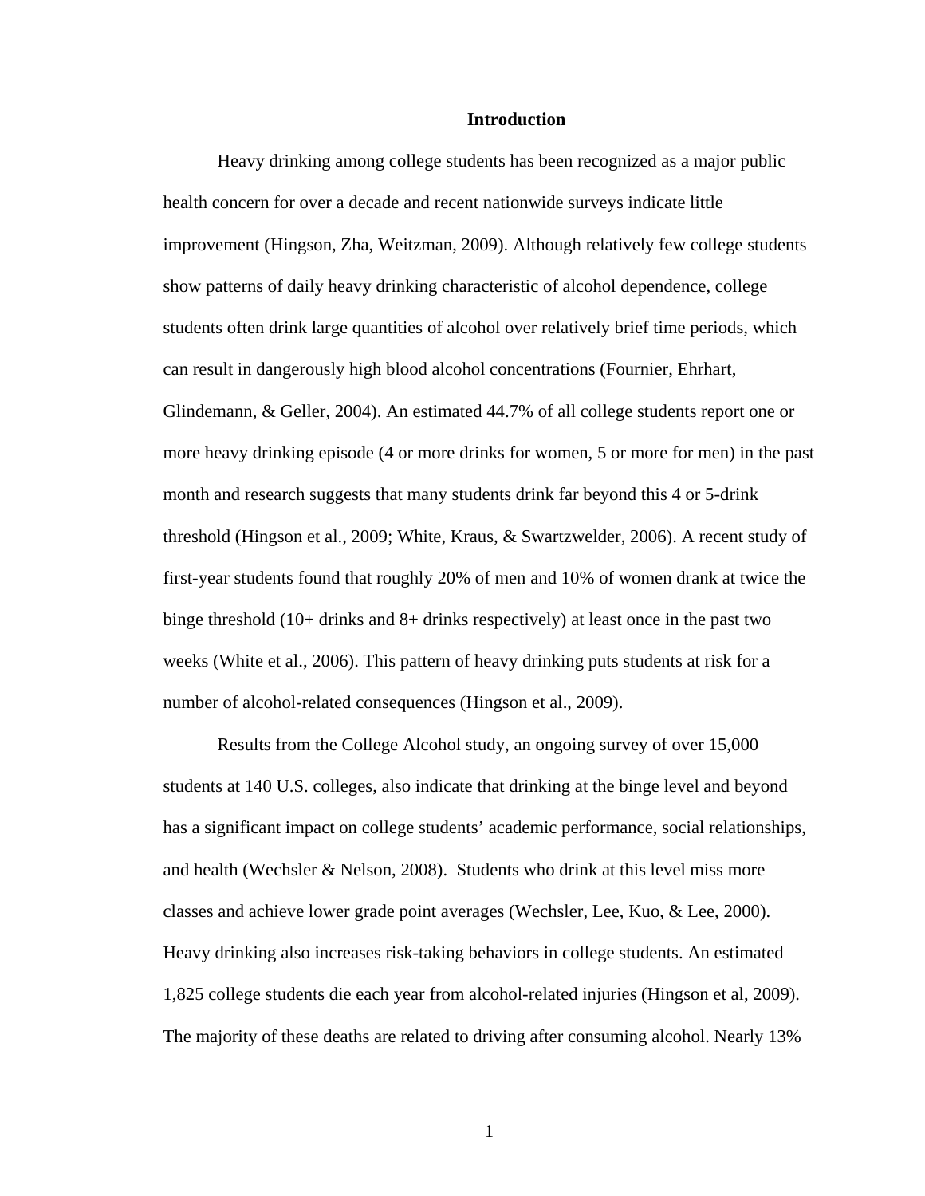# Introduction

Heavy drinking among college students has been recognized as a major public health concern for over a decade and recent nationwide surveys indicate little improvement (Hingson, Zha, Weitzman, 2009). Although relatively few college students show patterns of daily heavy drinking characteristic of alcohol dependence, college students often drink large quantities of alcohol over relatively brief time periods, which can result in dangerously high blood alcohol concentrations (Fournier, Ehrhart, Glindemann, & Geller, 2004). An estimated 44.7% of all college students report one or more heavy drinking episode (4 or more drinks for women, 5 or more for men) in the past month and research suggests that many students drink far beyond this 4 or 5-drink threshold (Hingson et al., 2009; White, Kraus, & Swartzwelder, 2006). A recent study of first-year students found that roughly 20% of men and 10% of women drank at twice the binge threshold (10+ drinks and 8+ drinks respectively) at least once in the past two weeks (White et al., 2006). This pattern of heavy drinking puts students at risk for a number of alcohol-related consequences (Hingson et al., 2009).

Results from the College Alcohol study, an ongoing survey of over 15,000 students at 140 U.S. colleges, also indicate that drinking at the binge level and beyond has a significant impact on college students' academic performance, social relationships, and health (Wechsler & Nelson, 2008). Students who drink at this level miss more classes and achieve lower grade point averages (Wechsler, Lee, Kuo, & Lee, 2000). Heavy drinking also increases risk-taking behaviors in college students. An estimated 1,825 college students die each year from alcohol-related injuries (Hingson et al, 2009). The majority of these deaths are related to driving after consuming alcohol. Nearly 13%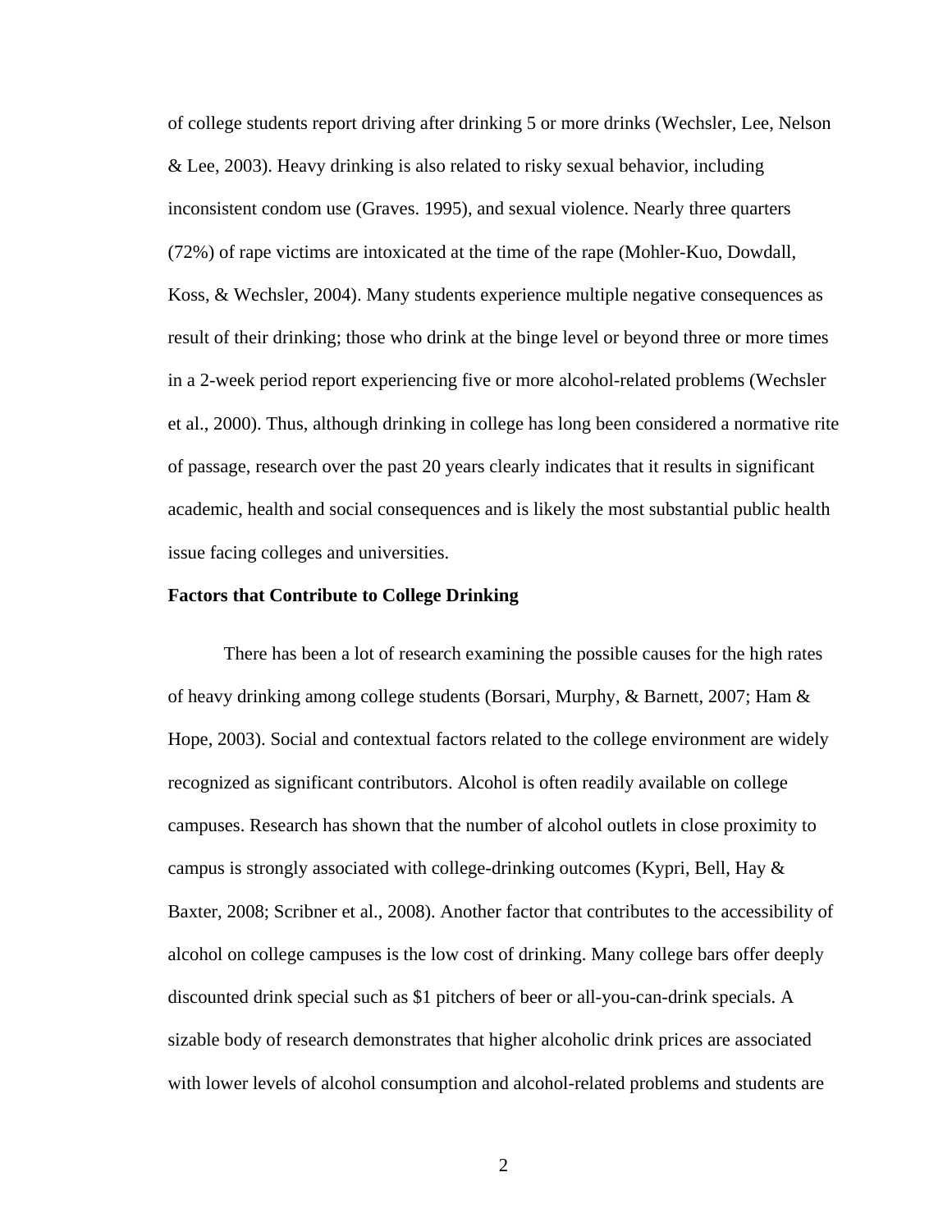of college students report driving after drinking 5 or more drinks (Wechsler, Lee, Nelson & Lee, 2003). Heavy drinking is also related to risky sexual behavior, including inconsistent condom use (Graves. 1995), and sexual violence. Nearly three quarters (72%) of rape victims are intoxicated at the time of the rape (Mohler-Kuo, Dowdall, Koss, & Wechsler, 2004). Many students experience multiple negative consequences as result of their drinking; those who drink at the binge level or beyond three or more times in a 2-week period report experiencing five or more alcohol-related problems (Wechsler et al., 2000). Thus, although drinking in college has long been considered a normative rite of passage, research over the past 20 years clearly indicates that it results in significant academic, health and social consequences and is likely the most substantial public health issue facing colleges and universities.

**Factors that Contribute to College Drinking**

There has been a lot of research examining the possible causes for the high rates of heavy drinking among college students (Borsari, Murphy, & Barnett, 2007; Ham & Hope, 2003). Social and contextual factors related to the college environment are widely recognized as significant contributors. Alcohol is often readily available on college campuses. Research has shown that the number of alcohol outlets in close proximity to campus is strongly associated with college-drinking outcomes (Kypri, Bell, Hay & Baxter, 2008; Scribner et al., 2008). Another factor that contributes to the accessibility of alcohol on college campuses is the low cost of drinking. Many college bars offer deeply discounted drink special such as $1 pitchers of beer or all-you-can-drink specials. A sizable body of research demonstrates that higher alcoholic drink prices are associated with lower levels of alcohol consumption and alcohol-related problems and students are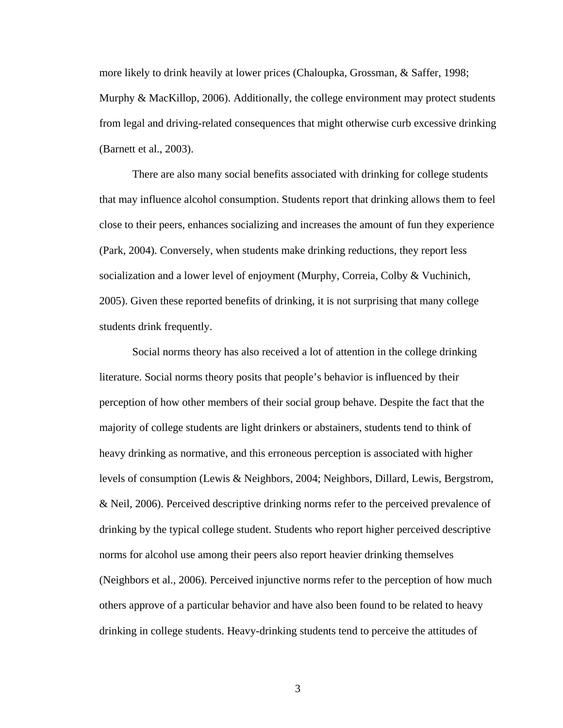more likely to drink heavily at lower prices (Chaloupka, Grossman, & Saffer, 1998; Murphy & MacKillop, 2006). Additionally, the college environment may protect students from legal and driving-related consequences that might otherwise curb excessive drinking (Barnett et al., 2003).

There are also many social benefits associated with drinking for college students that may influence alcohol consumption. Students report that drinking allows them to feel close to their peers, enhances socializing and increases the amount of fun they experience (Park, 2004). Conversely, when students make drinking reductions, they report less socialization and a lower level of enjoyment (Murphy, Correia, Colby & Vuchinich, 2005). Given these reported benefits of drinking, it is not surprising that many college students drink frequently.

Social norms theory has also received a lot of attention in the college drinking literature. Social norms theory posits that people's behavior is influenced by their perception of how other members of their social group behave. Despite the fact that the majority of college students are light drinkers or abstainers, students tend to think of heavy drinking as normative, and this erroneous perception is associated with higher levels of consumption (Lewis & Neighbors, 2004; Neighbors, Dillard, Lewis, Bergstrom, & Neil, 2006). Perceived descriptive drinking norms refer to the perceived prevalence of drinking by the typical college student. Students who report higher perceived descriptive norms for alcohol use among their peers also report heavier drinking themselves (Neighbors et al., 2006). Perceived injunctive norms refer to the perception of how much others approve of a particular behavior and have also been found to be related to heavy drinking in college students. Heavy-drinking students tend to perceive the attitudes of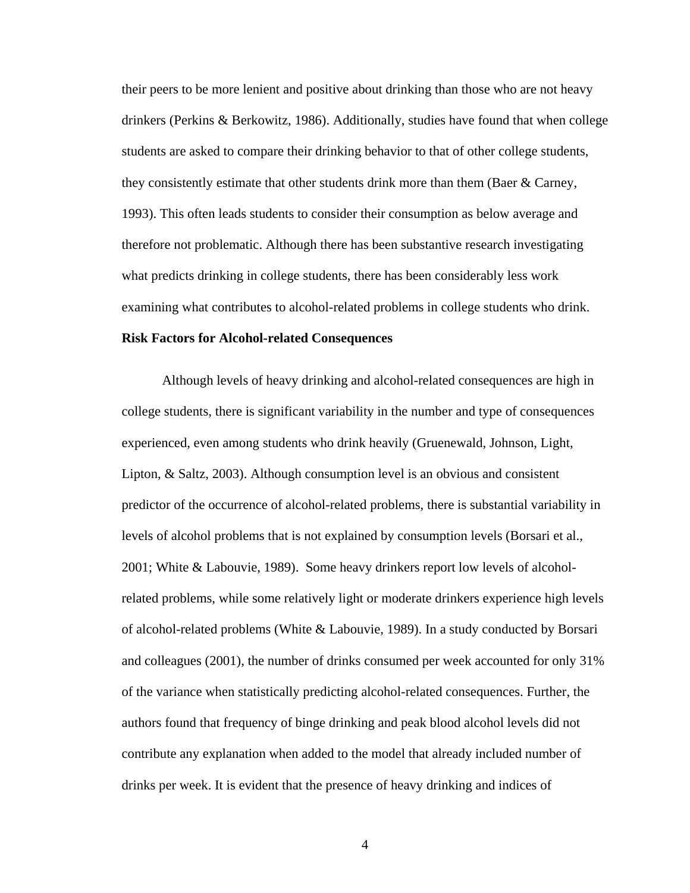their peers to be more lenient and positive about drinking than those who are not heavy drinkers (Perkins & Berkowitz, 1986). Additionally, studies have found that when college students are asked to compare their drinking behavior to that of other college students, they consistently estimate that other students drink more than them (Baer & Carney, 1993). This often leads students to consider their consumption as below average and therefore not problematic. Although there has been substantive research investigating what predicts drinking in college students, there has been considerably less work examining what contributes to alcohol-related problems in college students who drink.

**Risk Factors for Alcohol-related Consequences**

Although levels of heavy drinking and alcohol-related consequences are high in college students, there is significant variability in the number and type of consequences experienced, even among students who drink heavily (Gruenewald, Johnson, Light, Lipton, & Saltz, 2003). Although consumption level is an obvious and consistent predictor of the occurrence of alcohol-related problems, there is substantial variability in levels of alcohol problems that is not explained by consumption levels (Borsari et al., 2001; White & Labouvie, 1989). Some heavy drinkers report low levels of alcohol-related problems, while some relatively light or moderate drinkers experience high levels of alcohol-related problems (White & Labouvie, 1989). In a study conducted by Borsari and colleagues (2001), the number of drinks consumed per week accounted for only 31% of the variance when statistically predicting alcohol-related consequences. Further, the authors found that frequency of binge drinking and peak blood alcohol levels did not contribute any explanation when added to the model that already included number of drinks per week. It is evident that the presence of heavy drinking and indices of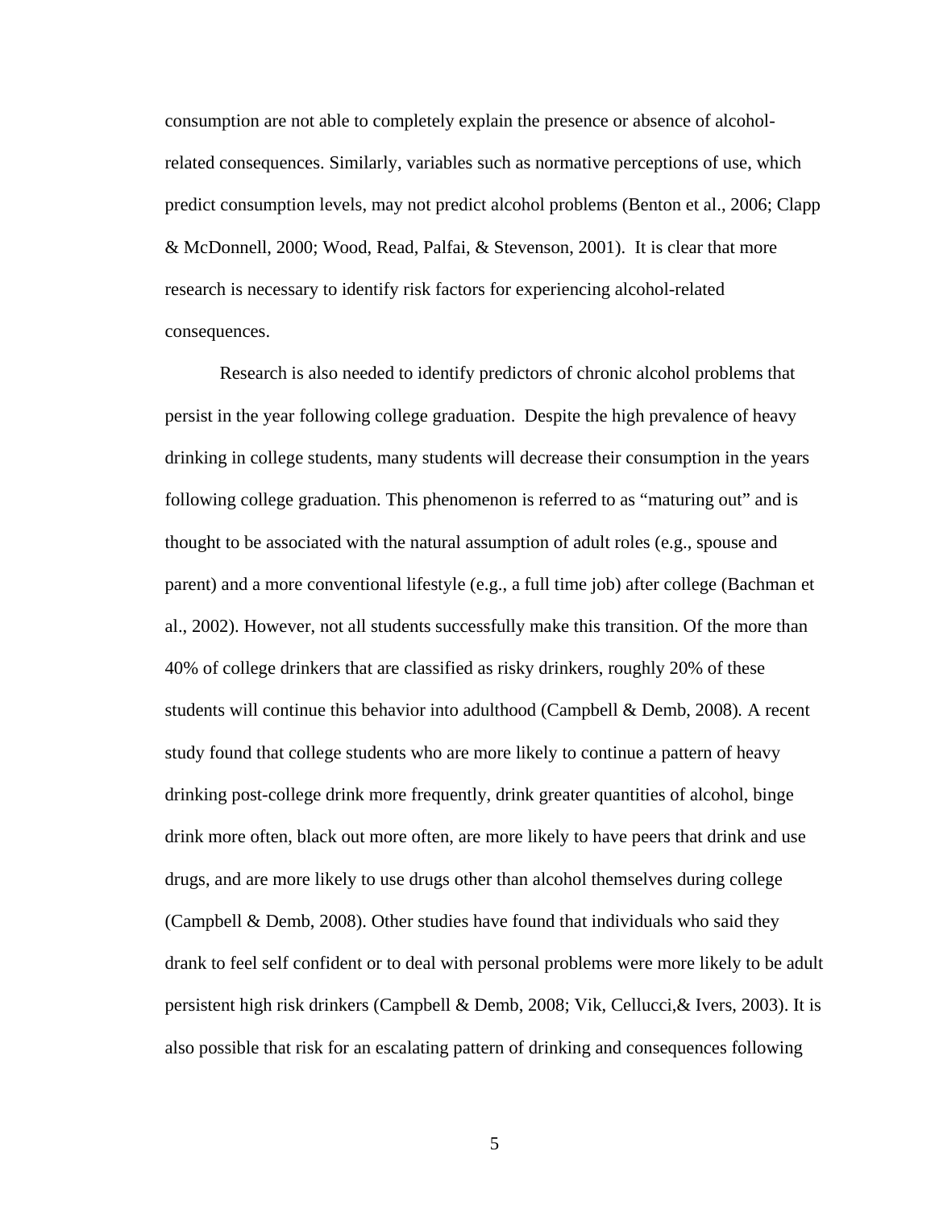consumption are not able to completely explain the presence or absence of alcohol-related consequences. Similarly, variables such as normative perceptions of use, which predict consumption levels, may not predict alcohol problems (Benton et al., 2006; Clapp & McDonnell, 2000; Wood, Read, Palfai, & Stevenson, 2001). It is clear that more research is necessary to identify risk factors for experiencing alcohol-related consequences.

Research is also needed to identify predictors of chronic alcohol problems that persist in the year following college graduation. Despite the high prevalence of heavy drinking in college students, many students will decrease their consumption in the years following college graduation. This phenomenon is referred to as "maturing out" and is thought to be associated with the natural assumption of adult roles (e.g., spouse and parent) and a more conventional lifestyle (e.g., a full time job) after college (Bachman et al., 2002). However, not all students successfully make this transition. Of the more than 40% of college drinkers that are classified as risky drinkers, roughly 20% of these students will continue this behavior into adulthood (Campbell & Demb, 2008). A recent study found that college students who are more likely to continue a pattern of heavy drinking post-college drink more frequently, drink greater quantities of alcohol, binge drink more often, black out more often, are more likely to have peers that drink and use drugs, and are more likely to use drugs other than alcohol themselves during college (Campbell & Demb, 2008). Other studies have found that individuals who said they drank to feel self confident or to deal with personal problems were more likely to be adult persistent high risk drinkers (Campbell & Demb, 2008; Vik, Cellucci,& Ivers, 2003). It is also possible that risk for an escalating pattern of drinking and consequences following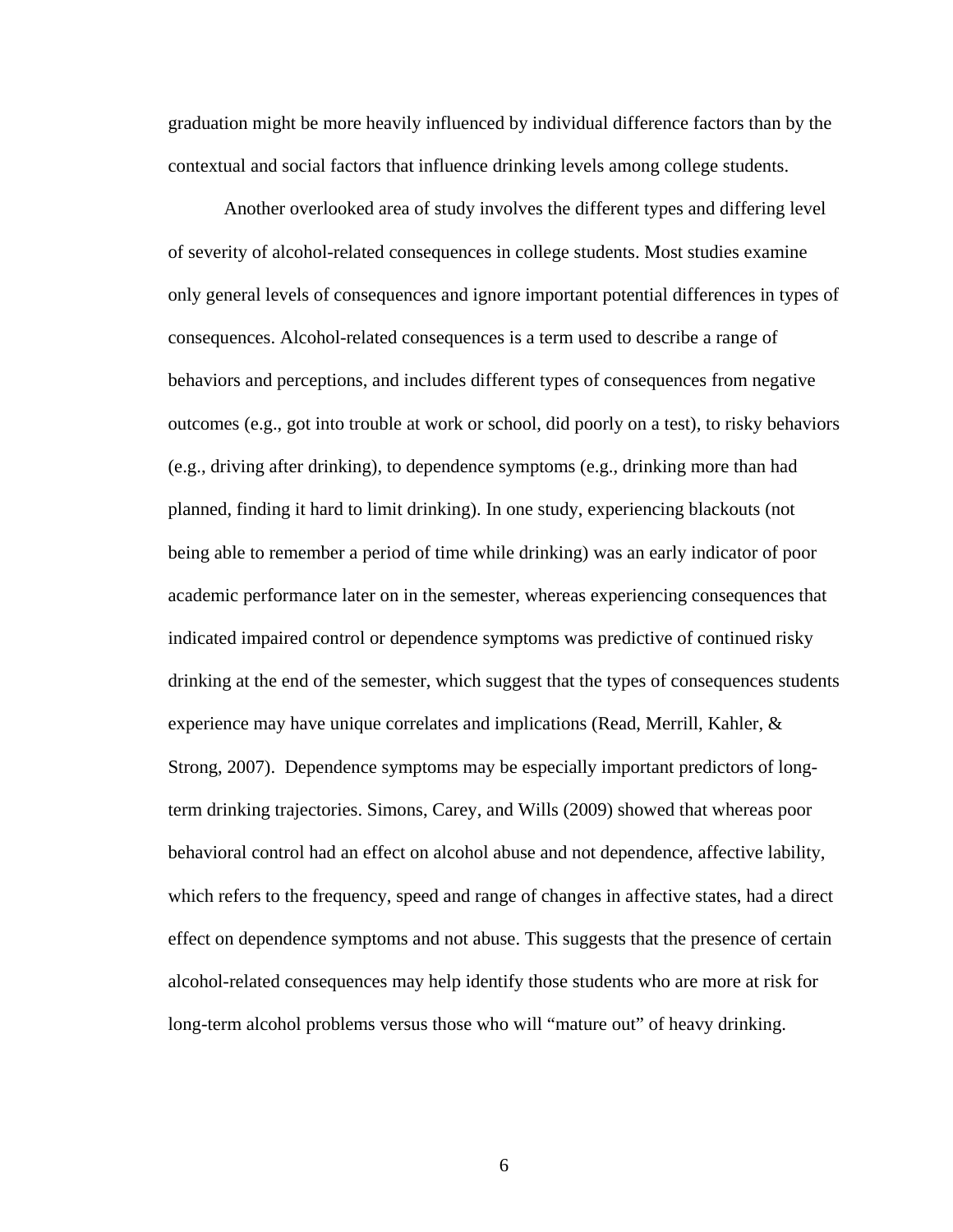graduation might be more heavily influenced by individual difference factors than by the contextual and social factors that influence drinking levels among college students.

Another overlooked area of study involves the different types and differing level of severity of alcohol-related consequences in college students. Most studies examine only general levels of consequences and ignore important potential differences in types of consequences. Alcohol-related consequences is a term used to describe a range of behaviors and perceptions, and includes different types of consequences from negative outcomes (e.g., got into trouble at work or school, did poorly on a test), to risky behaviors (e.g., driving after drinking), to dependence symptoms (e.g., drinking more than had planned, finding it hard to limit drinking). In one study, experiencing blackouts (not being able to remember a period of time while drinking) was an early indicator of poor academic performance later on in the semester, whereas experiencing consequences that indicated impaired control or dependence symptoms was predictive of continued risky drinking at the end of the semester, which suggest that the types of consequences students experience may have unique correlates and implications (Read, Merrill, Kahler, & Strong, 2007). Dependence symptoms may be especially important predictors of long-term drinking trajectories. Simons, Carey, and Wills (2009) showed that whereas poor behavioral control had an effect on alcohol abuse and not dependence, affective lability, which refers to the frequency, speed and range of changes in affective states, had a direct effect on dependence symptoms and not abuse. This suggests that the presence of certain alcohol-related consequences may help identify those students who are more at risk for long-term alcohol problems versus those who will "mature out" of heavy drinking.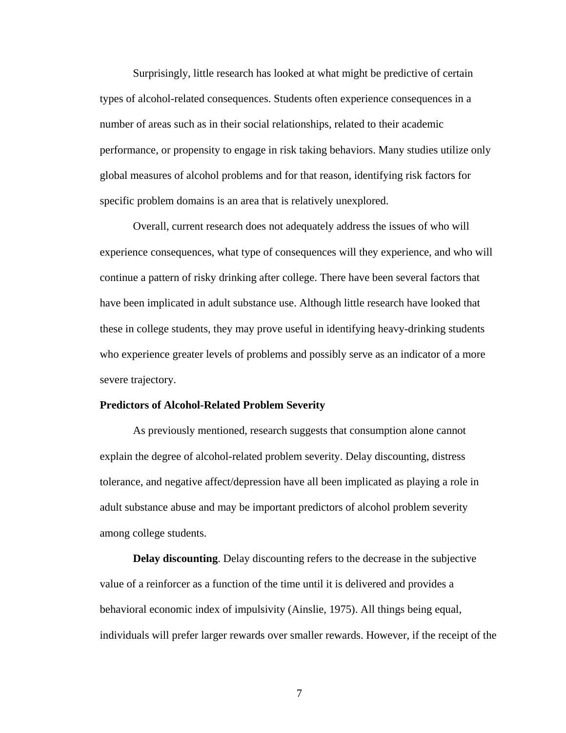Surprisingly, little research has looked at what might be predictive of certain types of alcohol-related consequences. Students often experience consequences in a number of areas such as in their social relationships, related to their academic performance, or propensity to engage in risk taking behaviors. Many studies utilize only global measures of alcohol problems and for that reason, identifying risk factors for specific problem domains is an area that is relatively unexplored.

Overall, current research does not adequately address the issues of who will experience consequences, what type of consequences will they experience, and who will continue a pattern of risky drinking after college. There have been several factors that have been implicated in adult substance use. Although little research have looked that these in college students, they may prove useful in identifying heavy-drinking students who experience greater levels of problems and possibly serve as an indicator of a more severe trajectory.

**Predictors of Alcohol-Related Problem Severity**

As previously mentioned, research suggests that consumption alone cannot explain the degree of alcohol-related problem severity. Delay discounting, distress tolerance, and negative affect/depression have all been implicated as playing a role in adult substance abuse and may be important predictors of alcohol problem severity among college students.

**Delay discounting**. Delay discounting refers to the decrease in the subjective value of a reinforcer as a function of the time until it is delivered and provides a behavioral economic index of impulsivity (Ainslie, 1975). All things being equal, individuals will prefer larger rewards over smaller rewards. However, if the receipt of the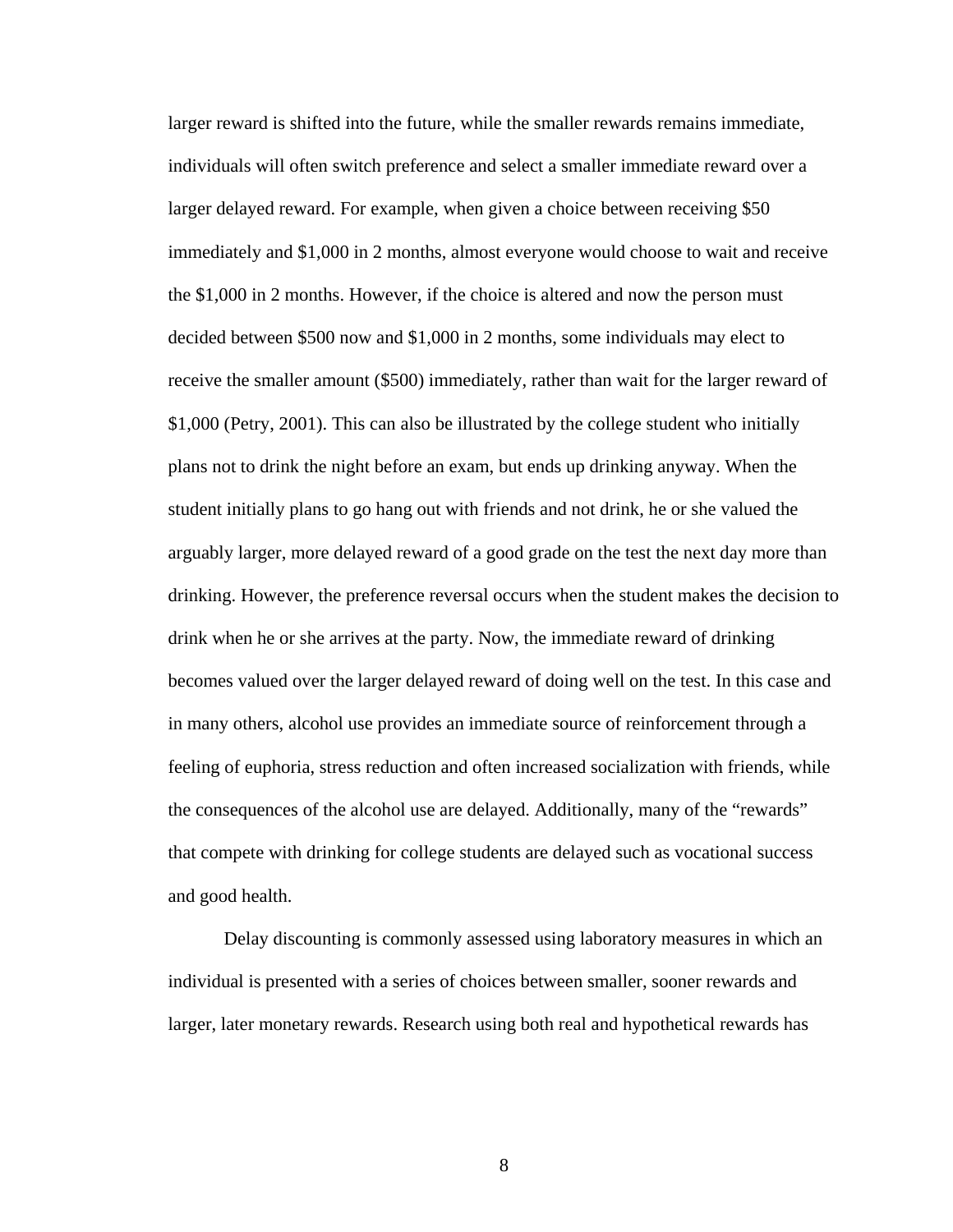larger reward is shifted into the future, while the smaller rewards remains immediate, individuals will often switch preference and select a smaller immediate reward over a larger delayed reward. For example, when given a choice between receiving $50 immediately and $1,000 in 2 months, almost everyone would choose to wait and receive the $1,000 in 2 months. However, if the choice is altered and now the person must decided between $500 now and $1,000 in 2 months, some individuals may elect to receive the smaller amount ($500) immediately, rather than wait for the larger reward of $1,000 (Petry, 2001). This can also be illustrated by the college student who initially plans not to drink the night before an exam, but ends up drinking anyway. When the student initially plans to go hang out with friends and not drink, he or she valued the arguably larger, more delayed reward of a good grade on the test the next day more than drinking. However, the preference reversal occurs when the student makes the decision to drink when he or she arrives at the party. Now, the immediate reward of drinking becomes valued over the larger delayed reward of doing well on the test. In this case and in many others, alcohol use provides an immediate source of reinforcement through a feeling of euphoria, stress reduction and often increased socialization with friends, while the consequences of the alcohol use are delayed. Additionally, many of the "rewards" that compete with drinking for college students are delayed such as vocational success and good health.

Delay discounting is commonly assessed using laboratory measures in which an individual is presented with a series of choices between smaller, sooner rewards and larger, later monetary rewards. Research using both real and hypothetical rewards has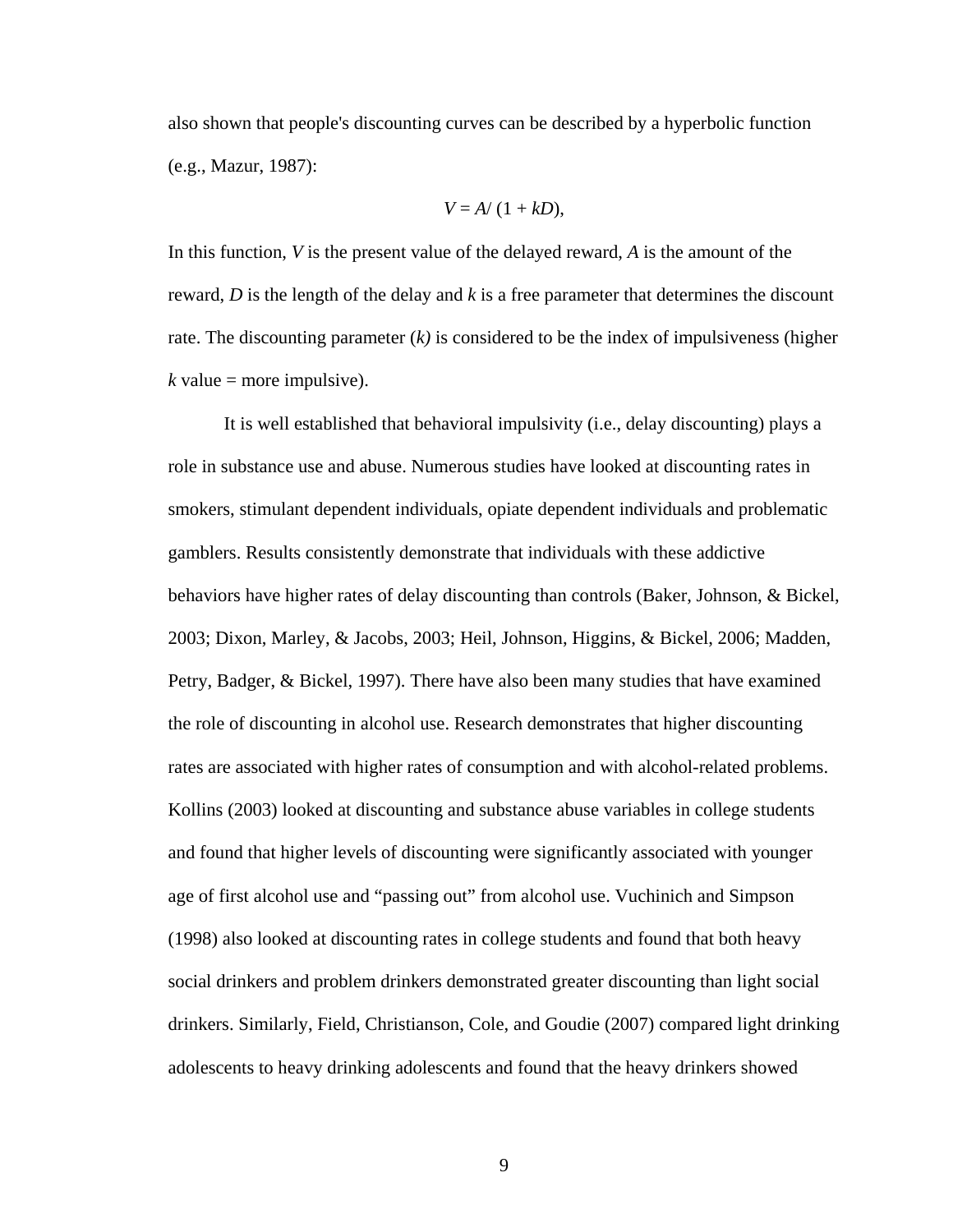also shown that people's discounting curves can be described by a hyperbolic function (e.g., Mazur, 1987):

$$V = A / (1 + kD),$$

In this function, $V$ is the present value of the delayed reward, $A$ is the amount of the reward, $D$ is the length of the delay and $k$ is a free parameter that determines the discount rate. The discounting parameter ($k$) is considered to be the index of impulsiveness (higher $k$ value = more impulsive).

It is well established that behavioral impulsivity (i.e., delay discounting) plays a role in substance use and abuse. Numerous studies have looked at discounting rates in smokers, stimulant dependent individuals, opiate dependent individuals and problematic gamblers. Results consistently demonstrate that individuals with these addictive behaviors have higher rates of delay discounting than controls (Baker, Johnson, & Bickel, 2003; Dixon, Marley, & Jacobs, 2003; Heil, Johnson, Higgins, & Bickel, 2006; Madden, Petry, Badger, & Bickel, 1997). There have also been many studies that have examined the role of discounting in alcohol use. Research demonstrates that higher discounting rates are associated with higher rates of consumption and with alcohol-related problems. Kollins (2003) looked at discounting and substance abuse variables in college students and found that higher levels of discounting were significantly associated with younger age of first alcohol use and "passing out" from alcohol use. Vuchinich and Simpson (1998) also looked at discounting rates in college students and found that both heavy social drinkers and problem drinkers demonstrated greater discounting than light social drinkers. Similarly, Field, Christianson, Cole, and Goudie (2007) compared light drinking adolescents to heavy drinking adolescents and found that the heavy drinkers showed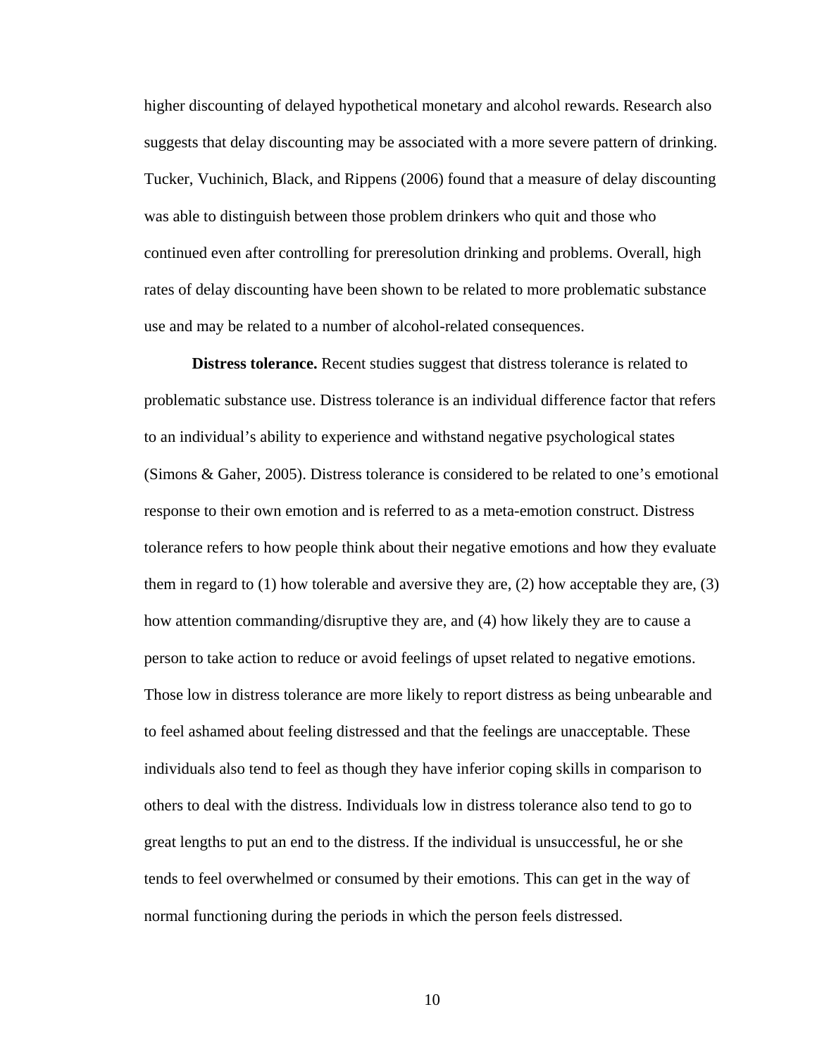higher discounting of delayed hypothetical monetary and alcohol rewards. Research also suggests that delay discounting may be associated with a more severe pattern of drinking. Tucker, Vuchinich, Black, and Rippens (2006) found that a measure of delay discounting was able to distinguish between those problem drinkers who quit and those who continued even after controlling for preresolution drinking and problems. Overall, high rates of delay discounting have been shown to be related to more problematic substance use and may be related to a number of alcohol-related consequences.

**Distress tolerance.** Recent studies suggest that distress tolerance is related to problematic substance use. Distress tolerance is an individual difference factor that refers to an individual's ability to experience and withstand negative psychological states (Simons & Gaher, 2005). Distress tolerance is considered to be related to one's emotional response to their own emotion and is referred to as a meta-emotion construct. Distress tolerance refers to how people think about their negative emotions and how they evaluate them in regard to (1) how tolerable and aversive they are, (2) how acceptable they are, (3) how attention commanding/disruptive they are, and (4) how likely they are to cause a person to take action to reduce or avoid feelings of upset related to negative emotions. Those low in distress tolerance are more likely to report distress as being unbearable and to feel ashamed about feeling distressed and that the feelings are unacceptable. These individuals also tend to feel as though they have inferior coping skills in comparison to others to deal with the distress. Individuals low in distress tolerance also tend to go to great lengths to put an end to the distress. If the individual is unsuccessful, he or she tends to feel overwhelmed or consumed by their emotions. This can get in the way of normal functioning during the periods in which the person feels distressed.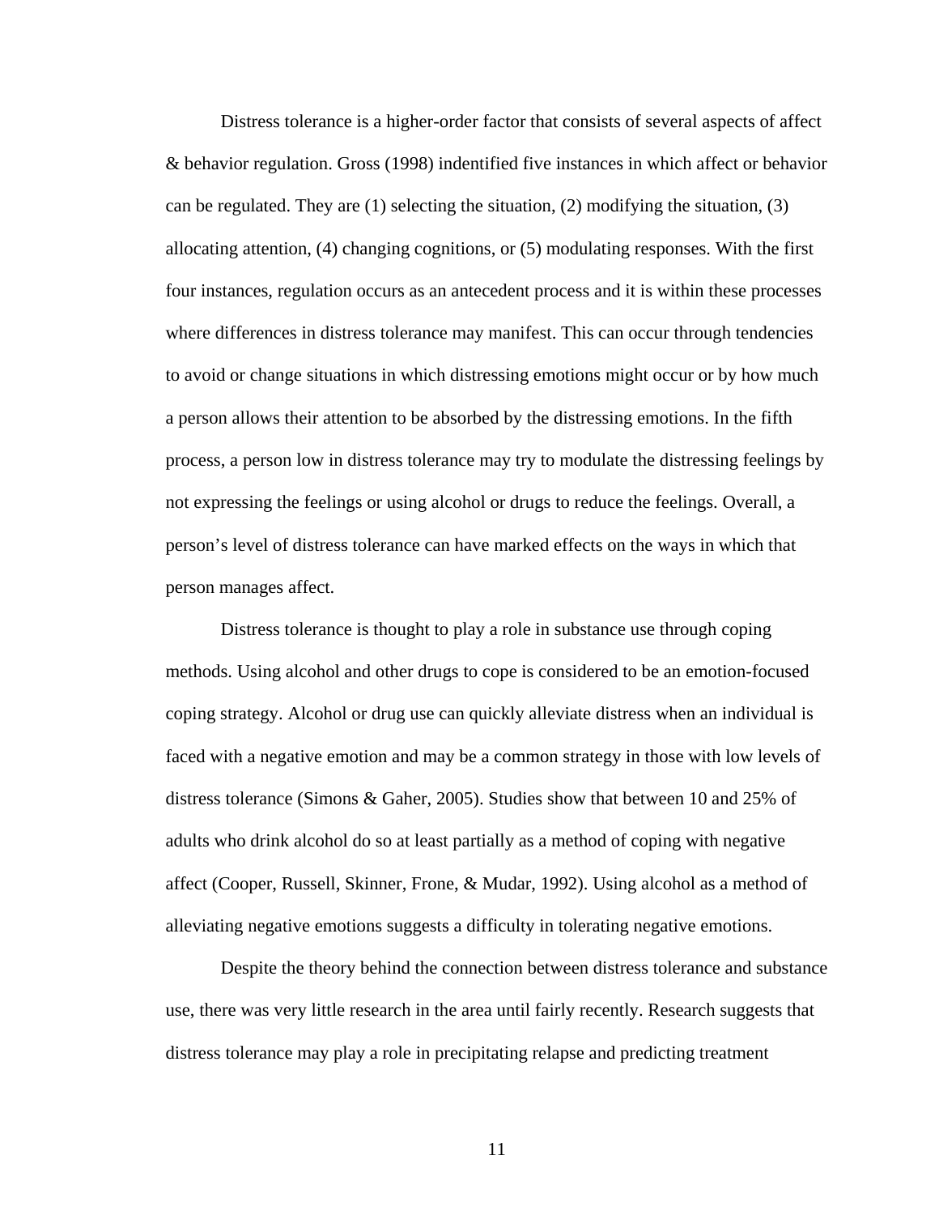Distress tolerance is a higher-order factor that consists of several aspects of affect & behavior regulation. Gross (1998) indentified five instances in which affect or behavior can be regulated. They are (1) selecting the situation, (2) modifying the situation, (3) allocating attention, (4) changing cognitions, or (5) modulating responses. With the first four instances, regulation occurs as an antecedent process and it is within these processes where differences in distress tolerance may manifest. This can occur through tendencies to avoid or change situations in which distressing emotions might occur or by how much a person allows their attention to be absorbed by the distressing emotions. In the fifth process, a person low in distress tolerance may try to modulate the distressing feelings by not expressing the feelings or using alcohol or drugs to reduce the feelings. Overall, a person's level of distress tolerance can have marked effects on the ways in which that person manages affect.

Distress tolerance is thought to play a role in substance use through coping methods. Using alcohol and other drugs to cope is considered to be an emotion-focused coping strategy. Alcohol or drug use can quickly alleviate distress when an individual is faced with a negative emotion and may be a common strategy in those with low levels of distress tolerance (Simons & Gaher, 2005). Studies show that between 10 and 25% of adults who drink alcohol do so at least partially as a method of coping with negative affect (Cooper, Russell, Skinner, Frone, & Mudar, 1992). Using alcohol as a method of alleviating negative emotions suggests a difficulty in tolerating negative emotions.

Despite the theory behind the connection between distress tolerance and substance use, there was very little research in the area until fairly recently. Research suggests that distress tolerance may play a role in precipitating relapse and predicting treatment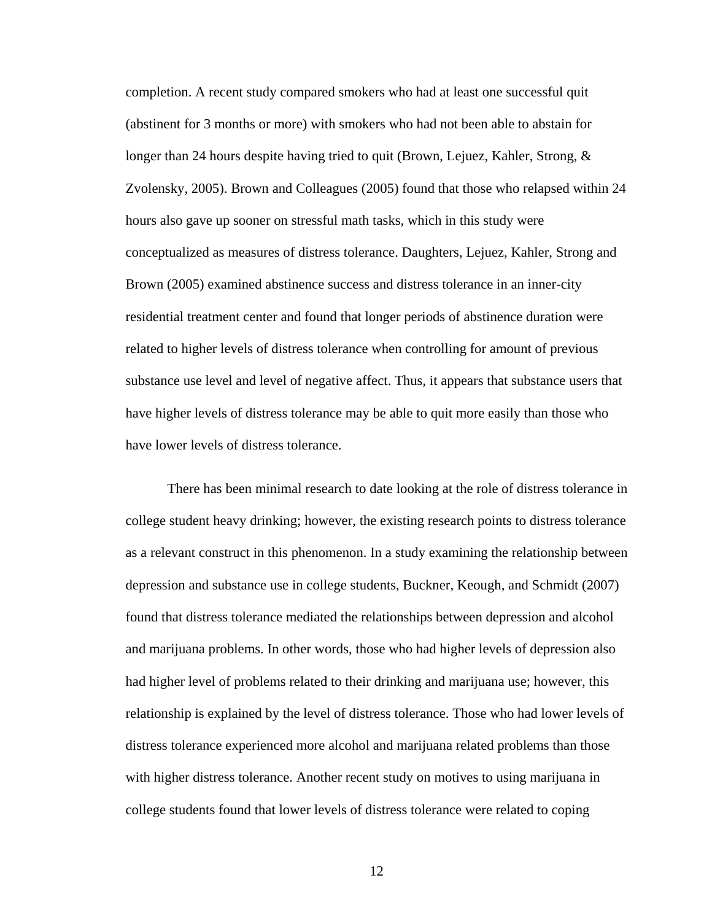completion. A recent study compared smokers who had at least one successful quit (abstinent for 3 months or more) with smokers who had not been able to abstain for longer than 24 hours despite having tried to quit (Brown, Lejuez, Kahler, Strong, & Zvolensky, 2005). Brown and Colleagues (2005) found that those who relapsed within 24 hours also gave up sooner on stressful math tasks, which in this study were conceptualized as measures of distress tolerance. Daughters, Lejuez, Kahler, Strong and Brown (2005) examined abstinence success and distress tolerance in an inner-city residential treatment center and found that longer periods of abstinence duration were related to higher levels of distress tolerance when controlling for amount of previous substance use level and level of negative affect. Thus, it appears that substance users that have higher levels of distress tolerance may be able to quit more easily than those who have lower levels of distress tolerance.

There has been minimal research to date looking at the role of distress tolerance in college student heavy drinking; however, the existing research points to distress tolerance as a relevant construct in this phenomenon. In a study examining the relationship between depression and substance use in college students, Buckner, Keough, and Schmidt (2007) found that distress tolerance mediated the relationships between depression and alcohol and marijuana problems. In other words, those who had higher levels of depression also had higher level of problems related to their drinking and marijuana use; however, this relationship is explained by the level of distress tolerance. Those who had lower levels of distress tolerance experienced more alcohol and marijuana related problems than those with higher distress tolerance. Another recent study on motives to using marijuana in college students found that lower levels of distress tolerance were related to coping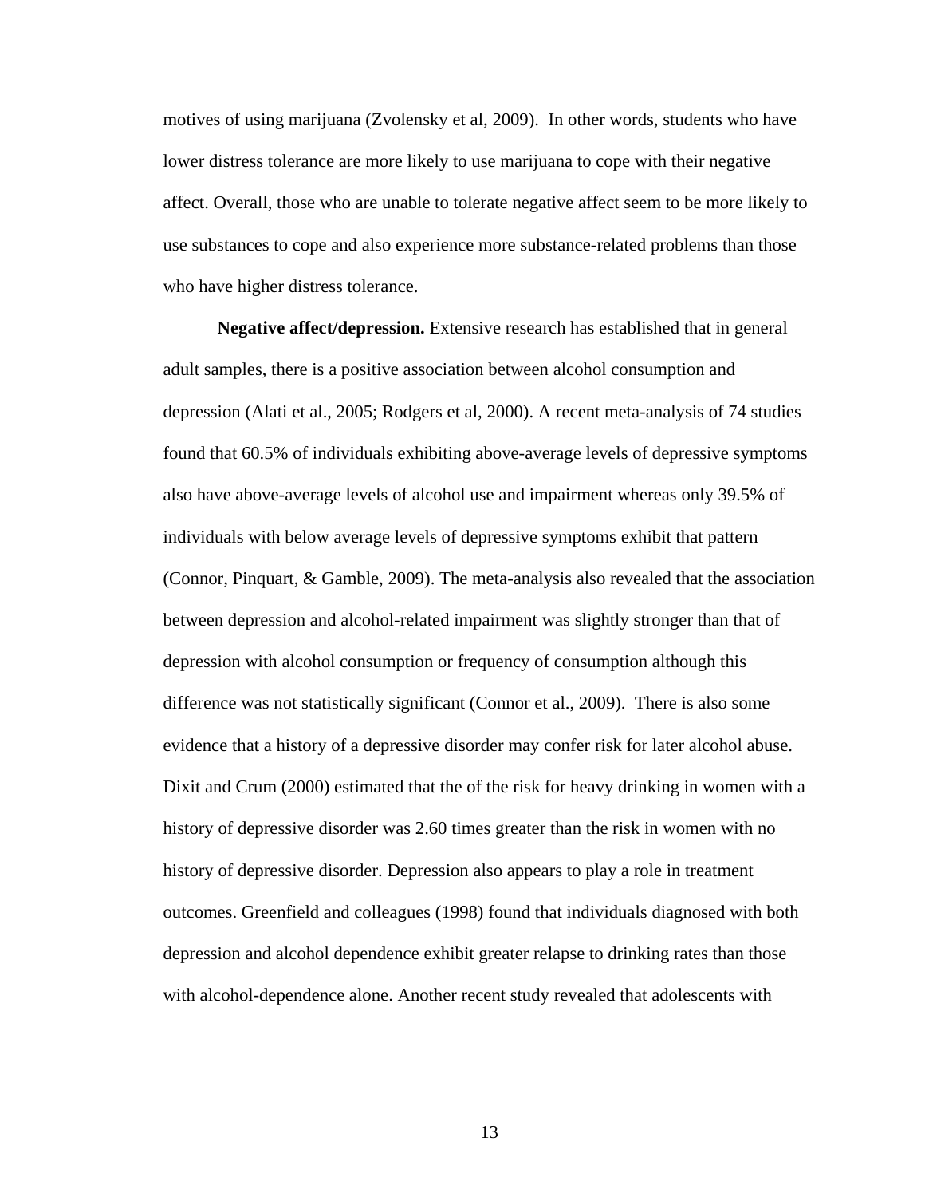motives of using marijuana (Zvolensky et al, 2009). In other words, students who have lower distress tolerance are more likely to use marijuana to cope with their negative affect. Overall, those who are unable to tolerate negative affect seem to be more likely to use substances to cope and also experience more substance-related problems than those who have higher distress tolerance.

**Negative affect/depression.** Extensive research has established that in general adult samples, there is a positive association between alcohol consumption and depression (Alati et al., 2005; Rodgers et al, 2000). A recent meta-analysis of 74 studies found that 60.5% of individuals exhibiting above-average levels of depressive symptoms also have above-average levels of alcohol use and impairment whereas only 39.5% of individuals with below average levels of depressive symptoms exhibit that pattern (Connor, Pinquart, & Gamble, 2009). The meta-analysis also revealed that the association between depression and alcohol-related impairment was slightly stronger than that of depression with alcohol consumption or frequency of consumption although this difference was not statistically significant (Connor et al., 2009). There is also some evidence that a history of a depressive disorder may confer risk for later alcohol abuse. Dixit and Crum (2000) estimated that the of the risk for heavy drinking in women with a history of depressive disorder was 2.60 times greater than the risk in women with no history of depressive disorder. Depression also appears to play a role in treatment outcomes. Greenfield and colleagues (1998) found that individuals diagnosed with both depression and alcohol dependence exhibit greater relapse to drinking rates than those with alcohol-dependence alone. Another recent study revealed that adolescents with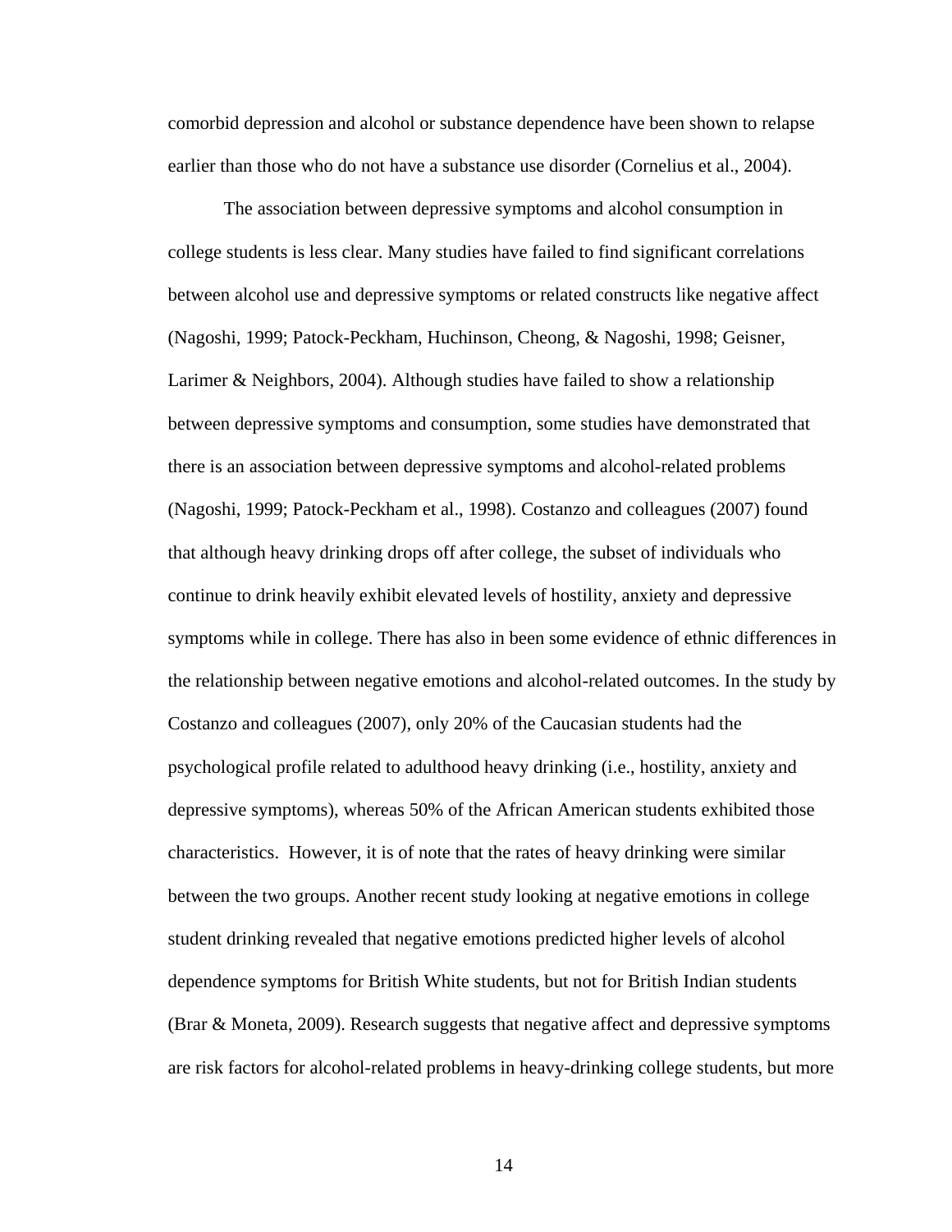comorbid depression and alcohol or substance dependence have been shown to relapse earlier than those who do not have a substance use disorder (Cornelius et al., 2004).

The association between depressive symptoms and alcohol consumption in college students is less clear. Many studies have failed to find significant correlations between alcohol use and depressive symptoms or related constructs like negative affect (Nagoshi, 1999; Patock-Peckham, Huchinson, Cheong, & Nagoshi, 1998; Geisner, Larimer & Neighbors, 2004). Although studies have failed to show a relationship between depressive symptoms and consumption, some studies have demonstrated that there is an association between depressive symptoms and alcohol-related problems (Nagoshi, 1999; Patock-Peckham et al., 1998). Costanzo and colleagues (2007) found that although heavy drinking drops off after college, the subset of individuals who continue to drink heavily exhibit elevated levels of hostility, anxiety and depressive symptoms while in college. There has also in been some evidence of ethnic differences in the relationship between negative emotions and alcohol-related outcomes. In the study by Costanzo and colleagues (2007), only 20% of the Caucasian students had the psychological profile related to adulthood heavy drinking (i.e., hostility, anxiety and depressive symptoms), whereas 50% of the African American students exhibited those characteristics. However, it is of note that the rates of heavy drinking were similar between the two groups. Another recent study looking at negative emotions in college student drinking revealed that negative emotions predicted higher levels of alcohol dependence symptoms for British White students, but not for British Indian students (Brar & Moneta, 2009). Research suggests that negative affect and depressive symptoms are risk factors for alcohol-related problems in heavy-drinking college students, but more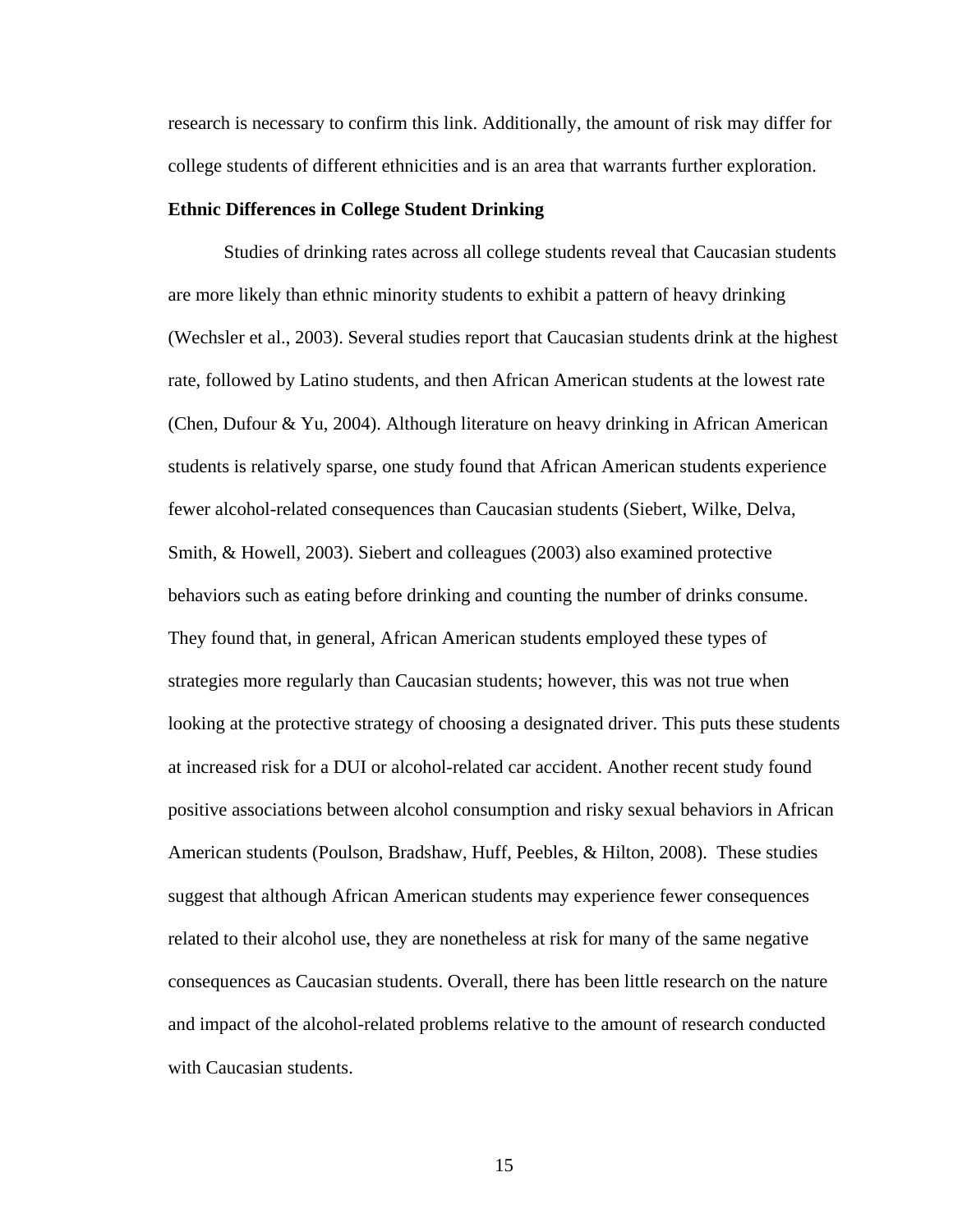research is necessary to confirm this link. Additionally, the amount of risk may differ for college students of different ethnicities and is an area that warrants further exploration.

**Ethnic Differences in College Student Drinking**

Studies of drinking rates across all college students reveal that Caucasian students are more likely than ethnic minority students to exhibit a pattern of heavy drinking (Wechsler et al., 2003). Several studies report that Caucasian students drink at the highest rate, followed by Latino students, and then African American students at the lowest rate (Chen, Dufour & Yu, 2004). Although literature on heavy drinking in African American students is relatively sparse, one study found that African American students experience fewer alcohol-related consequences than Caucasian students (Siebert, Wilke, Delva, Smith, & Howell, 2003). Siebert and colleagues (2003) also examined protective behaviors such as eating before drinking and counting the number of drinks consume. They found that, in general, African American students employed these types of strategies more regularly than Caucasian students; however, this was not true when looking at the protective strategy of choosing a designated driver. This puts these students at increased risk for a DUI or alcohol-related car accident. Another recent study found positive associations between alcohol consumption and risky sexual behaviors in African American students (Poulson, Bradshaw, Huff, Peebles, & Hilton, 2008). These studies suggest that although African American students may experience fewer consequences related to their alcohol use, they are nonetheless at risk for many of the same negative consequences as Caucasian students. Overall, there has been little research on the nature and impact of the alcohol-related problems relative to the amount of research conducted with Caucasian students.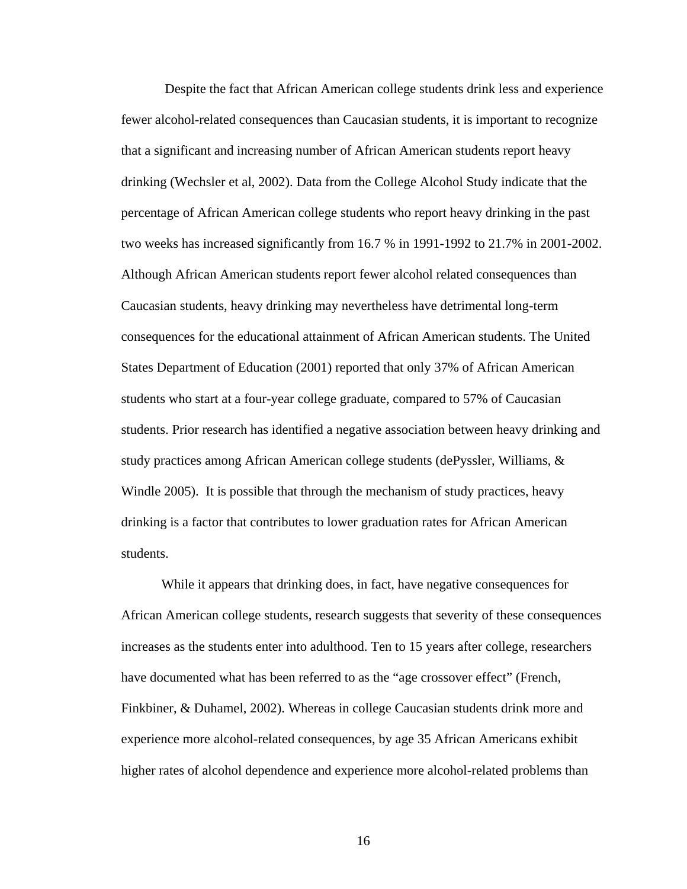Despite the fact that African American college students drink less and experience fewer alcohol-related consequences than Caucasian students, it is important to recognize that a significant and increasing number of African American students report heavy drinking (Wechsler et al, 2002). Data from the College Alcohol Study indicate that the percentage of African American college students who report heavy drinking in the past two weeks has increased significantly from 16.7 % in 1991-1992 to 21.7% in 2001-2002. Although African American students report fewer alcohol related consequences than Caucasian students, heavy drinking may nevertheless have detrimental long-term consequences for the educational attainment of African American students. The United States Department of Education (2001) reported that only 37% of African American students who start at a four-year college graduate, compared to 57% of Caucasian students. Prior research has identified a negative association between heavy drinking and study practices among African American college students (dePyssler, Williams, & Windle 2005). It is possible that through the mechanism of study practices, heavy drinking is a factor that contributes to lower graduation rates for African American students.

While it appears that drinking does, in fact, have negative consequences for African American college students, research suggests that severity of these consequences increases as the students enter into adulthood. Ten to 15 years after college, researchers have documented what has been referred to as the "age crossover effect" (French, Finkbiner, & Duhamel, 2002). Whereas in college Caucasian students drink more and experience more alcohol-related consequences, by age 35 African Americans exhibit higher rates of alcohol dependence and experience more alcohol-related problems than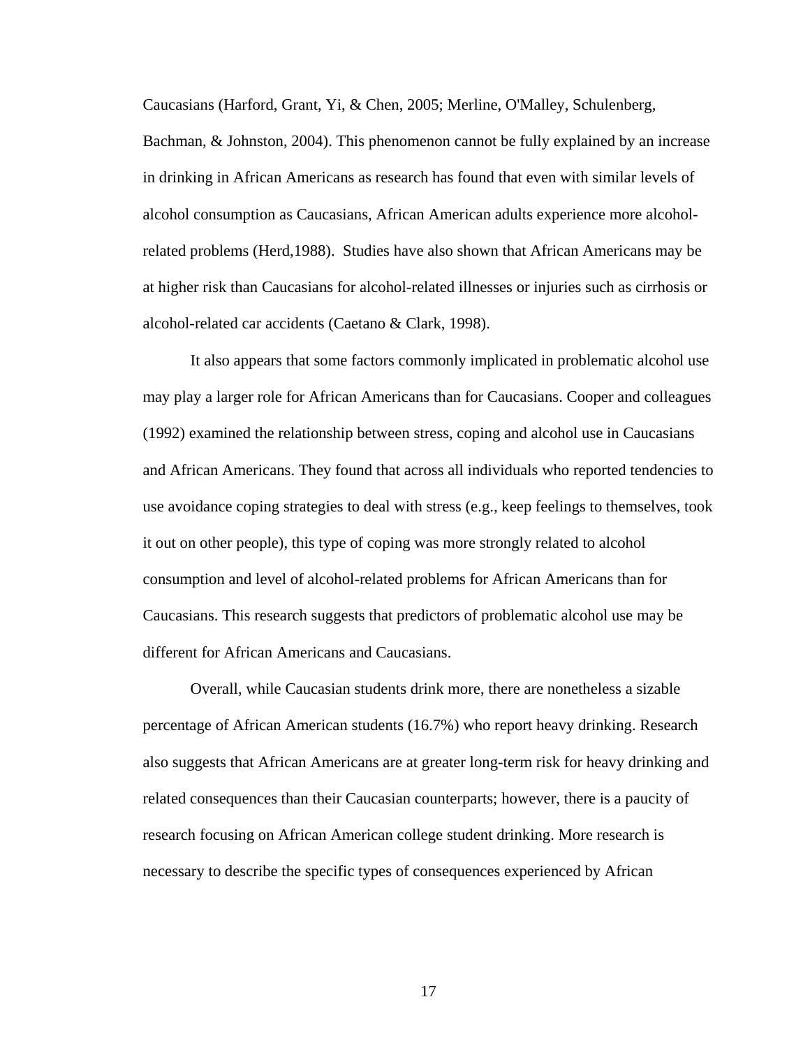Caucasians (Harford, Grant, Yi, & Chen, 2005; Merline, O'Malley, Schulenberg, Bachman, & Johnston, 2004). This phenomenon cannot be fully explained by an increase in drinking in African Americans as research has found that even with similar levels of alcohol consumption as Caucasians, African American adults experience more alcohol-related problems (Herd,1988). Studies have also shown that African Americans may be at higher risk than Caucasians for alcohol-related illnesses or injuries such as cirrhosis or alcohol-related car accidents (Caetano & Clark, 1998).

It also appears that some factors commonly implicated in problematic alcohol use may play a larger role for African Americans than for Caucasians. Cooper and colleagues (1992) examined the relationship between stress, coping and alcohol use in Caucasians and African Americans. They found that across all individuals who reported tendencies to use avoidance coping strategies to deal with stress (e.g., keep feelings to themselves, took it out on other people), this type of coping was more strongly related to alcohol consumption and level of alcohol-related problems for African Americans than for Caucasians. This research suggests that predictors of problematic alcohol use may be different for African Americans and Caucasians.

Overall, while Caucasian students drink more, there are nonetheless a sizable percentage of African American students (16.7%) who report heavy drinking. Research also suggests that African Americans are at greater long-term risk for heavy drinking and related consequences than their Caucasian counterparts; however, there is a paucity of research focusing on African American college student drinking. More research is necessary to describe the specific types of consequences experienced by African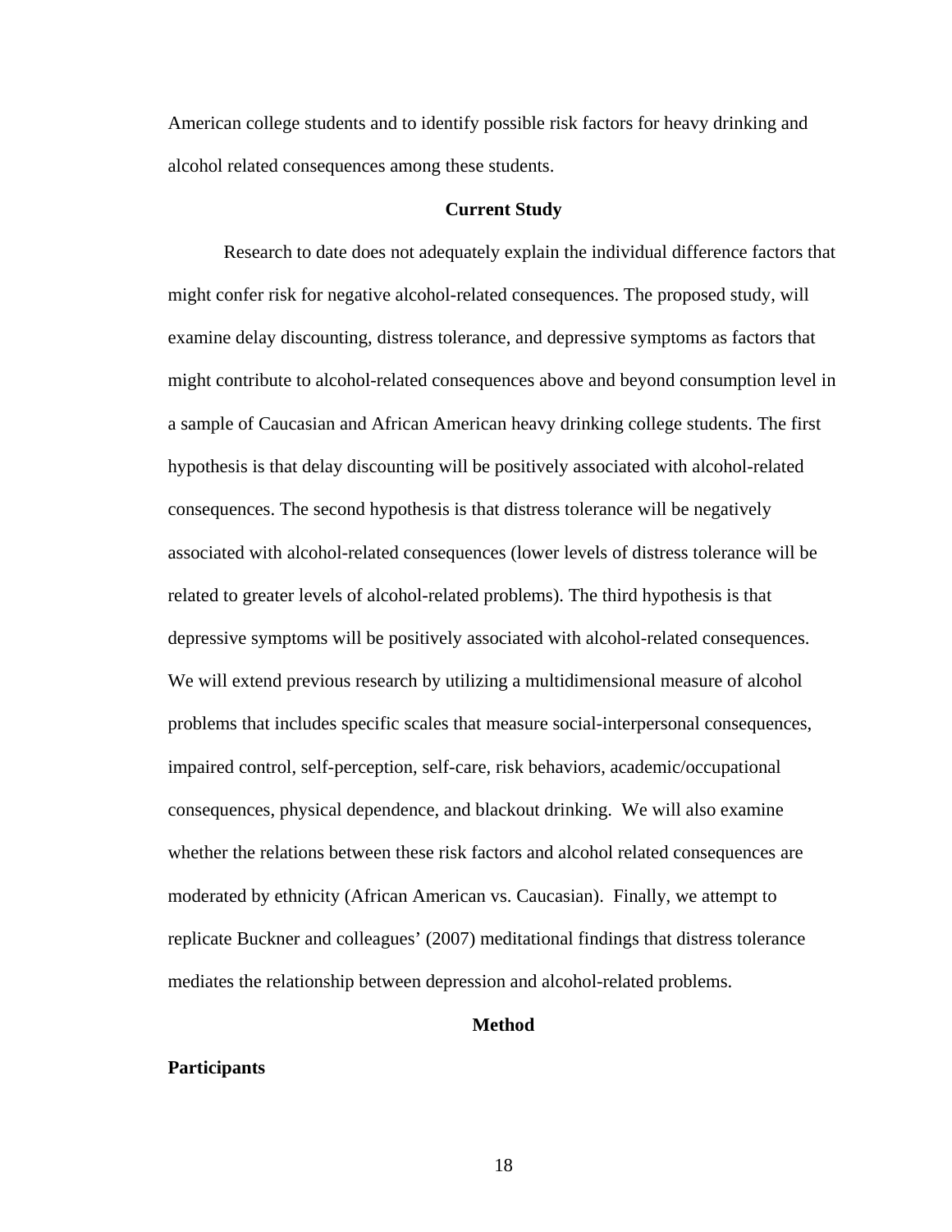American college students and to identify possible risk factors for heavy drinking and alcohol related consequences among these students.

## Current Study

Research to date does not adequately explain the individual difference factors that might confer risk for negative alcohol-related consequences. The proposed study, will examine delay discounting, distress tolerance, and depressive symptoms as factors that might contribute to alcohol-related consequences above and beyond consumption level in a sample of Caucasian and African American heavy drinking college students. The first hypothesis is that delay discounting will be positively associated with alcohol-related consequences. The second hypothesis is that distress tolerance will be negatively associated with alcohol-related consequences (lower levels of distress tolerance will be related to greater levels of alcohol-related problems). The third hypothesis is that depressive symptoms will be positively associated with alcohol-related consequences. We will extend previous research by utilizing a multidimensional measure of alcohol problems that includes specific scales that measure social-interpersonal consequences, impaired control, self-perception, self-care, risk behaviors, academic/occupational consequences, physical dependence, and blackout drinking. We will also examine whether the relations between these risk factors and alcohol related consequences are moderated by ethnicity (African American vs. Caucasian). Finally, we attempt to replicate Buckner and colleagues' (2007) meditational findings that distress tolerance mediates the relationship between depression and alcohol-related problems.

## Method

### Participants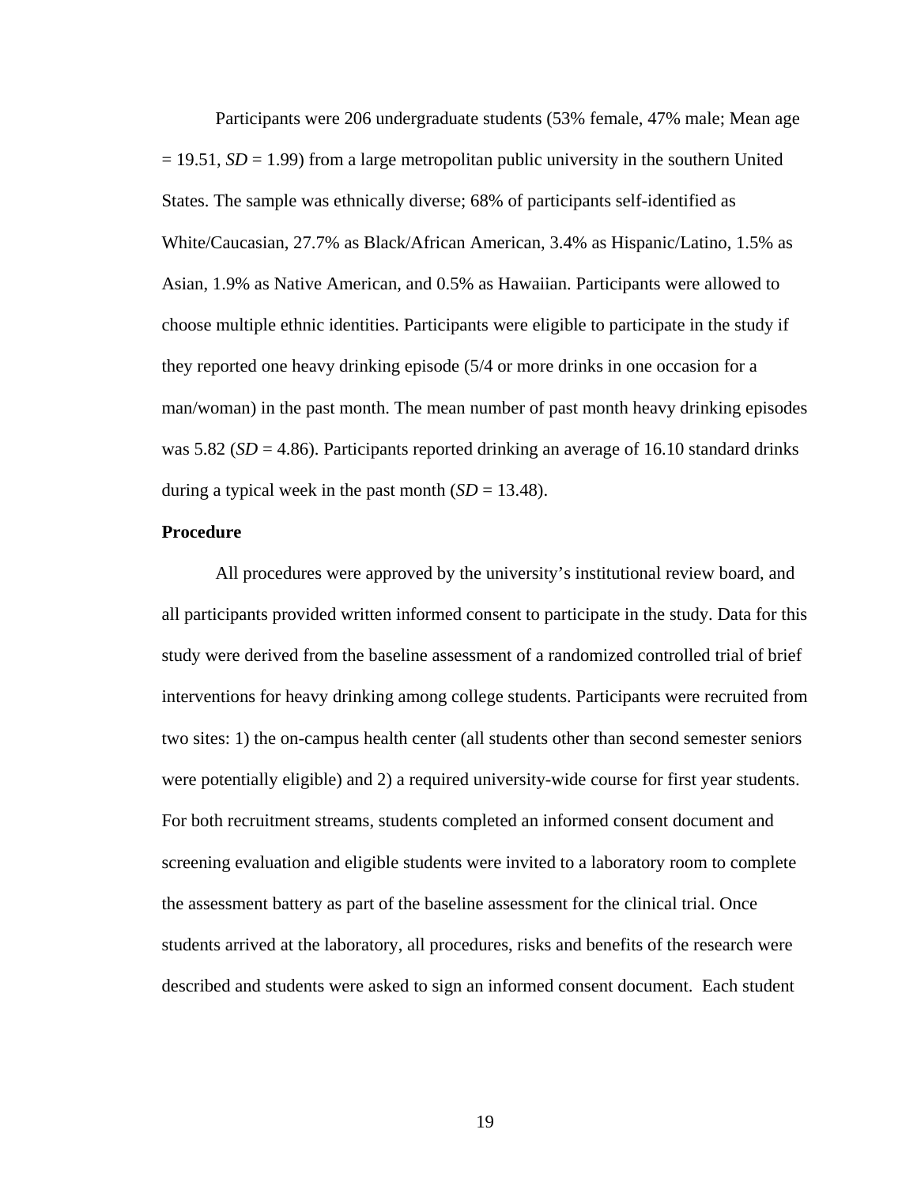Participants were 206 undergraduate students (53% female, 47% male; Mean age = 19.51, *SD* = 1.99) from a large metropolitan public university in the southern United States. The sample was ethnically diverse; 68% of participants self-identified as White/Caucasian, 27.7% as Black/African American, 3.4% as Hispanic/Latino, 1.5% as Asian, 1.9% as Native American, and 0.5% as Hawaiian. Participants were allowed to choose multiple ethnic identities. Participants were eligible to participate in the study if they reported one heavy drinking episode (5/4 or more drinks in one occasion for a man/woman) in the past month. The mean number of past month heavy drinking episodes was 5.82 (*SD* = 4.86). Participants reported drinking an average of 16.10 standard drinks during a typical week in the past month (*SD* = 13.48).

**Procedure**

All procedures were approved by the university's institutional review board, and all participants provided written informed consent to participate in the study. Data for this study were derived from the baseline assessment of a randomized controlled trial of brief interventions for heavy drinking among college students. Participants were recruited from two sites: 1) the on-campus health center (all students other than second semester seniors were potentially eligible) and 2) a required university-wide course for first year students. For both recruitment streams, students completed an informed consent document and screening evaluation and eligible students were invited to a laboratory room to complete the assessment battery as part of the baseline assessment for the clinical trial. Once students arrived at the laboratory, all procedures, risks and benefits of the research were described and students were asked to sign an informed consent document. Each student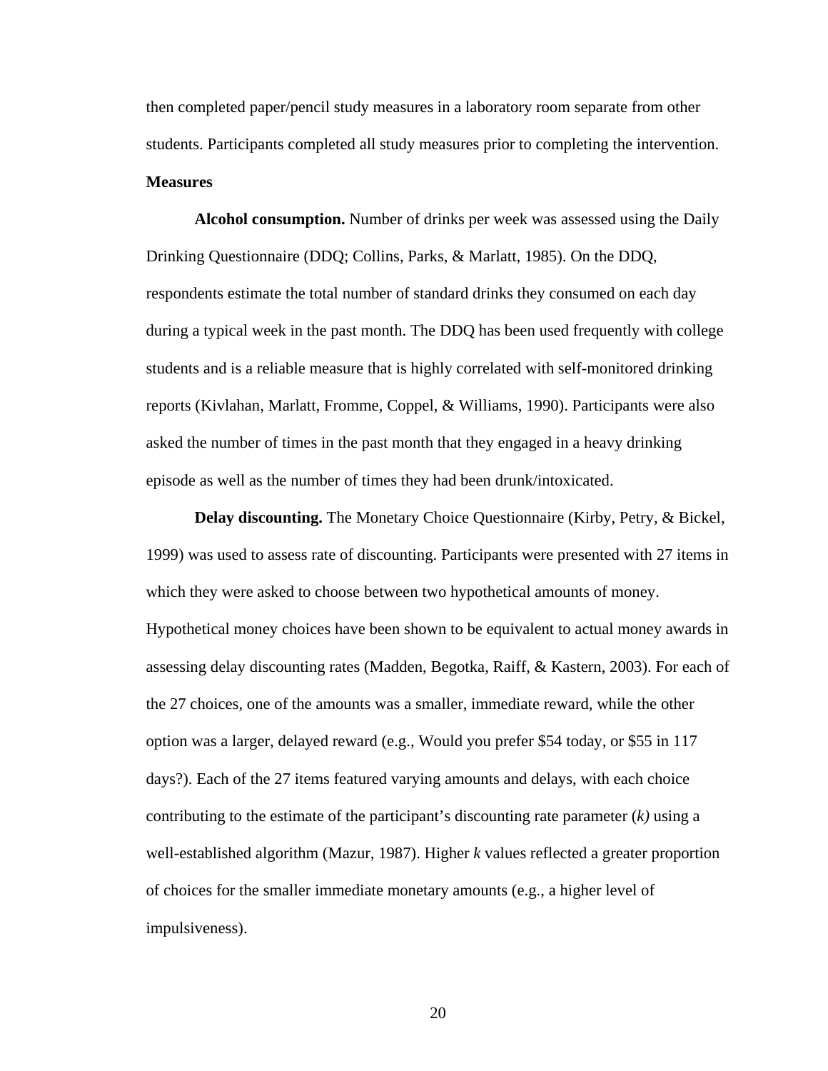then completed paper/pencil study measures in a laboratory room separate from other students. Participants completed all study measures prior to completing the intervention.

## Measures

**Alcohol consumption.** Number of drinks per week was assessed using the Daily Drinking Questionnaire (DDQ; Collins, Parks, & Marlatt, 1985). On the DDQ, respondents estimate the total number of standard drinks they consumed on each day during a typical week in the past month. The DDQ has been used frequently with college students and is a reliable measure that is highly correlated with self-monitored drinking reports (Kivlahan, Marlatt, Fromme, Coppel, & Williams, 1990). Participants were also asked the number of times in the past month that they engaged in a heavy drinking episode as well as the number of times they had been drunk/intoxicated.

**Delay discounting.** The Monetary Choice Questionnaire (Kirby, Petry, & Bickel, 1999) was used to assess rate of discounting. Participants were presented with 27 items in which they were asked to choose between two hypothetical amounts of money. Hypothetical money choices have been shown to be equivalent to actual money awards in assessing delay discounting rates (Madden, Begotka, Raiff, & Kastern, 2003). For each of the 27 choices, one of the amounts was a smaller, immediate reward, while the other option was a larger, delayed reward (e.g., Would you prefer $54 today, or $55 in 117 days?). Each of the 27 items featured varying amounts and delays, with each choice contributing to the estimate of the participant's discounting rate parameter ($k$) using a well-established algorithm (Mazur, 1987). Higher $k$ values reflected a greater proportion of choices for the smaller immediate monetary amounts (e.g., a higher level of impulsiveness).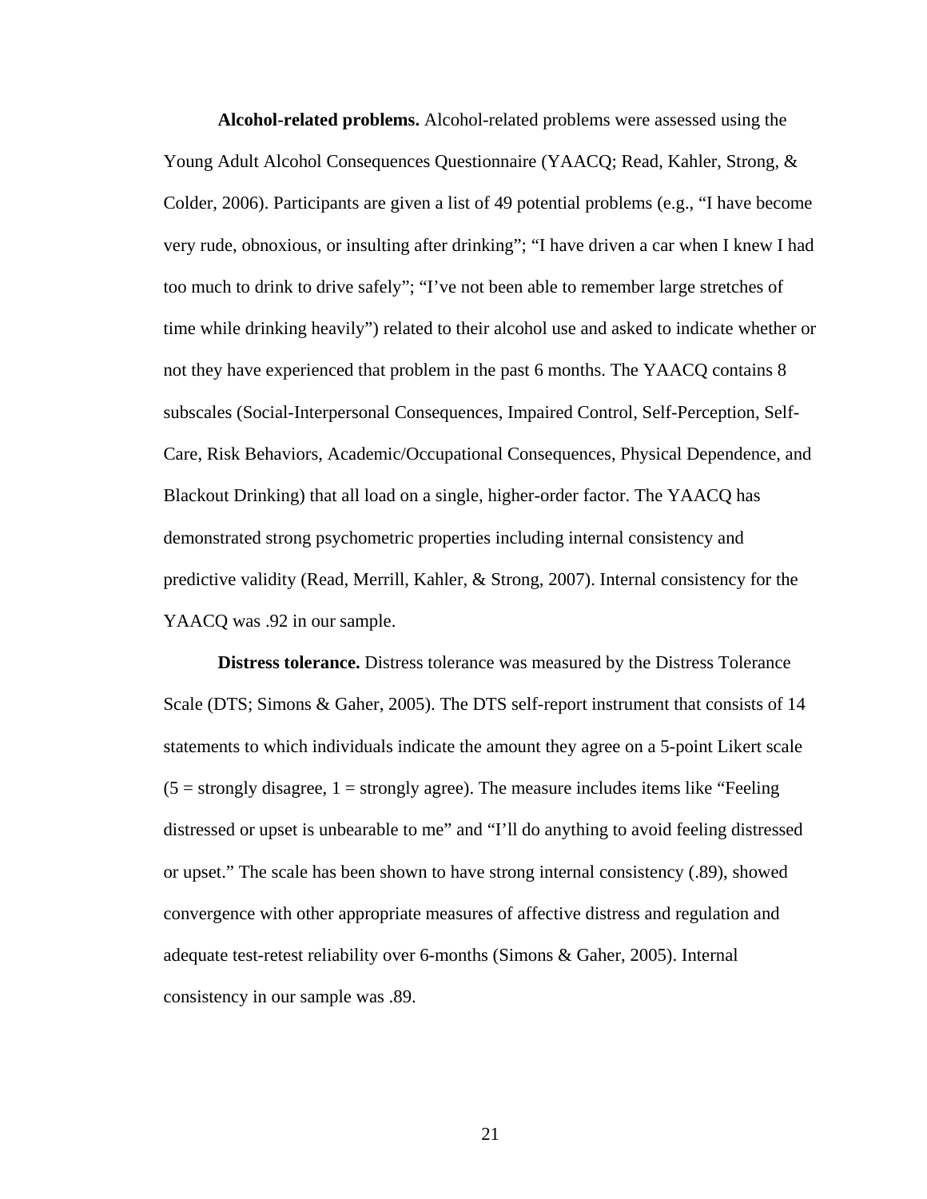**Alcohol-related problems.** Alcohol-related problems were assessed using the Young Adult Alcohol Consequences Questionnaire (YAACQ; Read, Kahler, Strong, & Colder, 2006). Participants are given a list of 49 potential problems (e.g., "I have become very rude, obnoxious, or insulting after drinking"; "I have driven a car when I knew I had too much to drink to drive safely"; "I've not been able to remember large stretches of time while drinking heavily") related to their alcohol use and asked to indicate whether or not they have experienced that problem in the past 6 months. The YAACQ contains 8 subscales (Social-Interpersonal Consequences, Impaired Control, Self-Perception, Self-Care, Risk Behaviors, Academic/Occupational Consequences, Physical Dependence, and Blackout Drinking) that all load on a single, higher-order factor. The YAACQ has demonstrated strong psychometric properties including internal consistency and predictive validity (Read, Merrill, Kahler, & Strong, 2007). Internal consistency for the YAACQ was .92 in our sample.

**Distress tolerance.** Distress tolerance was measured by the Distress Tolerance Scale (DTS; Simons & Gaher, 2005). The DTS self-report instrument that consists of 14 statements to which individuals indicate the amount they agree on a 5-point Likert scale (5 = strongly disagree, 1 = strongly agree). The measure includes items like "Feeling distressed or upset is unbearable to me" and "I'll do anything to avoid feeling distressed or upset." The scale has been shown to have strong internal consistency (.89), showed convergence with other appropriate measures of affective distress and regulation and adequate test-retest reliability over 6-months (Simons & Gaher, 2005). Internal consistency in our sample was .89.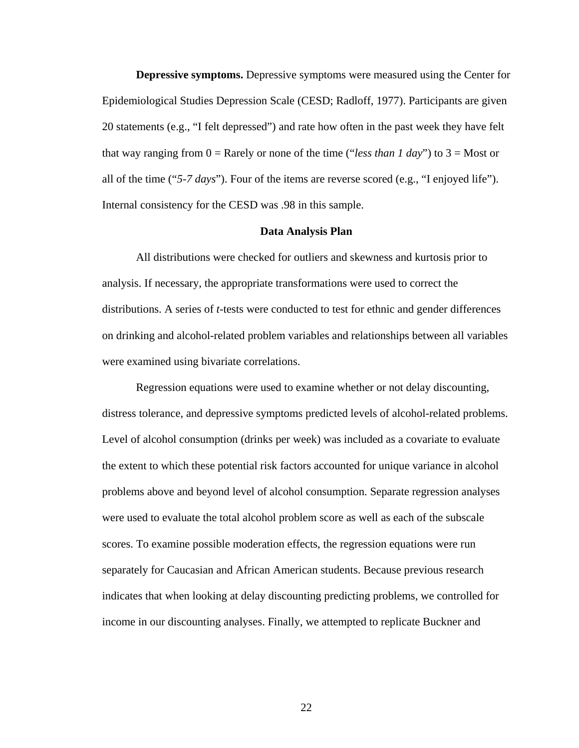**Depressive symptoms.** Depressive symptoms were measured using the Center for Epidemiological Studies Depression Scale (CESD; Radloff, 1977). Participants are given 20 statements (e.g., "I felt depressed") and rate how often in the past week they have felt that way ranging from 0 = Rarely or none of the time ("*less than 1 day*") to 3 = Most or all of the time ("*5-7 days*"). Four of the items are reverse scored (e.g., "I enjoyed life"). Internal consistency for the CESD was .98 in this sample.

## Data Analysis Plan

All distributions were checked for outliers and skewness and kurtosis prior to analysis. If necessary, the appropriate transformations were used to correct the distributions. A series of *t*-tests were conducted to test for ethnic and gender differences on drinking and alcohol-related problem variables and relationships between all variables were examined using bivariate correlations.

Regression equations were used to examine whether or not delay discounting, distress tolerance, and depressive symptoms predicted levels of alcohol-related problems. Level of alcohol consumption (drinks per week) was included as a covariate to evaluate the extent to which these potential risk factors accounted for unique variance in alcohol problems above and beyond level of alcohol consumption. Separate regression analyses were used to evaluate the total alcohol problem score as well as each of the subscale scores. To examine possible moderation effects, the regression equations were run separately for Caucasian and African American students. Because previous research indicates that when looking at delay discounting predicting problems, we controlled for income in our discounting analyses. Finally, we attempted to replicate Buckner and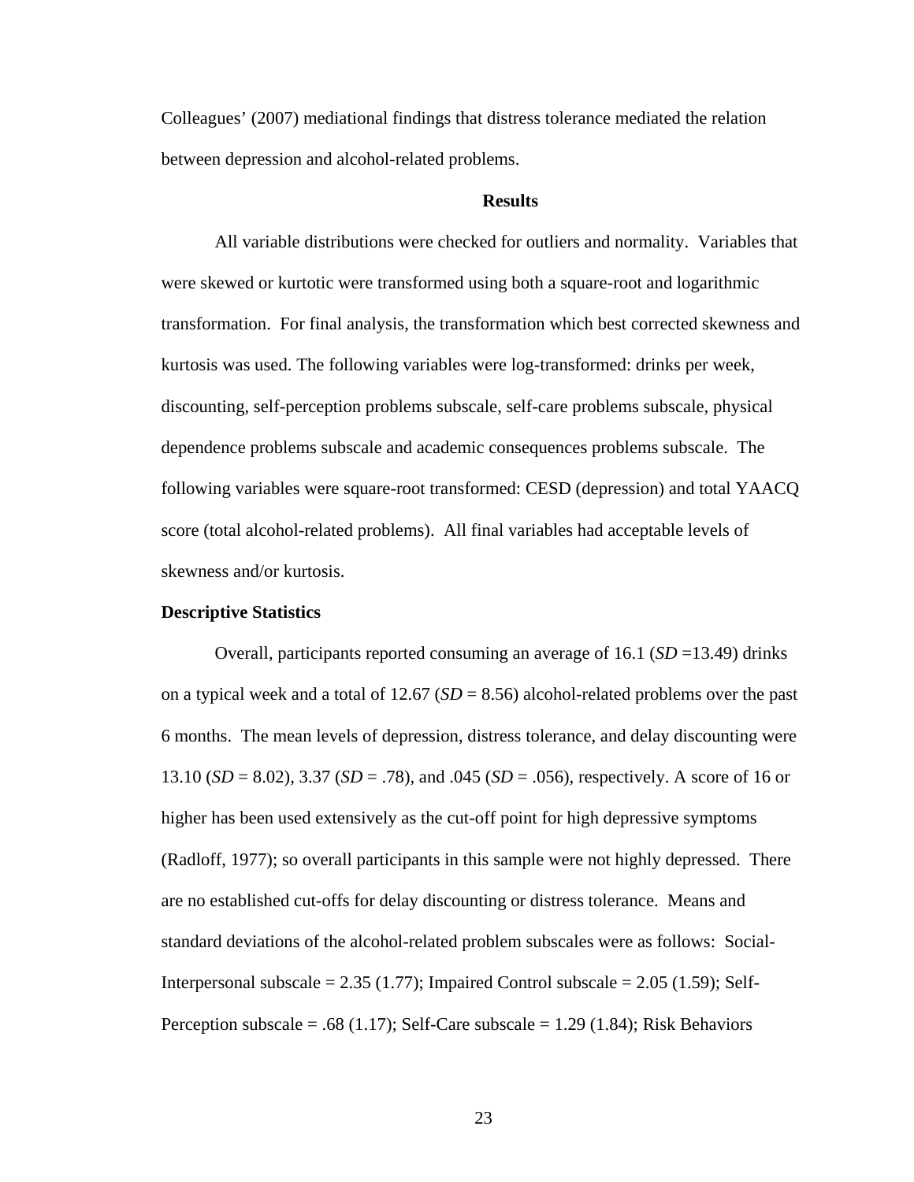Colleagues' (2007) mediational findings that distress tolerance mediated the relation between depression and alcohol-related problems.

## Results

All variable distributions were checked for outliers and normality. Variables that were skewed or kurtotic were transformed using both a square-root and logarithmic transformation. For final analysis, the transformation which best corrected skewness and kurtosis was used. The following variables were log-transformed: drinks per week, discounting, self-perception problems subscale, self-care problems subscale, physical dependence problems subscale and academic consequences problems subscale. The following variables were square-root transformed: CESD (depression) and total YAACQ score (total alcohol-related problems). All final variables had acceptable levels of skewness and/or kurtosis.

### Descriptive Statistics

Overall, participants reported consuming an average of 16.1 (*SD* =13.49) drinks on a typical week and a total of 12.67 (*SD* = 8.56) alcohol-related problems over the past 6 months. The mean levels of depression, distress tolerance, and delay discounting were 13.10 (*SD* = 8.02), 3.37 (*SD* = .78), and .045 (*SD* = .056), respectively. A score of 16 or higher has been used extensively as the cut-off point for high depressive symptoms (Radloff, 1977); so overall participants in this sample were not highly depressed. There are no established cut-offs for delay discounting or distress tolerance. Means and standard deviations of the alcohol-related problem subscales were as follows: Social-Interpersonal subscale = 2.35 (1.77); Impaired Control subscale = 2.05 (1.59); Self-Perception subscale = .68 (1.17); Self-Care subscale = 1.29 (1.84); Risk Behaviors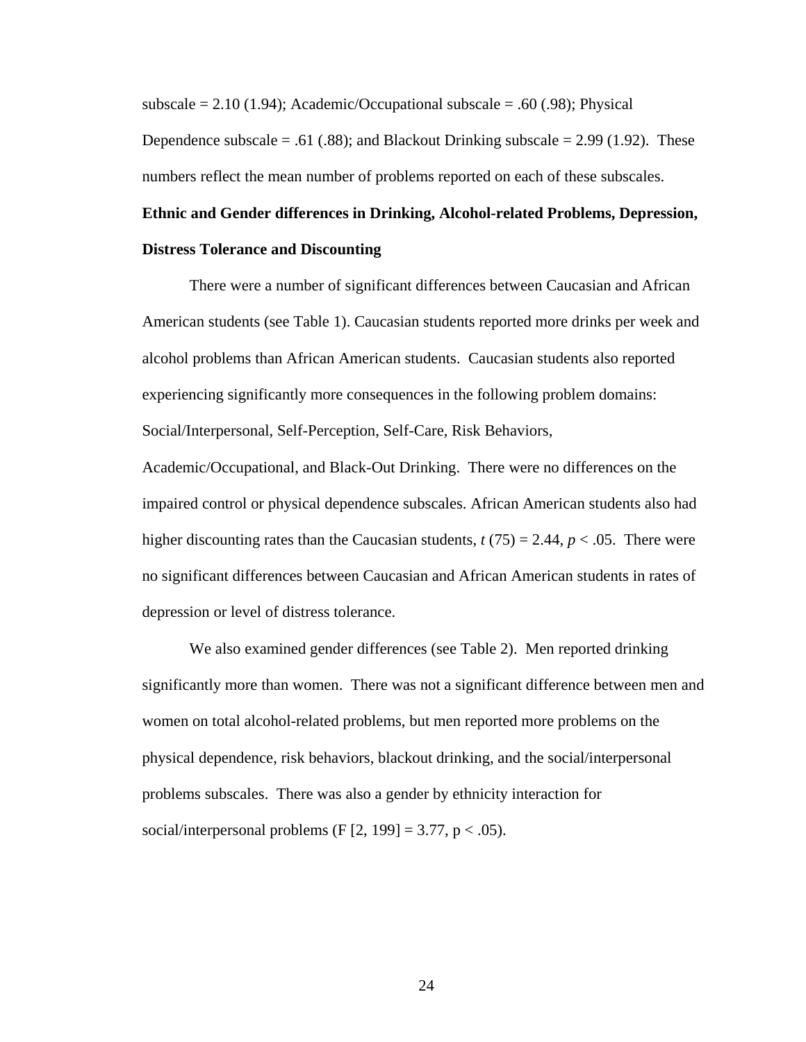subscale = 2.10 (1.94); Academic/Occupational subscale = .60 (.98); Physical Dependence subscale = .61 (.88); and Blackout Drinking subscale = 2.99 (1.92). These numbers reflect the mean number of problems reported on each of these subscales.

**Ethnic and Gender differences in Drinking, Alcohol-related Problems, Depression, Distress Tolerance and Discounting**

There were a number of significant differences between Caucasian and African American students (see Table 1). Caucasian students reported more drinks per week and alcohol problems than African American students. Caucasian students also reported experiencing significantly more consequences in the following problem domains: Social/Interpersonal, Self-Perception, Self-Care, Risk Behaviors, Academic/Occupational, and Black-Out Drinking. There were no differences on the impaired control or physical dependence subscales. African American students also had higher discounting rates than the Caucasian students, $t$ (75) = 2.44, $p < .05$. There were no significant differences between Caucasian and African American students in rates of depression or level of distress tolerance.

We also examined gender differences (see Table 2). Men reported drinking significantly more than women. There was not a significant difference between men and women on total alcohol-related problems, but men reported more problems on the physical dependence, risk behaviors, blackout drinking, and the social/interpersonal problems subscales. There was also a gender by ethnicity interaction for social/interpersonal problems ($F$ [2, 199] = 3.77, $p < .05$).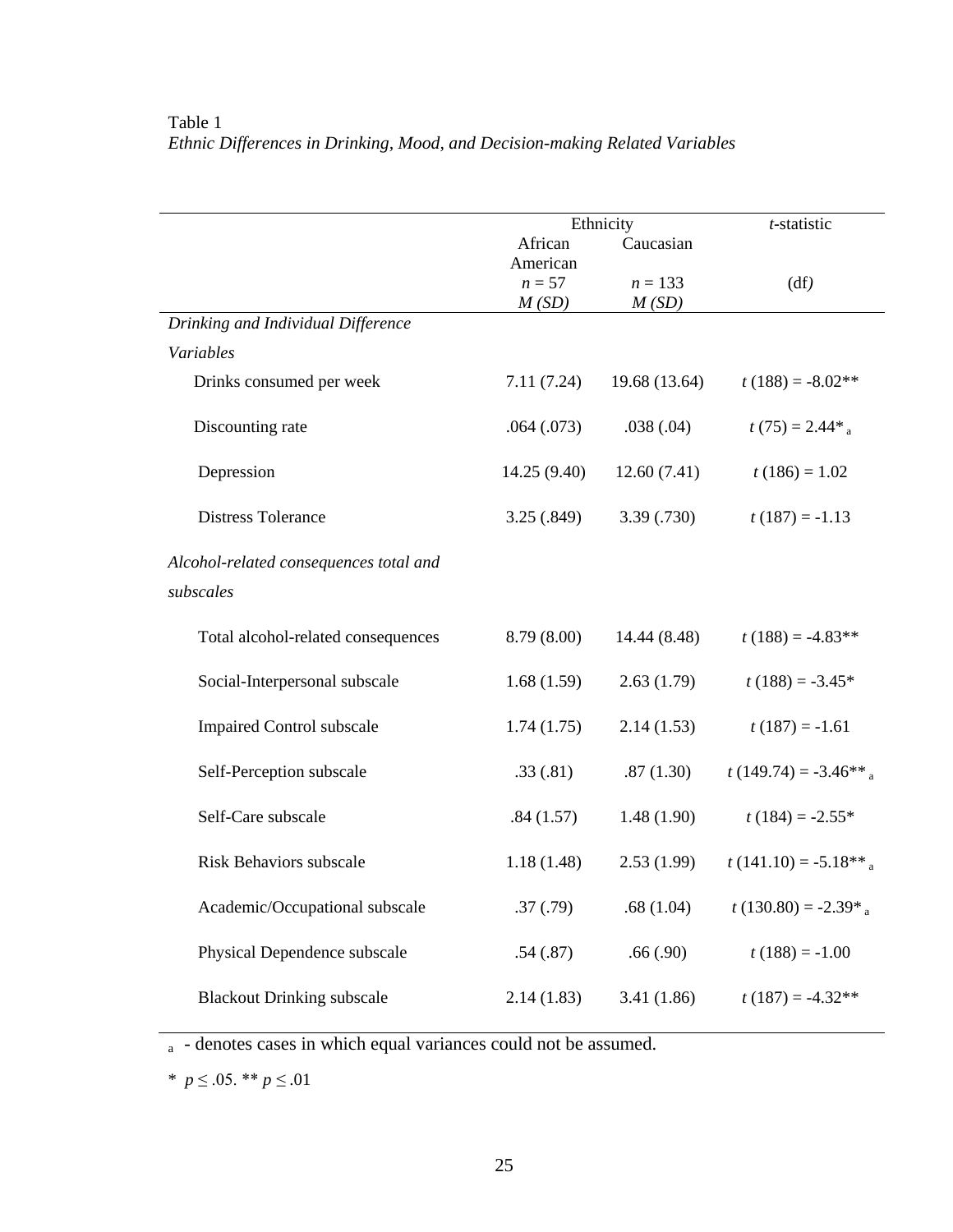Table 1

*Ethnic Differences in Drinking, Mood, and Decision-making Related Variables*

| | Ethnicity | | *t*-statistic |
|---|---|---|---|
| | African American | Caucasian | |
| | *n* = 57 | *n* = 133 | (df) |
| | *M (SD)* | *M (SD)* | |
| *Drinking and Individual Difference Variables* | | | |
| Drinks consumed per week | 7.11 (7.24) | 19.68 (13.64) | *t* (188) = -8.02** |
| Discounting rate | .064 (.073) | .038 (.04) | *t* (75) = 2.44* [a] |
| Depression | 14.25 (9.40) | 12.60 (7.41) | *t* (186) = 1.02 |
| Distress Tolerance | 3.25 (.849) | 3.39 (.730) | *t* (187) = -1.13 |
| *Alcohol-related consequences total and subscales* | | | |
| Total alcohol-related consequences | 8.79 (8.00) | 14.44 (8.48) | *t* (188) = -4.83** |
| Social-Interpersonal subscale | 1.68 (1.59) | 2.63 (1.79) | *t* (188) = -3.45* |
| Impaired Control subscale | 1.74 (1.75) | 2.14 (1.53) | *t* (187) = -1.61 |
| Self-Perception subscale | .33 (.81) | .87 (1.30) | *t* (149.74) = -3.46** [a] |
| Self-Care subscale | .84 (1.57) | 1.48 (1.90) | *t* (184) = -2.55* |
| Risk Behaviors subscale | 1.18 (1.48) | 2.53 (1.99) | *t* (141.10) = -5.18** [a] |
| Academic/Occupational subscale | .37 (.79) | .68 (1.04) | *t* (130.80) = -2.39* [a] |
| Physical Dependence subscale | .54 (.87) | .66 (.90) | *t* (188) = -1.00 |
| Blackout Drinking subscale | 2.14 (1.83) | 3.41 (1.86) | *t* (187) = -4.32** |

[a] - denotes cases in which equal variances could not be assumed.

* $p \leq .05$. ** $p \leq .01$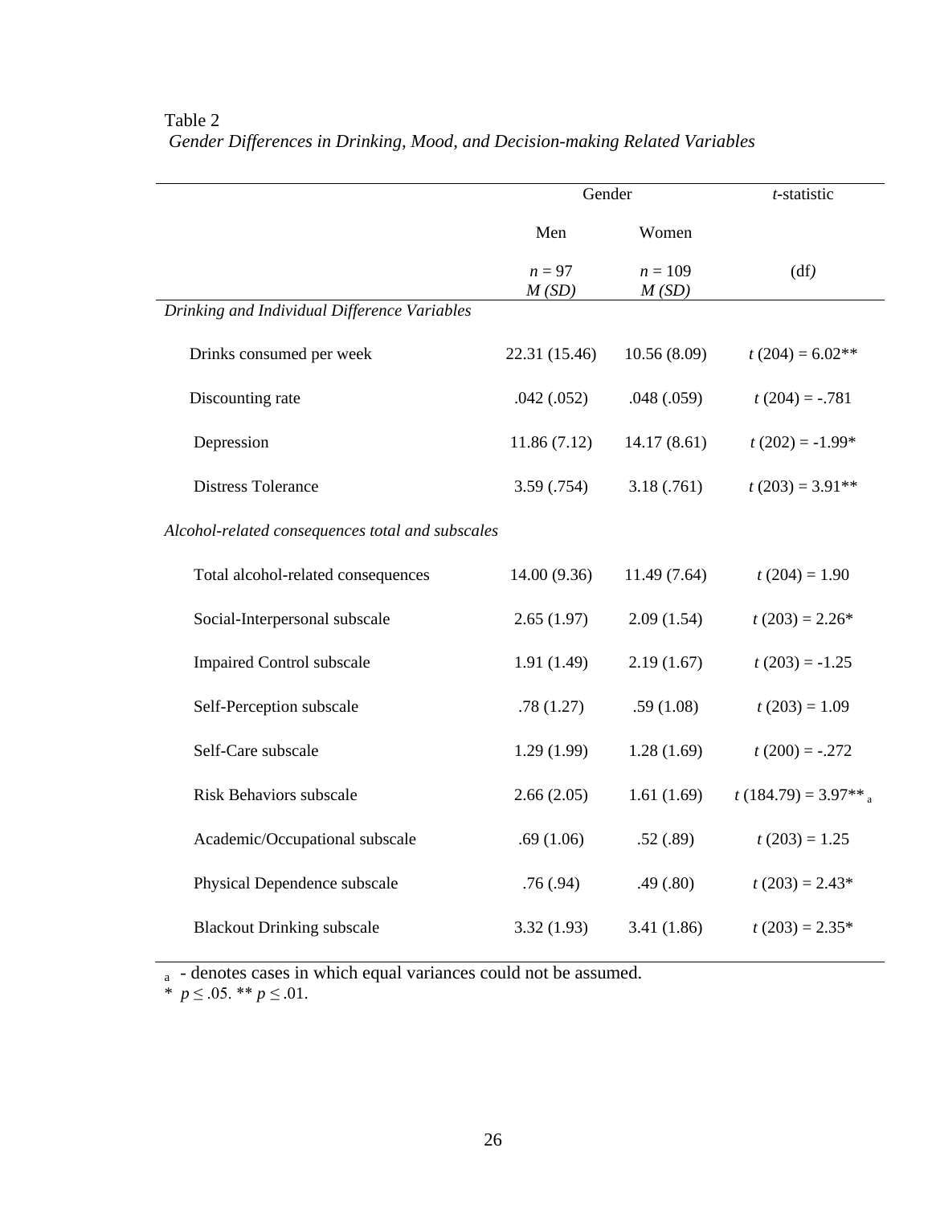Table 2

*Gender Differences in Drinking, Mood, and Decision-making Related Variables*

| | Gender | | *t*-statistic |
|---|---|---|---|
| | Men | Women | |
| | *n* = 97<br>*M (SD)* | *n* = 109<br>*M (SD)* | (df) |
| *Drinking and Individual Difference Variables* | | | |
| Drinks consumed per week | 22.31 (15.46) | 10.56 (8.09) | *t* (204) = 6.02** |
| Discounting rate | .042 (.052) | .048 (.059) | *t* (204) = -.781 |
| Depression | 11.86 (7.12) | 14.17 (8.61) | *t* (202) = -1.99* |
| Distress Tolerance | 3.59 (.754) | 3.18 (.761) | *t* (203) = 3.91** |
| *Alcohol-related consequences total and subscales* | | | |
| Total alcohol-related consequences | 14.00 (9.36) | 11.49 (7.64) | *t* (204) = 1.90 |
| Social-Interpersonal subscale | 2.65 (1.97) | 2.09 (1.54) | *t* (203) = 2.26* |
| Impaired Control subscale | 1.91 (1.49) | 2.19 (1.67) | *t* (203) = -1.25 |
| Self-Perception subscale | .78 (1.27) | .59 (1.08) | *t* (203) = 1.09 |
| Self-Care subscale | 1.29 (1.99) | 1.28 (1.69) | *t* (200) = -.272 |
| Risk Behaviors subscale | 2.66 (2.05) | 1.61 (1.69) | *t* (184.79) = 3.97** [a] |
| Academic/Occupational subscale | .69 (1.06) | .52 (.89) | *t* (203) = 1.25 |
| Physical Dependence subscale | .76 (.94) | .49 (.80) | *t* (203) = 2.43* |
| Blackout Drinking subscale | 3.32 (1.93) | 3.41 (1.86) | *t* (203) = 2.35* |

[a] - denotes cases in which equal variances could not be assumed.

\* $p \leq .05$. ** $p \leq .01$.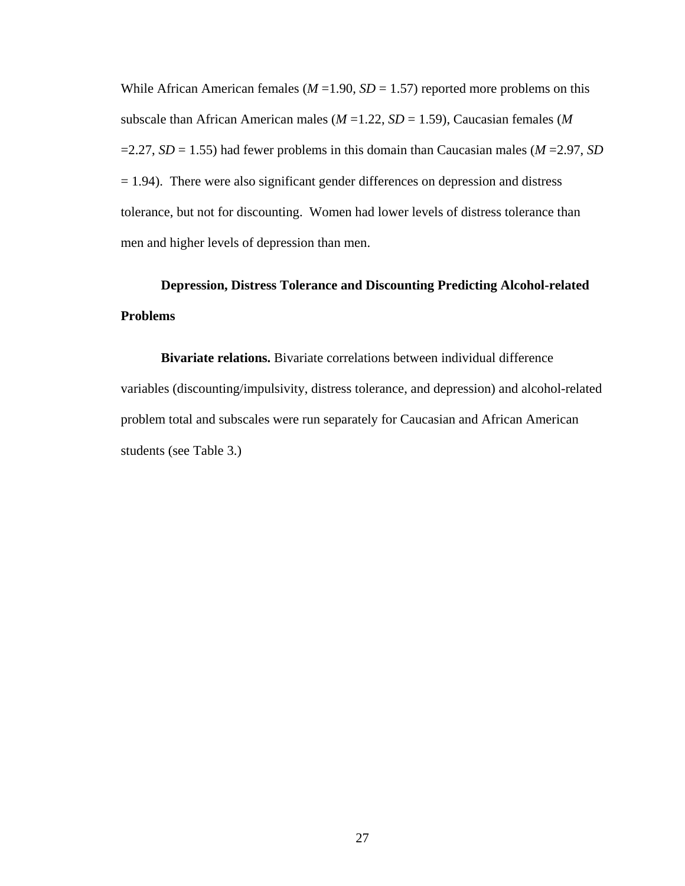While African American females (*M* =1.90, *SD* = 1.57) reported more problems on this subscale than African American males (*M* =1.22, *SD* = 1.59), Caucasian females (*M* =2.27, *SD* = 1.55) had fewer problems in this domain than Caucasian males (*M* =2.97, *SD* = 1.94). There were also significant gender differences on depression and distress tolerance, but not for discounting. Women had lower levels of distress tolerance than men and higher levels of depression than men.

### Depression, Distress Tolerance and Discounting Predicting Alcohol-related Problems

**Bivariate relations.** Bivariate correlations between individual difference variables (discounting/impulsivity, distress tolerance, and depression) and alcohol-related problem total and subscales were run separately for Caucasian and African American students (see Table 3.)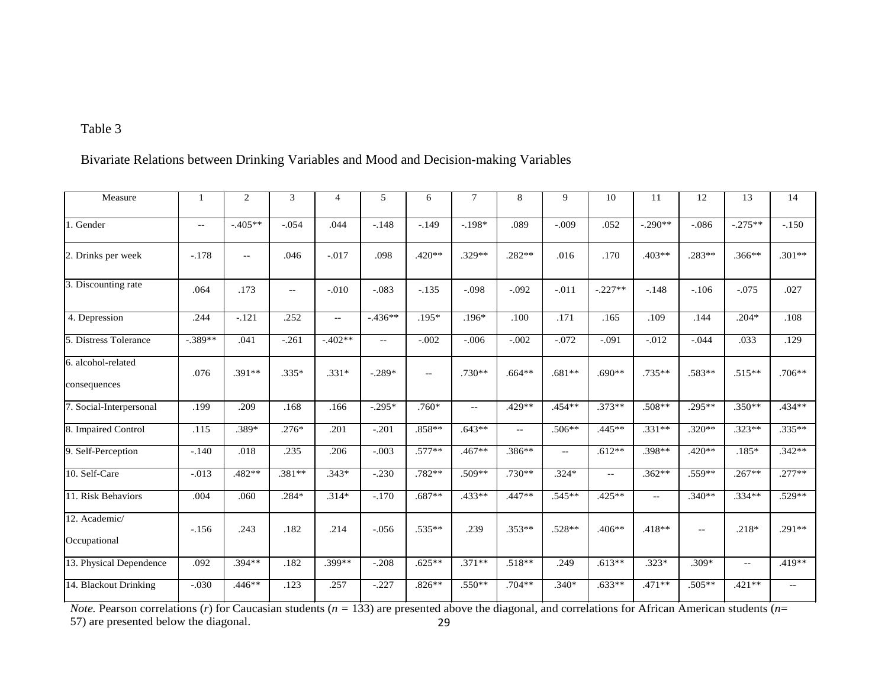Table 3

Bivariate Relations between Drinking Variables and Mood and Decision-making Variables

| Measure | 1 | 2 | 3 | 4 | 5 | 6 | 7 | 8 | 9 | 10 | 11 | 12 | 13 | 14 |
|---|---|---|---|---|---|---|---|---|---|---|---|---|---|---|
| 1. Gender | -- | -.405** | -.054 | .044 | -.148 | -.149 | -.198* | .089 | -.009 | .052 | -.290** | -.086 | -.275** | -.150 |
| 2. Drinks per week | -.178 | -- | .046 | -.017 | .098 | .420** | .329** | .282** | .016 | .170 | .403** | .283** | .366** | .301** |
| 3. Discounting rate | .064 | .173 | -- | -.010 | -.083 | -.135 | -.098 | -.092 | -.011 | -.227** | -.148 | -.106 | -.075 | .027 |
| 4. Depression | .244 | -.121 | .252 | -- | -.436** | .195* | .196* | .100 | .171 | .165 | .109 | .144 | .204* | .108 |
| 5. Distress Tolerance | -.389** | .041 | -.261 | -.402** | -- | -.002 | -.006 | -.002 | -.072 | -.091 | -.012 | -.044 | .033 | .129 |
| 6. alcohol-related consequences | .076 | .391** | .335* | .331* | -.289* | -- | .730** | .664** | .681** | .690** | .735** | .583** | .515** | .706** |
| 7. Social-Interpersonal | .199 | .209 | .168 | .166 | -.295* | .760* | -- | .429** | .454** | .373** | .508** | .295** | .350** | .434** |
| 8. Impaired Control | .115 | .389* | .276* | .201 | -.201 | .858** | .643** | -- | .506** | .445** | .331** | .320** | .323** | .335** |
| 9. Self-Perception | -.140 | .018 | .235 | .206 | -.003 | .577** | .467** | .386** | -- | .612** | .398** | .420** | .185* | .342** |
| 10. Self-Care | -.013 | .482** | .381** | .343* | -.230 | .782** | .509** | .730** | .324* | -- | .362** | .559** | .267** | .277** |
| 11. Risk Behaviors | .004 | .060 | .284* | .314* | -.170 | .687** | .433** | .447** | .545** | .425** | -- | .340** | .334** | .529** |
| 12. Academic/ Occupational | -.156 | .243 | .182 | .214 | -.056 | .535** | .239 | .353** | .528** | .406** | .418** | -- | .218* | .291** |
| 13. Physical Dependence | .092 | .394** | .182 | .399** | -.208 | .625** | .371** | .518** | .249 | .613** | .323* | .309* | -- | .419** |
| 14. Blackout Drinking | -.030 | .446** | .123 | .257 | -.227 | .826** | .550** | .704** | .340* | .633** | .471** | .505** | .421** | -- |

*Note.* Pearson correlations ($r$) for Caucasian students ($n$ = 133) are presented above the diagonal, and correlations for African American students ($n$= 57) are presented below the diagonal.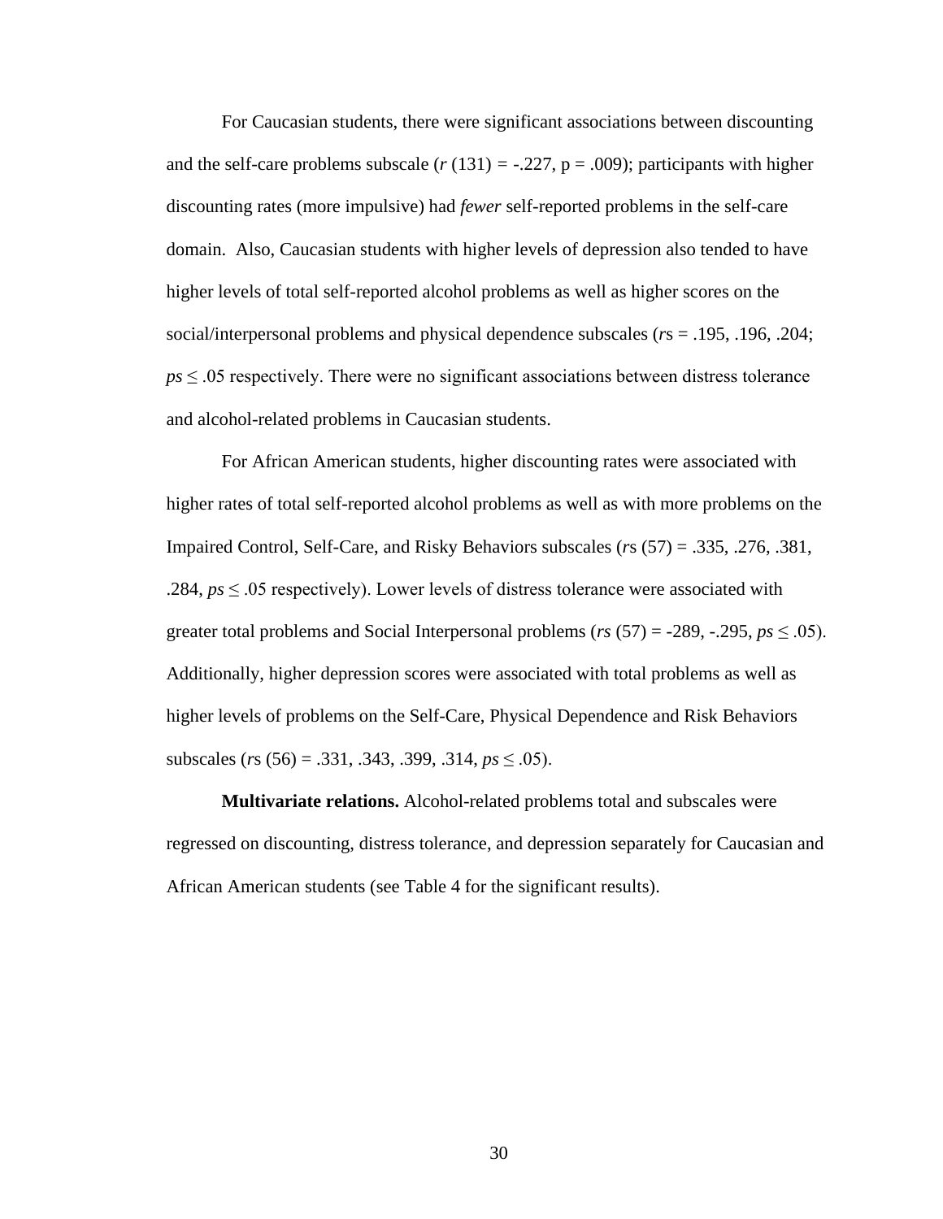For Caucasian students, there were significant associations between discounting and the self-care problems subscale ($r$ (131) = -.227, p = .009); participants with higher discounting rates (more impulsive) had *fewer* self-reported problems in the self-care domain.  Also, Caucasian students with higher levels of depression also tended to have higher levels of total self-reported alcohol problems as well as higher scores on the social/interpersonal problems and physical dependence subscales ($r$s = .195, .196, .204; $ps \leq .05$ respectively. There were no significant associations between distress tolerance and alcohol-related problems in Caucasian students.

For African American students, higher discounting rates were associated with higher rates of total self-reported alcohol problems as well as with more problems on the Impaired Control, Self-Care, and Risky Behaviors subscales ($r$s (57) = .335, .276, .381, .284, $ps \leq .05$ respectively). Lower levels of distress tolerance were associated with greater total problems and Social Interpersonal problems ($rs$ (57) = -289, -.295, $ps \leq .05$). Additionally, higher depression scores were associated with total problems as well as higher levels of problems on the Self-Care, Physical Dependence and Risk Behaviors subscales ($r$s (56) = .331, .343, .399, .314, $ps \leq .05$).

**Multivariate relations.** Alcohol-related problems total and subscales were regressed on discounting, distress tolerance, and depression separately for Caucasian and African American students (see Table 4 for the significant results).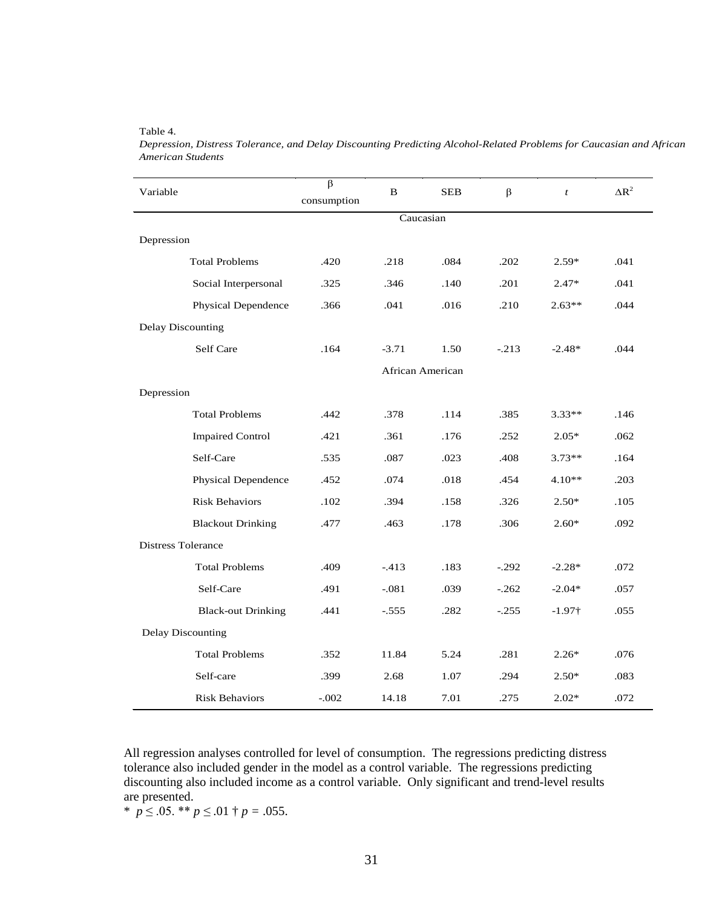Table 4.

*Depression, Distress Tolerance, and Delay Discounting Predicting Alcohol-Related Problems for Caucasian and African American Students*

| Variable | β consumption | B | SEB | β | *t* | $\Delta R^2$ |
|---|---|---|---|---|---|---|
| | | | Caucasian | | | |
| Depression | | | | | | |
| Total Problems | .420 | .218 | .084 | .202 | 2.59* | .041 |
| Social Interpersonal | .325 | .346 | .140 | .201 | 2.47* | .041 |
| Physical Dependence | .366 | .041 | .016 | .210 | 2.63** | .044 |
| Delay Discounting | | | | | | |
| Self Care | .164 | -3.71 | 1.50 | -.213 | -2.48* | .044 |
| | | | African American | | | |
| Depression | | | | | | |
| Total Problems | .442 | .378 | .114 | .385 | 3.33** | .146 |
| Impaired Control | .421 | .361 | .176 | .252 | 2.05* | .062 |
| Self-Care | .535 | .087 | .023 | .408 | 3.73** | .164 |
| Physical Dependence | .452 | .074 | .018 | .454 | 4.10** | .203 |
| Risk Behaviors | .102 | .394 | .158 | .326 | 2.50* | .105 |
| Blackout Drinking | .477 | .463 | .178 | .306 | 2.60* | .092 |
| Distress Tolerance | | | | | | |
| Total Problems | .409 | -.413 | .183 | -.292 | -2.28* | .072 |
| Self-Care | .491 | -.081 | .039 | -.262 | -2.04* | .057 |
| Black-out Drinking | .441 | -.555 | .282 | -.255 | -1.97† | .055 |
| Delay Discounting | | | | | | |
| Total Problems | .352 | 11.84 | 5.24 | .281 | 2.26* | .076 |
| Self-care | .399 | 2.68 | 1.07 | .294 | 2.50* | .083 |
| Risk Behaviors | -.002 | 14.18 | 7.01 | .275 | 2.02* | .072 |

All regression analyses controlled for level of consumption. The regressions predicting distress tolerance also included gender in the model as a control variable. The regressions predicting discounting also included income as a control variable. Only significant and trend-level results are presented.

\* $p \leq .05$. ** $p \leq .01$ † $p = .055$.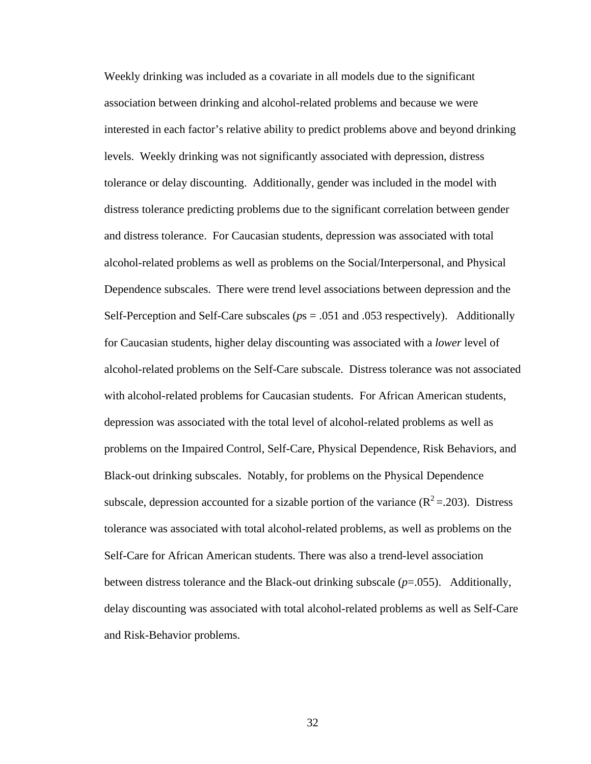Weekly drinking was included as a covariate in all models due to the significant association between drinking and alcohol-related problems and because we were interested in each factor's relative ability to predict problems above and beyond drinking levels. Weekly drinking was not significantly associated with depression, distress tolerance or delay discounting. Additionally, gender was included in the model with distress tolerance predicting problems due to the significant correlation between gender and distress tolerance. For Caucasian students, depression was associated with total alcohol-related problems as well as problems on the Social/Interpersonal, and Physical Dependence subscales. There were trend level associations between depression and the Self-Perception and Self-Care subscales (*p*s = .051 and .053 respectively). Additionally for Caucasian students, higher delay discounting was associated with a *lower* level of alcohol-related problems on the Self-Care subscale. Distress tolerance was not associated with alcohol-related problems for Caucasian students. For African American students, depression was associated with the total level of alcohol-related problems as well as problems on the Impaired Control, Self-Care, Physical Dependence, Risk Behaviors, and Black-out drinking subscales. Notably, for problems on the Physical Dependence subscale, depression accounted for a sizable portion of the variance ($R^2$ =.203). Distress tolerance was associated with total alcohol-related problems, as well as problems on the Self-Care for African American students. There was also a trend-level association between distress tolerance and the Black-out drinking subscale (*p*=.055). Additionally, delay discounting was associated with total alcohol-related problems as well as Self-Care and Risk-Behavior problems.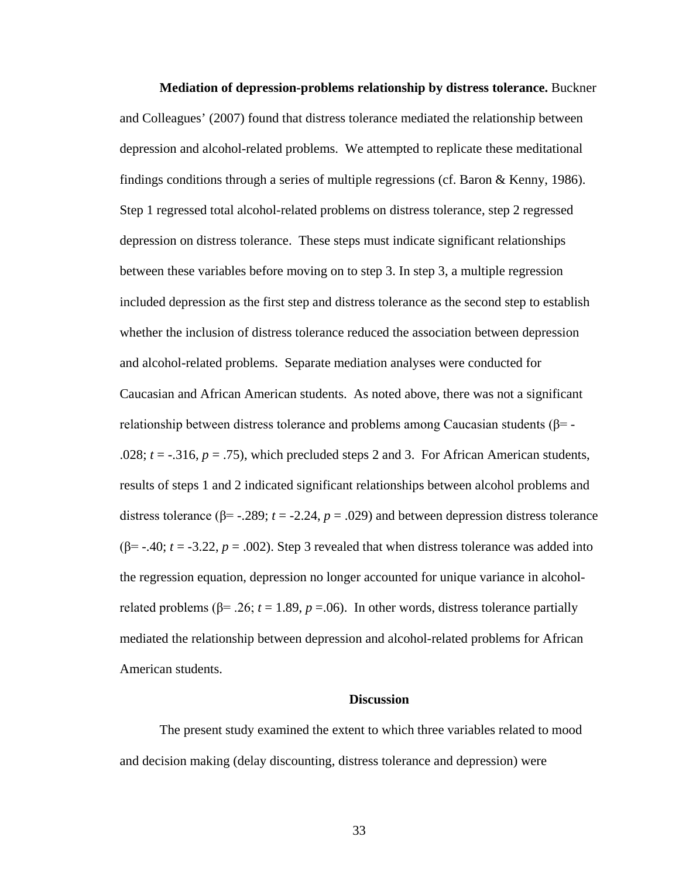**Mediation of depression-problems relationship by distress tolerance.** Buckner and Colleagues' (2007) found that distress tolerance mediated the relationship between depression and alcohol-related problems. We attempted to replicate these meditational findings conditions through a series of multiple regressions (cf. Baron & Kenny, 1986). Step 1 regressed total alcohol-related problems on distress tolerance, step 2 regressed depression on distress tolerance. These steps must indicate significant relationships between these variables before moving on to step 3. In step 3, a multiple regression included depression as the first step and distress tolerance as the second step to establish whether the inclusion of distress tolerance reduced the association between depression and alcohol-related problems. Separate mediation analyses were conducted for Caucasian and African American students. As noted above, there was not a significant relationship between distress tolerance and problems among Caucasian students ($\beta$= -.028; $t$ = -.316, $p$ = .75), which precluded steps 2 and 3. For African American students, results of steps 1 and 2 indicated significant relationships between alcohol problems and distress tolerance ($\beta$= -.289; $t$ = -2.24, $p$ = .029) and between depression distress tolerance ($\beta$= -.40; $t$ = -3.22, $p$ = .002). Step 3 revealed that when distress tolerance was added into the regression equation, depression no longer accounted for unique variance in alcohol-related problems ($\beta$= .26; $t$ = 1.89, $p$ =.06). In other words, distress tolerance partially mediated the relationship between depression and alcohol-related problems for African American students.

## Discussion

The present study examined the extent to which three variables related to mood and decision making (delay discounting, distress tolerance and depression) were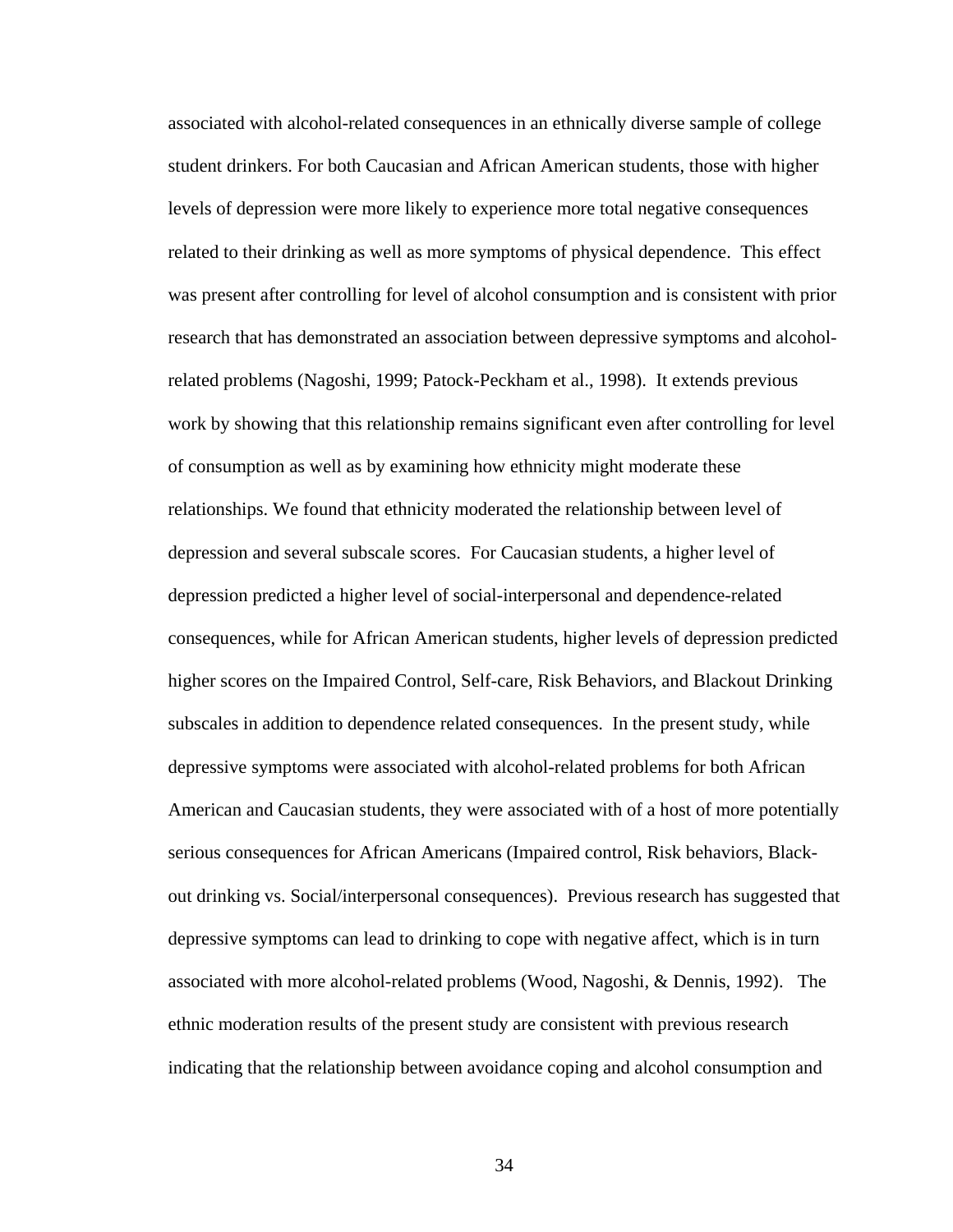associated with alcohol-related consequences in an ethnically diverse sample of college student drinkers. For both Caucasian and African American students, those with higher levels of depression were more likely to experience more total negative consequences related to their drinking as well as more symptoms of physical dependence. This effect was present after controlling for level of alcohol consumption and is consistent with prior research that has demonstrated an association between depressive symptoms and alcohol-related problems (Nagoshi, 1999; Patock-Peckham et al., 1998). It extends previous work by showing that this relationship remains significant even after controlling for level of consumption as well as by examining how ethnicity might moderate these relationships. We found that ethnicity moderated the relationship between level of depression and several subscale scores. For Caucasian students, a higher level of depression predicted a higher level of social-interpersonal and dependence-related consequences, while for African American students, higher levels of depression predicted higher scores on the Impaired Control, Self-care, Risk Behaviors, and Blackout Drinking subscales in addition to dependence related consequences. In the present study, while depressive symptoms were associated with alcohol-related problems for both African American and Caucasian students, they were associated with of a host of more potentially serious consequences for African Americans (Impaired control, Risk behaviors, Black-out drinking vs. Social/interpersonal consequences). Previous research has suggested that depressive symptoms can lead to drinking to cope with negative affect, which is in turn associated with more alcohol-related problems (Wood, Nagoshi, & Dennis, 1992). The ethnic moderation results of the present study are consistent with previous research indicating that the relationship between avoidance coping and alcohol consumption and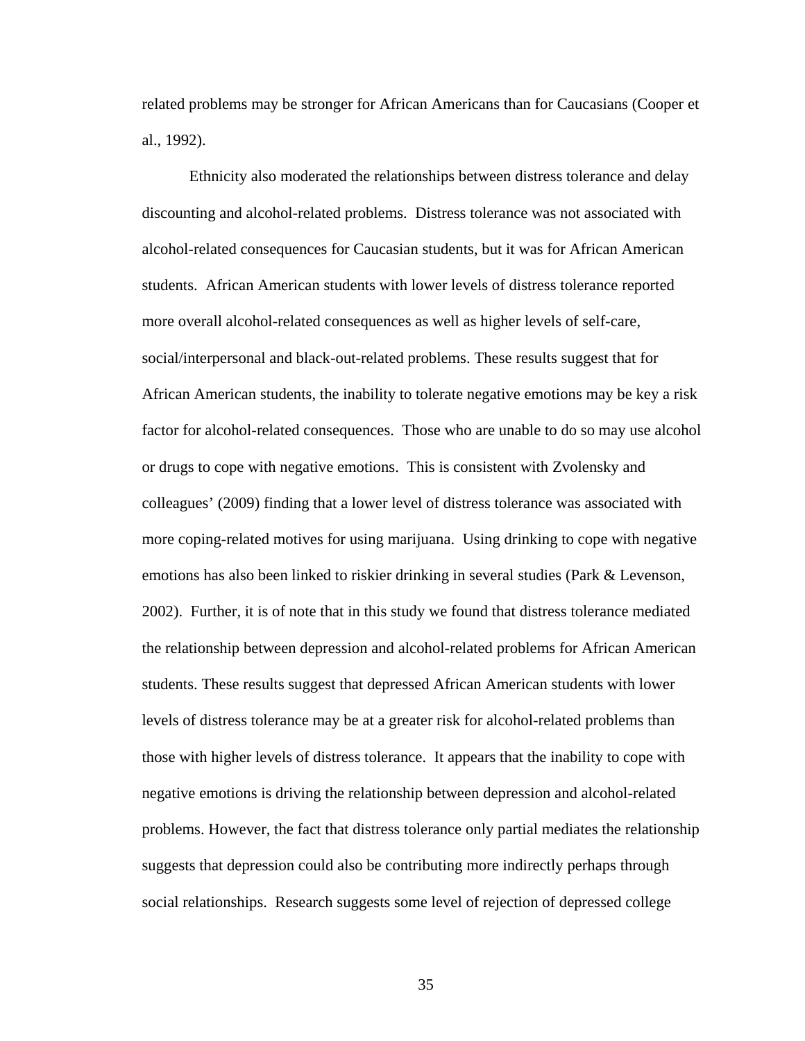related problems may be stronger for African Americans than for Caucasians (Cooper et al., 1992).

Ethnicity also moderated the relationships between distress tolerance and delay discounting and alcohol-related problems. Distress tolerance was not associated with alcohol-related consequences for Caucasian students, but it was for African American students. African American students with lower levels of distress tolerance reported more overall alcohol-related consequences as well as higher levels of self-care, social/interpersonal and black-out-related problems. These results suggest that for African American students, the inability to tolerate negative emotions may be key a risk factor for alcohol-related consequences. Those who are unable to do so may use alcohol or drugs to cope with negative emotions. This is consistent with Zvolensky and colleagues' (2009) finding that a lower level of distress tolerance was associated with more coping-related motives for using marijuana. Using drinking to cope with negative emotions has also been linked to riskier drinking in several studies (Park & Levenson, 2002). Further, it is of note that in this study we found that distress tolerance mediated the relationship between depression and alcohol-related problems for African American students. These results suggest that depressed African American students with lower levels of distress tolerance may be at a greater risk for alcohol-related problems than those with higher levels of distress tolerance. It appears that the inability to cope with negative emotions is driving the relationship between depression and alcohol-related problems. However, the fact that distress tolerance only partial mediates the relationship suggests that depression could also be contributing more indirectly perhaps through social relationships. Research suggests some level of rejection of depressed college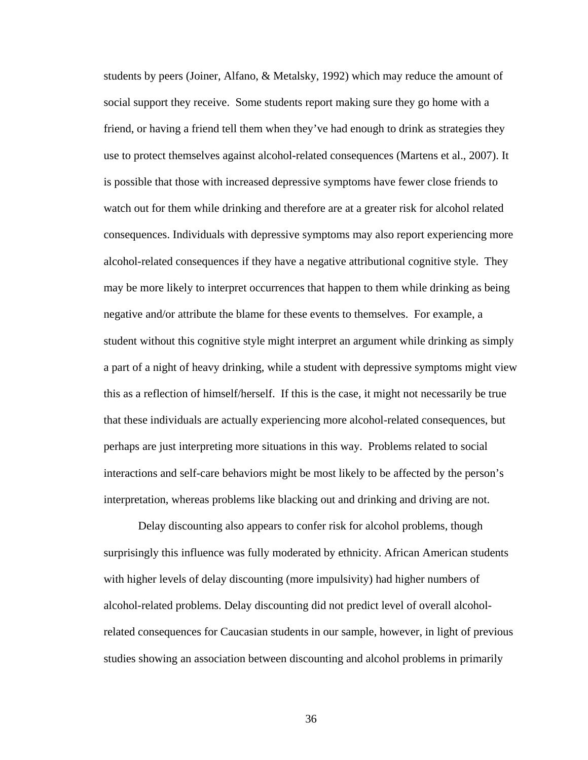students by peers (Joiner, Alfano, & Metalsky, 1992) which may reduce the amount of social support they receive. Some students report making sure they go home with a friend, or having a friend tell them when they've had enough to drink as strategies they use to protect themselves against alcohol-related consequences (Martens et al., 2007). It is possible that those with increased depressive symptoms have fewer close friends to watch out for them while drinking and therefore are at a greater risk for alcohol related consequences. Individuals with depressive symptoms may also report experiencing more alcohol-related consequences if they have a negative attributional cognitive style. They may be more likely to interpret occurrences that happen to them while drinking as being negative and/or attribute the blame for these events to themselves. For example, a student without this cognitive style might interpret an argument while drinking as simply a part of a night of heavy drinking, while a student with depressive symptoms might view this as a reflection of himself/herself. If this is the case, it might not necessarily be true that these individuals are actually experiencing more alcohol-related consequences, but perhaps are just interpreting more situations in this way. Problems related to social interactions and self-care behaviors might be most likely to be affected by the person's interpretation, whereas problems like blacking out and drinking and driving are not.

Delay discounting also appears to confer risk for alcohol problems, though surprisingly this influence was fully moderated by ethnicity. African American students with higher levels of delay discounting (more impulsivity) had higher numbers of alcohol-related problems. Delay discounting did not predict level of overall alcohol-related consequences for Caucasian students in our sample, however, in light of previous studies showing an association between discounting and alcohol problems in primarily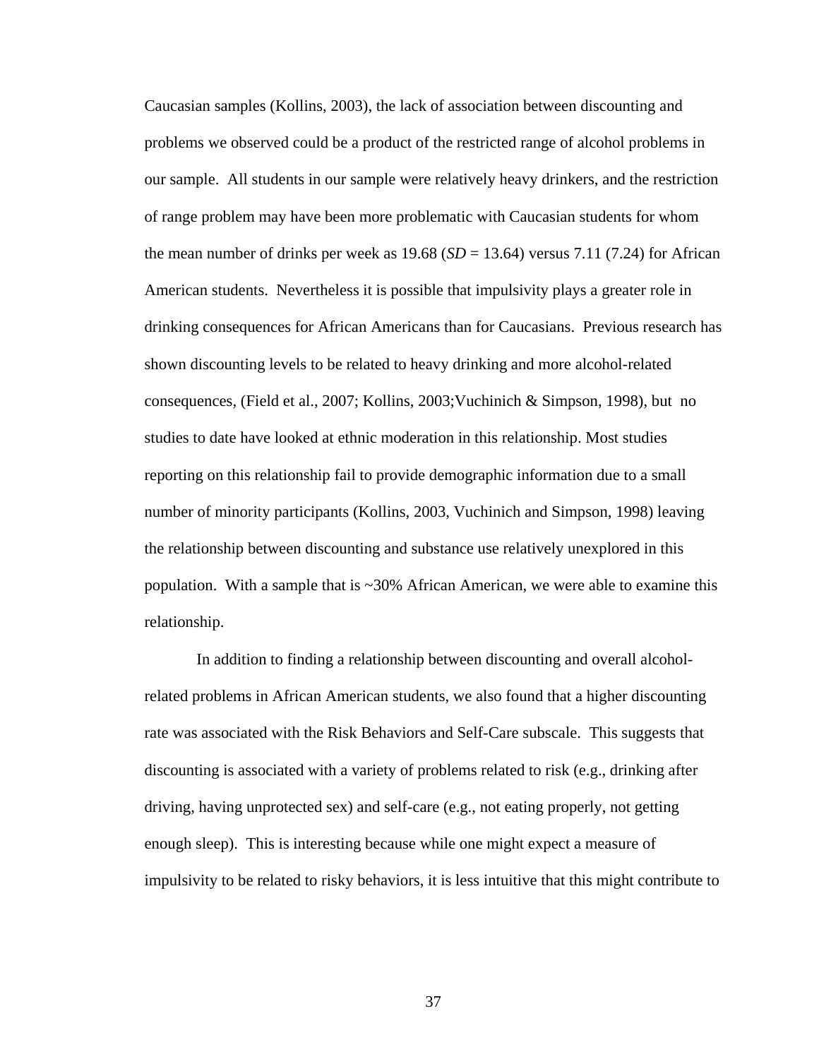Caucasian samples (Kollins, 2003), the lack of association between discounting and problems we observed could be a product of the restricted range of alcohol problems in our sample. All students in our sample were relatively heavy drinkers, and the restriction of range problem may have been more problematic with Caucasian students for whom the mean number of drinks per week as 19.68 (*SD* = 13.64) versus 7.11 (7.24) for African American students. Nevertheless it is possible that impulsivity plays a greater role in drinking consequences for African Americans than for Caucasians. Previous research has shown discounting levels to be related to heavy drinking and more alcohol-related consequences, (Field et al., 2007; Kollins, 2003;Vuchinich & Simpson, 1998), but no studies to date have looked at ethnic moderation in this relationship. Most studies reporting on this relationship fail to provide demographic information due to a small number of minority participants (Kollins, 2003, Vuchinich and Simpson, 1998) leaving the relationship between discounting and substance use relatively unexplored in this population. With a sample that is ~30% African American, we were able to examine this relationship.

In addition to finding a relationship between discounting and overall alcohol-related problems in African American students, we also found that a higher discounting rate was associated with the Risk Behaviors and Self-Care subscale. This suggests that discounting is associated with a variety of problems related to risk (e.g., drinking after driving, having unprotected sex) and self-care (e.g., not eating properly, not getting enough sleep). This is interesting because while one might expect a measure of impulsivity to be related to risky behaviors, it is less intuitive that this might contribute to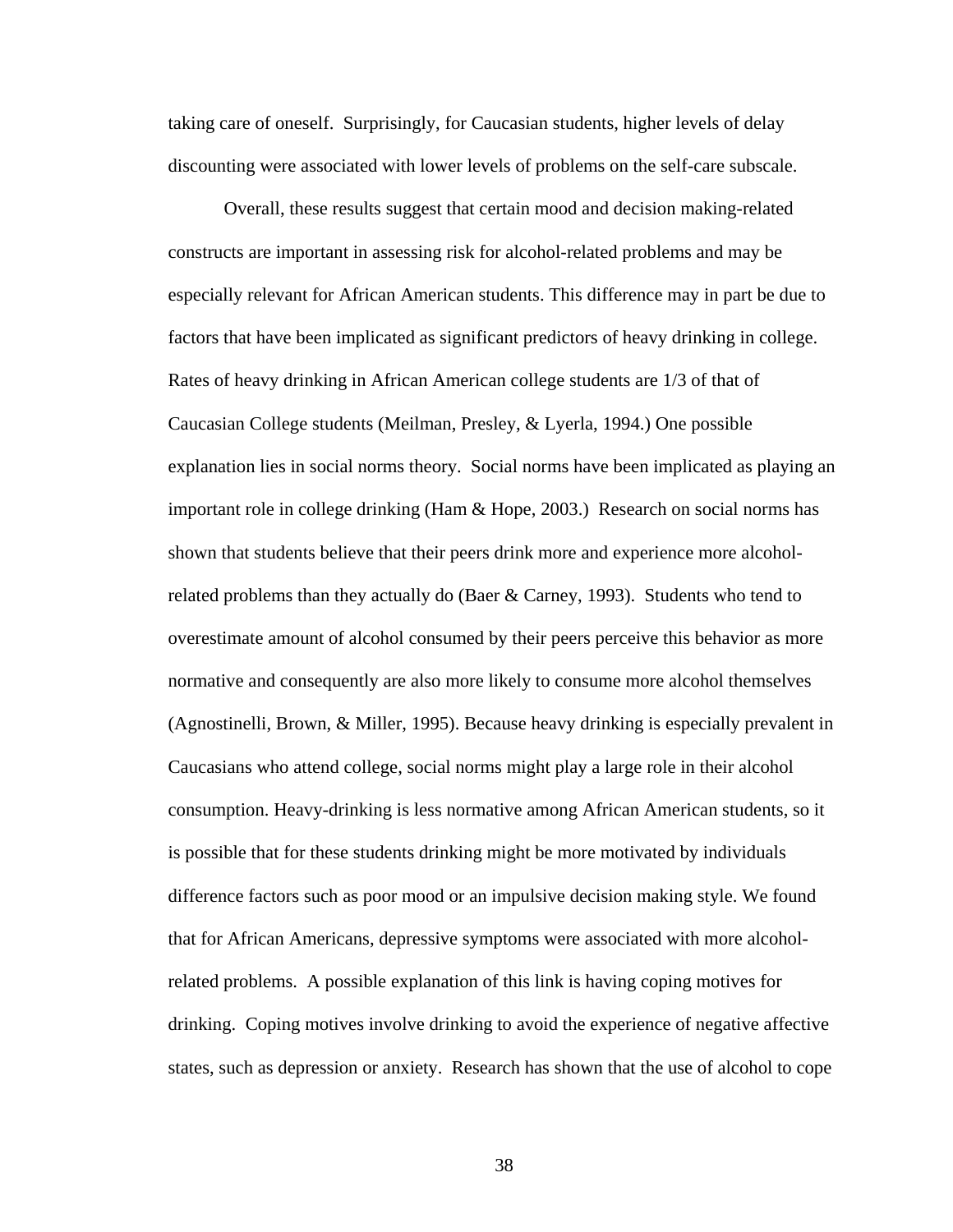taking care of oneself. Surprisingly, for Caucasian students, higher levels of delay discounting were associated with lower levels of problems on the self-care subscale.

Overall, these results suggest that certain mood and decision making-related constructs are important in assessing risk for alcohol-related problems and may be especially relevant for African American students. This difference may in part be due to factors that have been implicated as significant predictors of heavy drinking in college. Rates of heavy drinking in African American college students are 1/3 of that of Caucasian College students (Meilman, Presley, & Lyerla, 1994.) One possible explanation lies in social norms theory. Social norms have been implicated as playing an important role in college drinking (Ham & Hope, 2003.) Research on social norms has shown that students believe that their peers drink more and experience more alcohol-related problems than they actually do (Baer & Carney, 1993). Students who tend to overestimate amount of alcohol consumed by their peers perceive this behavior as more normative and consequently are also more likely to consume more alcohol themselves (Agnostinelli, Brown, & Miller, 1995). Because heavy drinking is especially prevalent in Caucasians who attend college, social norms might play a large role in their alcohol consumption. Heavy-drinking is less normative among African American students, so it is possible that for these students drinking might be more motivated by individuals difference factors such as poor mood or an impulsive decision making style. We found that for African Americans, depressive symptoms were associated with more alcohol-related problems. A possible explanation of this link is having coping motives for drinking. Coping motives involve drinking to avoid the experience of negative affective states, such as depression or anxiety. Research has shown that the use of alcohol to cope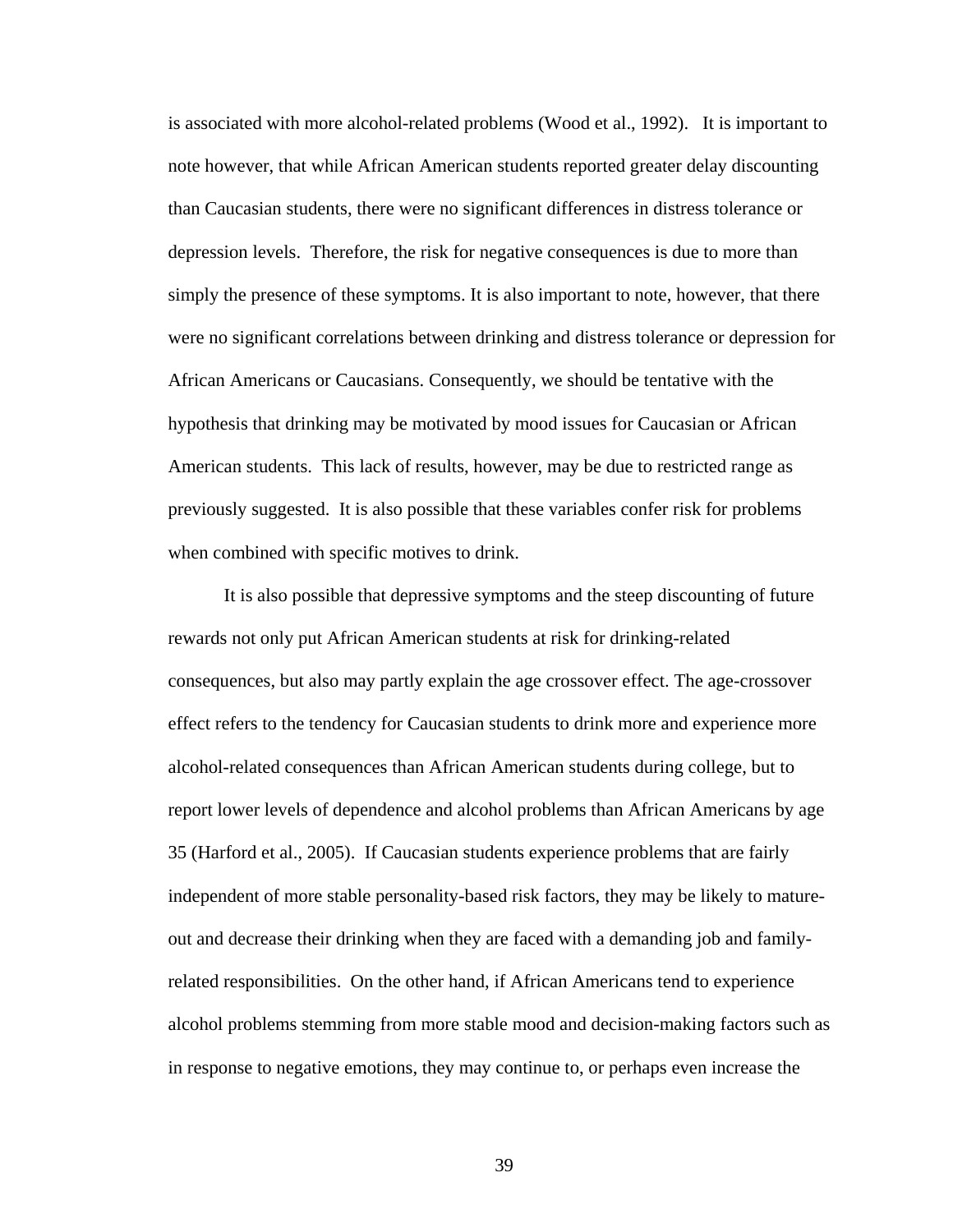is associated with more alcohol-related problems (Wood et al., 1992). It is important to note however, that while African American students reported greater delay discounting than Caucasian students, there were no significant differences in distress tolerance or depression levels. Therefore, the risk for negative consequences is due to more than simply the presence of these symptoms. It is also important to note, however, that there were no significant correlations between drinking and distress tolerance or depression for African Americans or Caucasians. Consequently, we should be tentative with the hypothesis that drinking may be motivated by mood issues for Caucasian or African American students. This lack of results, however, may be due to restricted range as previously suggested. It is also possible that these variables confer risk for problems when combined with specific motives to drink.

It is also possible that depressive symptoms and the steep discounting of future rewards not only put African American students at risk for drinking-related consequences, but also may partly explain the age crossover effect. The age-crossover effect refers to the tendency for Caucasian students to drink more and experience more alcohol-related consequences than African American students during college, but to report lower levels of dependence and alcohol problems than African Americans by age 35 (Harford et al., 2005). If Caucasian students experience problems that are fairly independent of more stable personality-based risk factors, they may be likely to mature-out and decrease their drinking when they are faced with a demanding job and family-related responsibilities. On the other hand, if African Americans tend to experience alcohol problems stemming from more stable mood and decision-making factors such as in response to negative emotions, they may continue to, or perhaps even increase the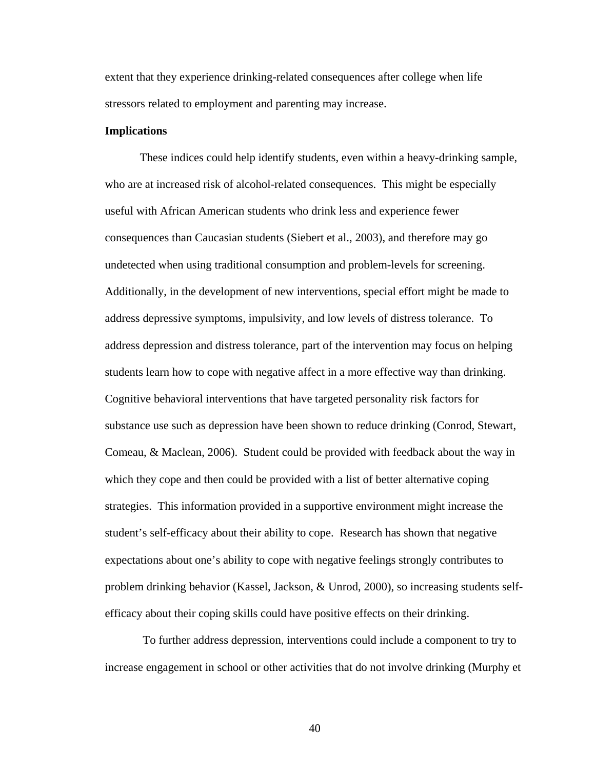extent that they experience drinking-related consequences after college when life stressors related to employment and parenting may increase.

**Implications**

These indices could help identify students, even within a heavy-drinking sample, who are at increased risk of alcohol-related consequences. This might be especially useful with African American students who drink less and experience fewer consequences than Caucasian students (Siebert et al., 2003), and therefore may go undetected when using traditional consumption and problem-levels for screening. Additionally, in the development of new interventions, special effort might be made to address depressive symptoms, impulsivity, and low levels of distress tolerance. To address depression and distress tolerance, part of the intervention may focus on helping students learn how to cope with negative affect in a more effective way than drinking. Cognitive behavioral interventions that have targeted personality risk factors for substance use such as depression have been shown to reduce drinking (Conrod, Stewart, Comeau, & Maclean, 2006). Student could be provided with feedback about the way in which they cope and then could be provided with a list of better alternative coping strategies. This information provided in a supportive environment might increase the student's self-efficacy about their ability to cope. Research has shown that negative expectations about one's ability to cope with negative feelings strongly contributes to problem drinking behavior (Kassel, Jackson, & Unrod, 2000), so increasing students self-efficacy about their coping skills could have positive effects on their drinking.

To further address depression, interventions could include a component to try to increase engagement in school or other activities that do not involve drinking (Murphy et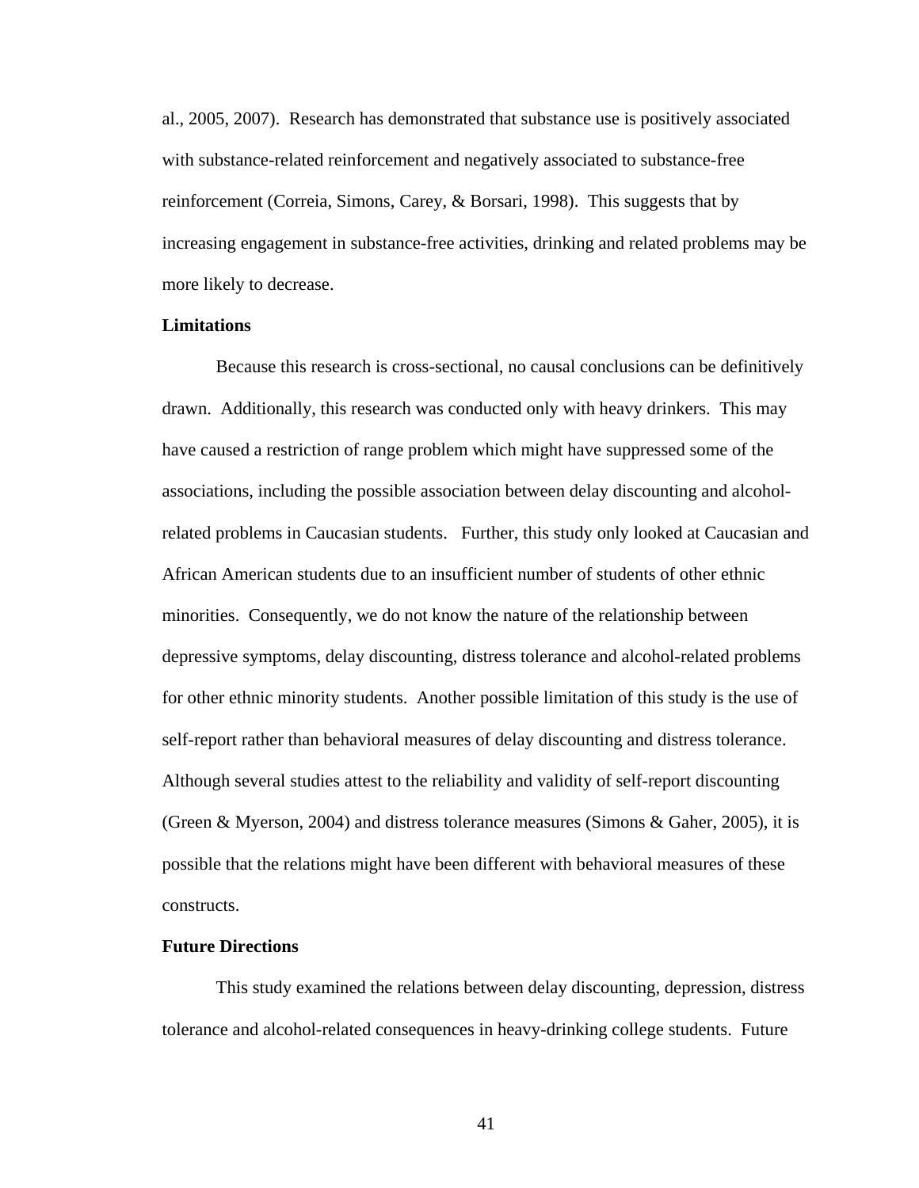al., 2005, 2007). Research has demonstrated that substance use is positively associated with substance-related reinforcement and negatively associated to substance-free reinforcement (Correia, Simons, Carey, & Borsari, 1998). This suggests that by increasing engagement in substance-free activities, drinking and related problems may be more likely to decrease.

**Limitations**

Because this research is cross-sectional, no causal conclusions can be definitively drawn. Additionally, this research was conducted only with heavy drinkers. This may have caused a restriction of range problem which might have suppressed some of the associations, including the possible association between delay discounting and alcohol-related problems in Caucasian students. Further, this study only looked at Caucasian and African American students due to an insufficient number of students of other ethnic minorities. Consequently, we do not know the nature of the relationship between depressive symptoms, delay discounting, distress tolerance and alcohol-related problems for other ethnic minority students. Another possible limitation of this study is the use of self-report rather than behavioral measures of delay discounting and distress tolerance. Although several studies attest to the reliability and validity of self-report discounting (Green & Myerson, 2004) and distress tolerance measures (Simons & Gaher, 2005), it is possible that the relations might have been different with behavioral measures of these constructs.

**Future Directions**

This study examined the relations between delay discounting, depression, distress tolerance and alcohol-related consequences in heavy-drinking college students. Future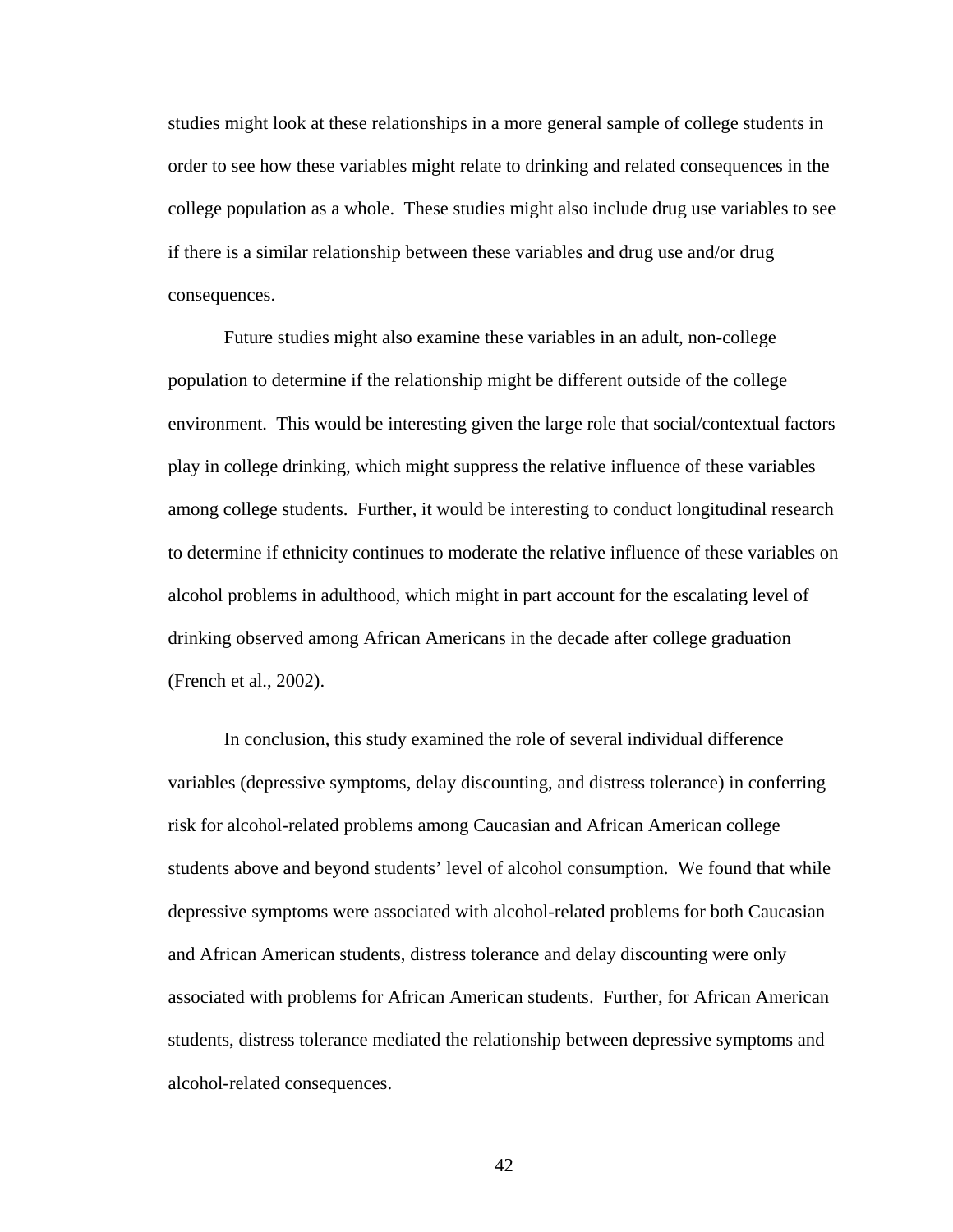studies might look at these relationships in a more general sample of college students in order to see how these variables might relate to drinking and related consequences in the college population as a whole. These studies might also include drug use variables to see if there is a similar relationship between these variables and drug use and/or drug consequences.

Future studies might also examine these variables in an adult, non-college population to determine if the relationship might be different outside of the college environment. This would be interesting given the large role that social/contextual factors play in college drinking, which might suppress the relative influence of these variables among college students. Further, it would be interesting to conduct longitudinal research to determine if ethnicity continues to moderate the relative influence of these variables on alcohol problems in adulthood, which might in part account for the escalating level of drinking observed among African Americans in the decade after college graduation (French et al., 2002).

In conclusion, this study examined the role of several individual difference variables (depressive symptoms, delay discounting, and distress tolerance) in conferring risk for alcohol-related problems among Caucasian and African American college students above and beyond students' level of alcohol consumption. We found that while depressive symptoms were associated with alcohol-related problems for both Caucasian and African American students, distress tolerance and delay discounting were only associated with problems for African American students. Further, for African American students, distress tolerance mediated the relationship between depressive symptoms and alcohol-related consequences.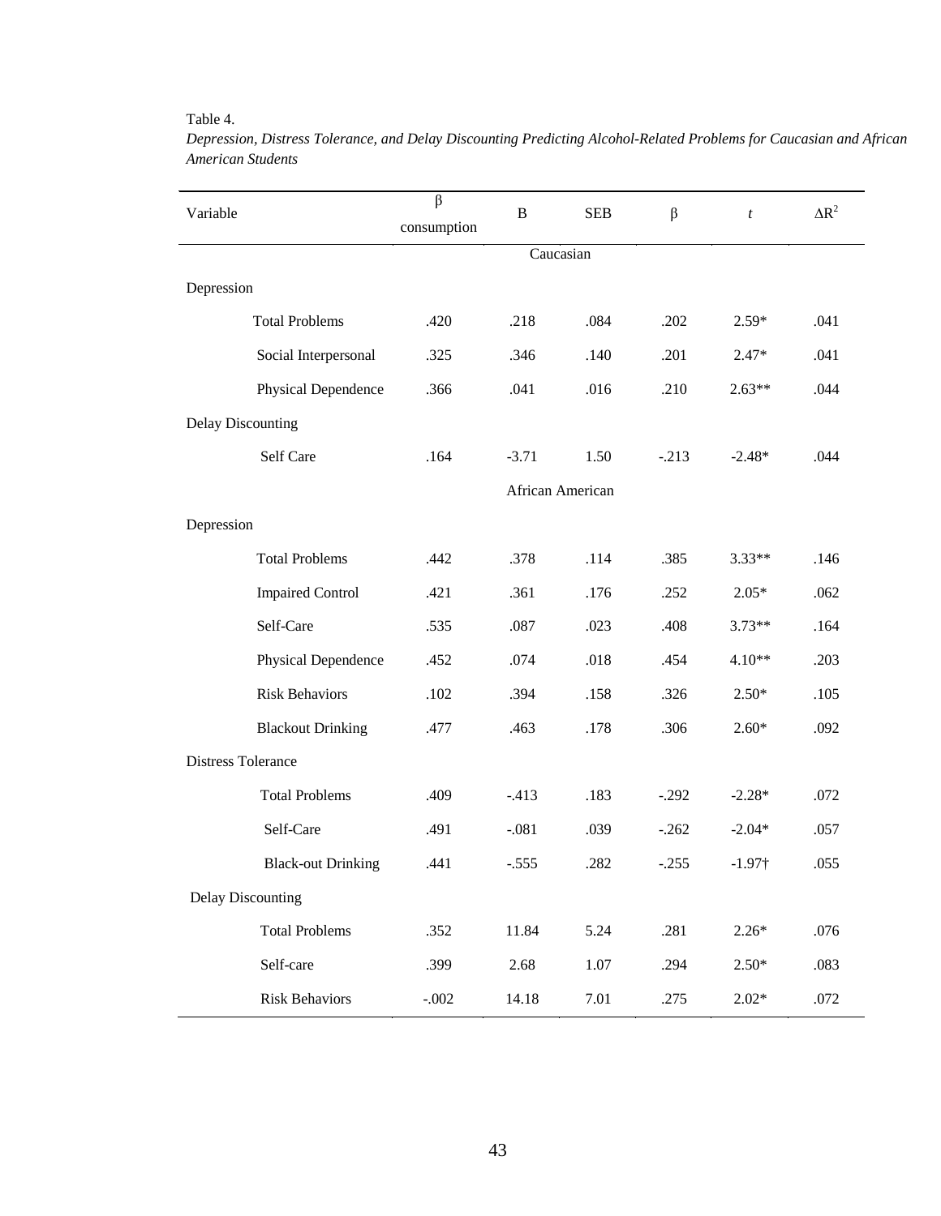Table 4.

*Depression, Distress Tolerance, and Delay Discounting Predicting Alcohol-Related Problems for Caucasian and African American Students*

| Variable | β consumption | B | SEB | β | *t* | Δ$R^2$ |
|---|---|---|---|---|---|---|
| | | | Caucasian | | | |
| Depression | | | | | | |
| Total Problems | .420 | .218 | .084 | .202 | 2.59* | .041 |
| Social Interpersonal | .325 | .346 | .140 | .201 | 2.47* | .041 |
| Physical Dependence | .366 | .041 | .016 | .210 | 2.63** | .044 |
| Delay Discounting | | | | | | |
| Self Care | .164 | -3.71 | 1.50 | -.213 | -2.48* | .044 |
| | | | African American | | | |
| Depression | | | | | | |
| Total Problems | .442 | .378 | .114 | .385 | 3.33** | .146 |
| Impaired Control | .421 | .361 | .176 | .252 | 2.05* | .062 |
| Self-Care | .535 | .087 | .023 | .408 | 3.73** | .164 |
| Physical Dependence | .452 | .074 | .018 | .454 | 4.10** | .203 |
| Risk Behaviors | .102 | .394 | .158 | .326 | 2.50* | .105 |
| Blackout Drinking | .477 | .463 | .178 | .306 | 2.60* | .092 |
| Distress Tolerance | | | | | | |
| Total Problems | .409 | -.413 | .183 | -.292 | -2.28* | .072 |
| Self-Care | .491 | -.081 | .039 | -.262 | -2.04* | .057 |
| Black-out Drinking | .441 | -.555 | .282 | -.255 | -1.97† | .055 |
| Delay Discounting | | | | | | |
| Total Problems | .352 | 11.84 | 5.24 | .281 | 2.26* | .076 |
| Self-care | .399 | 2.68 | 1.07 | .294 | 2.50* | .083 |
| Risk Behaviors | -.002 | 14.18 | 7.01 | .275 | 2.02* | .072 |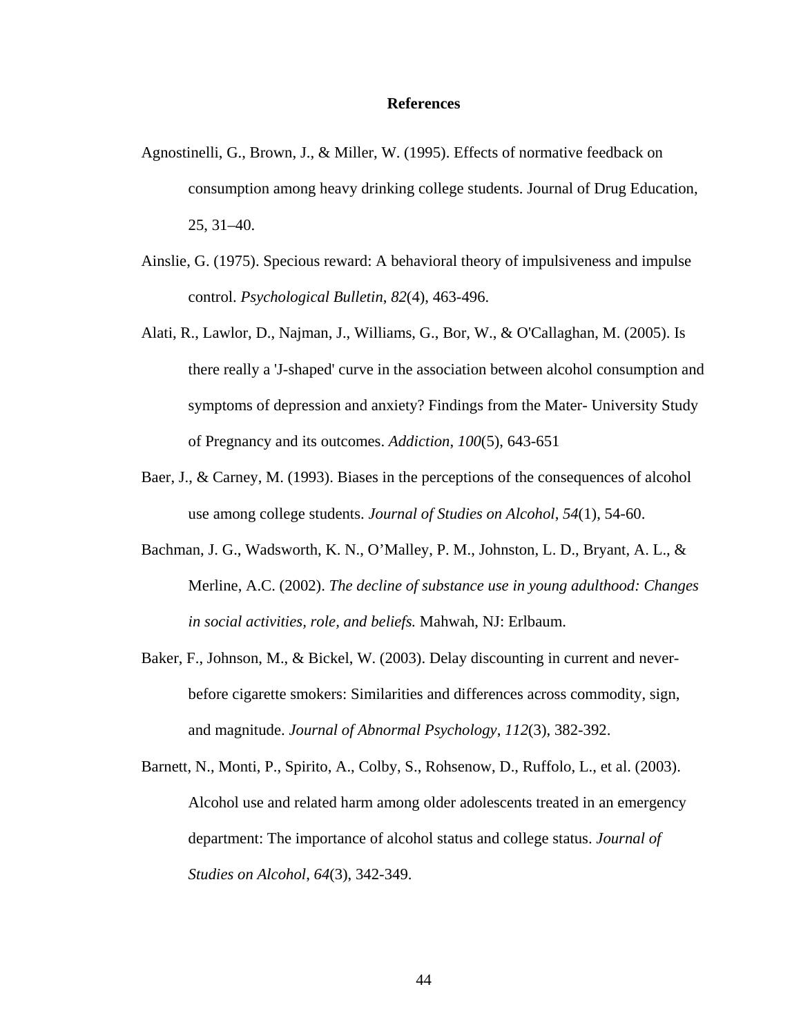## References

Agnostinelli, G., Brown, J., & Miller, W. (1995). Effects of normative feedback on consumption among heavy drinking college students. Journal of Drug Education, 25, 31–40.

Ainslie, G. (1975). Specious reward: A behavioral theory of impulsiveness and impulse control. *Psychological Bulletin*, *82*(4), 463-496.

Alati, R., Lawlor, D., Najman, J., Williams, G., Bor, W., & O'Callaghan, M. (2005). Is there really a 'J-shaped' curve in the association between alcohol consumption and symptoms of depression and anxiety? Findings from the Mater- University Study of Pregnancy and its outcomes. *Addiction*, *100*(5), 643-651

Baer, J., & Carney, M. (1993). Biases in the perceptions of the consequences of alcohol use among college students. *Journal of Studies on Alcohol*, *54*(1), 54-60.

Bachman, J. G., Wadsworth, K. N., O'Malley, P. M., Johnston, L. D., Bryant, A. L., & Merline, A.C. (2002). *The decline of substance use in young adulthood: Changes in social activities, role, and beliefs.* Mahwah, NJ: Erlbaum.

Baker, F., Johnson, M., & Bickel, W. (2003). Delay discounting in current and never-before cigarette smokers: Similarities and differences across commodity, sign, and magnitude. *Journal of Abnormal Psychology*, *112*(3), 382-392.

Barnett, N., Monti, P., Spirito, A., Colby, S., Rohsenow, D., Ruffolo, L., et al. (2003). Alcohol use and related harm among older adolescents treated in an emergency department: The importance of alcohol status and college status. *Journal of Studies on Alcohol*, *64*(3), 342-349.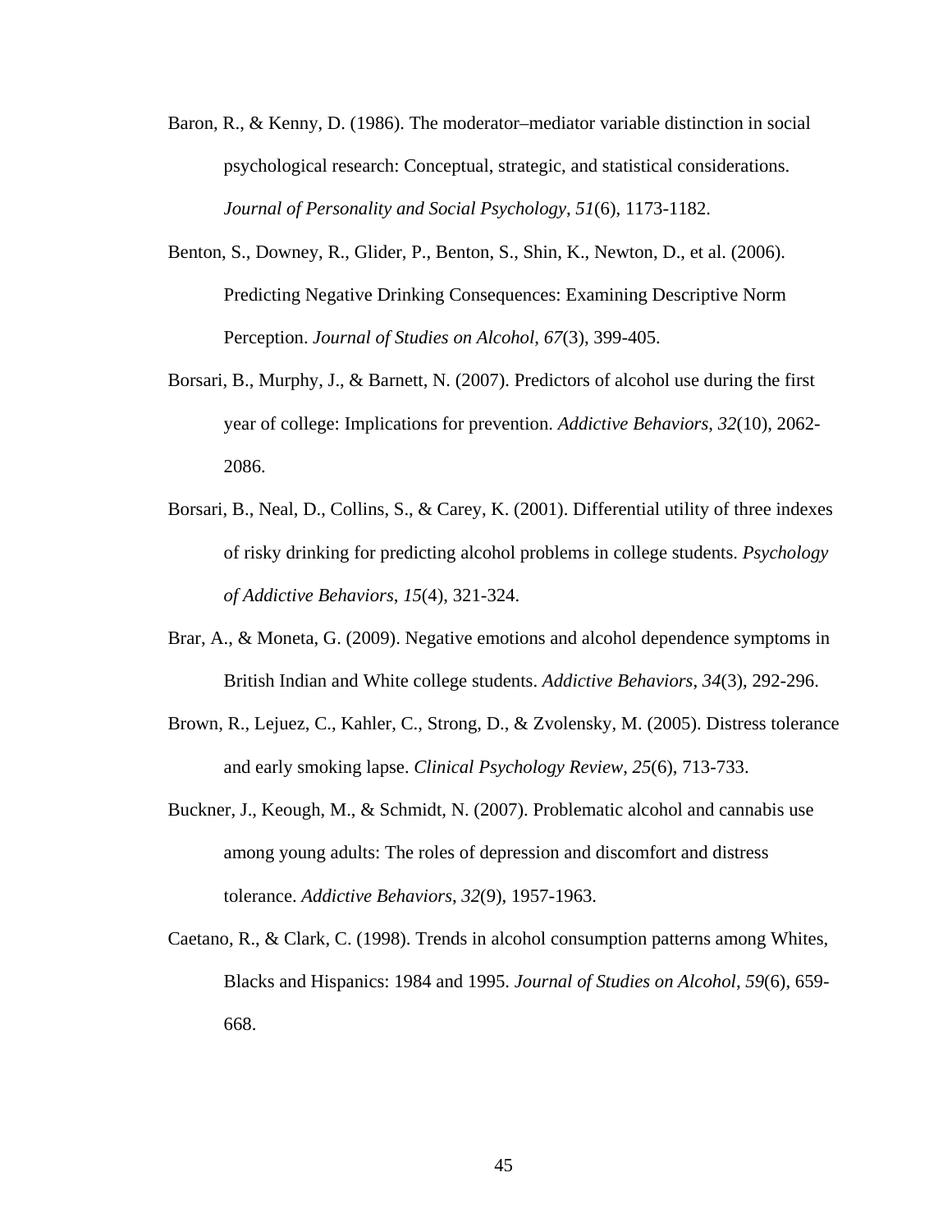Baron, R., & Kenny, D. (1986). The moderator–mediator variable distinction in social psychological research: Conceptual, strategic, and statistical considerations. *Journal of Personality and Social Psychology*, *51*(6), 1173-1182.

Benton, S., Downey, R., Glider, P., Benton, S., Shin, K., Newton, D., et al. (2006). Predicting Negative Drinking Consequences: Examining Descriptive Norm Perception. *Journal of Studies on Alcohol*, *67*(3), 399-405.

Borsari, B., Murphy, J., & Barnett, N. (2007). Predictors of alcohol use during the first year of college: Implications for prevention. *Addictive Behaviors*, *32*(10), 2062-2086.

Borsari, B., Neal, D., Collins, S., & Carey, K. (2001). Differential utility of three indexes of risky drinking for predicting alcohol problems in college students. *Psychology of Addictive Behaviors*, *15*(4), 321-324.

Brar, A., & Moneta, G. (2009). Negative emotions and alcohol dependence symptoms in British Indian and White college students. *Addictive Behaviors*, *34*(3), 292-296.

Brown, R., Lejuez, C., Kahler, C., Strong, D., & Zvolensky, M. (2005). Distress tolerance and early smoking lapse. *Clinical Psychology Review*, *25*(6), 713-733.

Buckner, J., Keough, M., & Schmidt, N. (2007). Problematic alcohol and cannabis use among young adults: The roles of depression and discomfort and distress tolerance. *Addictive Behaviors*, *32*(9), 1957-1963.

Caetano, R., & Clark, C. (1998). Trends in alcohol consumption patterns among Whites, Blacks and Hispanics: 1984 and 1995. *Journal of Studies on Alcohol*, *59*(6), 659-668.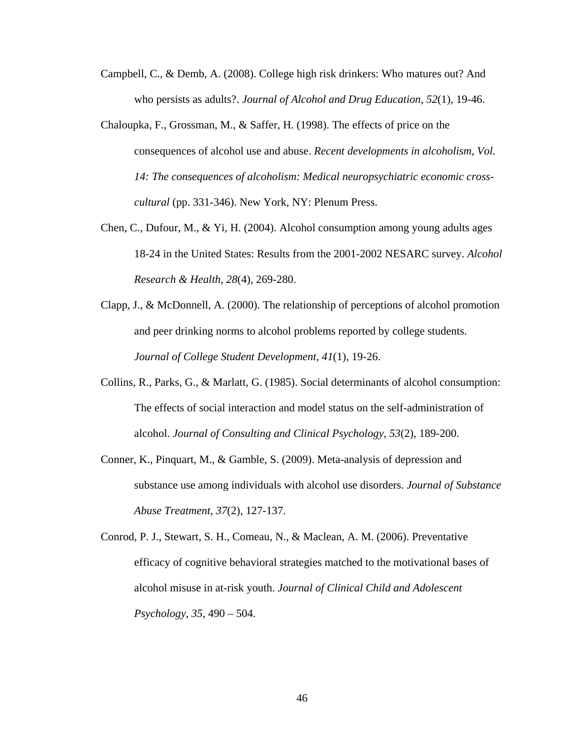Campbell, C., & Demb, A. (2008). College high risk drinkers: Who matures out? And who persists as adults?. *Journal of Alcohol and Drug Education*, *52*(1), 19-46.

Chaloupka, F., Grossman, M., & Saffer, H. (1998). The effects of price on the consequences of alcohol use and abuse. *Recent developments in alcoholism, Vol. 14: The consequences of alcoholism: Medical neuropsychiatric economic cross-cultural* (pp. 331-346). New York, NY: Plenum Press.

Chen, C., Dufour, M., & Yi, H. (2004). Alcohol consumption among young adults ages 18-24 in the United States: Results from the 2001-2002 NESARC survey. *Alcohol Research & Health*, *28*(4), 269-280.

Clapp, J., & McDonnell, A. (2000). The relationship of perceptions of alcohol promotion and peer drinking norms to alcohol problems reported by college students. *Journal of College Student Development*, *41*(1), 19-26.

Collins, R., Parks, G., & Marlatt, G. (1985). Social determinants of alcohol consumption: The effects of social interaction and model status on the self-administration of alcohol. *Journal of Consulting and Clinical Psychology*, *53*(2), 189-200.

Conner, K., Pinquart, M., & Gamble, S. (2009). Meta-analysis of depression and substance use among individuals with alcohol use disorders. *Journal of Substance Abuse Treatment*, *37*(2), 127-137.

Conrod, P. J., Stewart, S. H., Comeau, N., & Maclean, A. M. (2006). Preventative efficacy of cognitive behavioral strategies matched to the motivational bases of alcohol misuse in at-risk youth. *Journal of Clinical Child and Adolescent Psychology*, *35*, 490 – 504.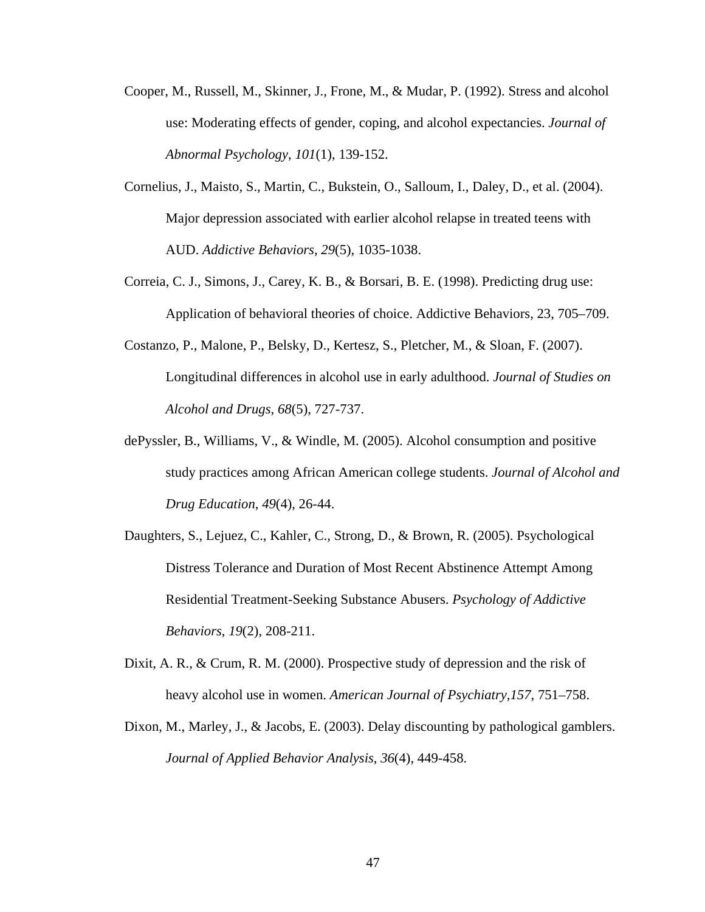Cooper, M., Russell, M., Skinner, J., Frone, M., & Mudar, P. (1992). Stress and alcohol use: Moderating effects of gender, coping, and alcohol expectancies. *Journal of Abnormal Psychology*, *101*(1), 139-152.

Cornelius, J., Maisto, S., Martin, C., Bukstein, O., Salloum, I., Daley, D., et al. (2004). Major depression associated with earlier alcohol relapse in treated teens with AUD. *Addictive Behaviors*, *29*(5), 1035-1038.

Correia, C. J., Simons, J., Carey, K. B., & Borsari, B. E. (1998). Predicting drug use: Application of behavioral theories of choice. Addictive Behaviors, 23, 705–709.

Costanzo, P., Malone, P., Belsky, D., Kertesz, S., Pletcher, M., & Sloan, F. (2007). Longitudinal differences in alcohol use in early adulthood. *Journal of Studies on Alcohol and Drugs*, *68*(5), 727-737.

dePyssler, B., Williams, V., & Windle, M. (2005). Alcohol consumption and positive study practices among African American college students. *Journal of Alcohol and Drug Education*, *49*(4), 26-44.

Daughters, S., Lejuez, C., Kahler, C., Strong, D., & Brown, R. (2005). Psychological Distress Tolerance and Duration of Most Recent Abstinence Attempt Among Residential Treatment-Seeking Substance Abusers. *Psychology of Addictive Behaviors*, *19*(2), 208-211.

Dixit, A. R., & Crum, R. M. (2000). Prospective study of depression and the risk of heavy alcohol use in women. *American Journal of Psychiatry,157,* 751–758.

Dixon, M., Marley, J., & Jacobs, E. (2003). Delay discounting by pathological gamblers. *Journal of Applied Behavior Analysis*, *36*(4), 449-458.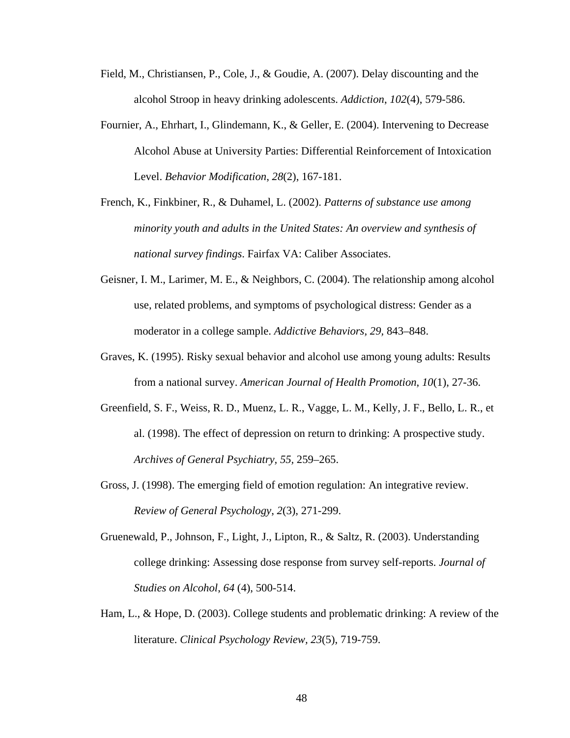Field, M., Christiansen, P., Cole, J., & Goudie, A. (2007). Delay discounting and the alcohol Stroop in heavy drinking adolescents. *Addiction*, *102*(4), 579-586.

Fournier, A., Ehrhart, I., Glindemann, K., & Geller, E. (2004). Intervening to Decrease Alcohol Abuse at University Parties: Differential Reinforcement of Intoxication Level. *Behavior Modification*, *28*(2), 167-181.

French, K., Finkbiner, R., & Duhamel, L. (2002). *Patterns of substance use among minority youth and adults in the United States: An overview and synthesis of national survey findings*. Fairfax VA: Caliber Associates.

Geisner, I. M., Larimer, M. E., & Neighbors, C. (2004). The relationship among alcohol use, related problems, and symptoms of psychological distress: Gender as a moderator in a college sample. *Addictive Behaviors, 29*, 843–848.

Graves, K. (1995). Risky sexual behavior and alcohol use among young adults: Results from a national survey. *American Journal of Health Promotion*, *10*(1), 27-36.

Greenfield, S. F., Weiss, R. D., Muenz, L. R., Vagge, L. M., Kelly, J. F., Bello, L. R., et al. (1998). The effect of depression on return to drinking: A prospective study. *Archives of General Psychiatry, 55,* 259–265.

Gross, J. (1998). The emerging field of emotion regulation: An integrative review. *Review of General Psychology*, *2*(3), 271-299.

Gruenewald, P., Johnson, F., Light, J., Lipton, R., & Saltz, R. (2003). Understanding college drinking: Assessing dose response from survey self-reports. *Journal of Studies on Alcohol*, *64* (4), 500-514.

Ham, L., & Hope, D. (2003). College students and problematic drinking: A review of the literature. *Clinical Psychology Review, 23*(5), 719-759.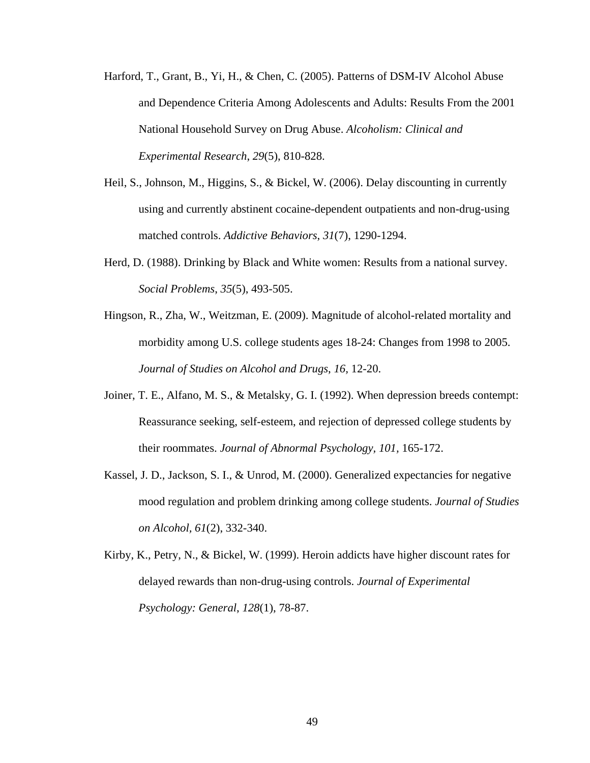Harford, T., Grant, B., Yi, H., & Chen, C. (2005). Patterns of DSM-IV Alcohol Abuse and Dependence Criteria Among Adolescents and Adults: Results From the 2001 National Household Survey on Drug Abuse. *Alcoholism: Clinical and Experimental Research*, *29*(5), 810-828.

Heil, S., Johnson, M., Higgins, S., & Bickel, W. (2006). Delay discounting in currently using and currently abstinent cocaine-dependent outpatients and non-drug-using matched controls. *Addictive Behaviors*, *31*(7), 1290-1294.

Herd, D. (1988). Drinking by Black and White women: Results from a national survey. *Social Problems*, *35*(5), 493-505.

Hingson, R., Zha, W., Weitzman, E. (2009). Magnitude of alcohol-related mortality and morbidity among U.S. college students ages 18-24: Changes from 1998 to 2005. *Journal of Studies on Alcohol and Drugs*, *16,* 12-20.

Joiner, T. E., Alfano, M. S., & Metalsky, G. I. (1992). When depression breeds contempt: Reassurance seeking, self-esteem, and rejection of depressed college students by their roommates. *Journal of Abnormal Psychology*, *101,* 165-172.

Kassel, J. D., Jackson, S. I., & Unrod, M. (2000). Generalized expectancies for negative mood regulation and problem drinking among college students. *Journal of Studies on Alcohol*, *61*(2), 332-340.

Kirby, K., Petry, N., & Bickel, W. (1999). Heroin addicts have higher discount rates for delayed rewards than non-drug-using controls. *Journal of Experimental Psychology: General*, *128*(1), 78-87.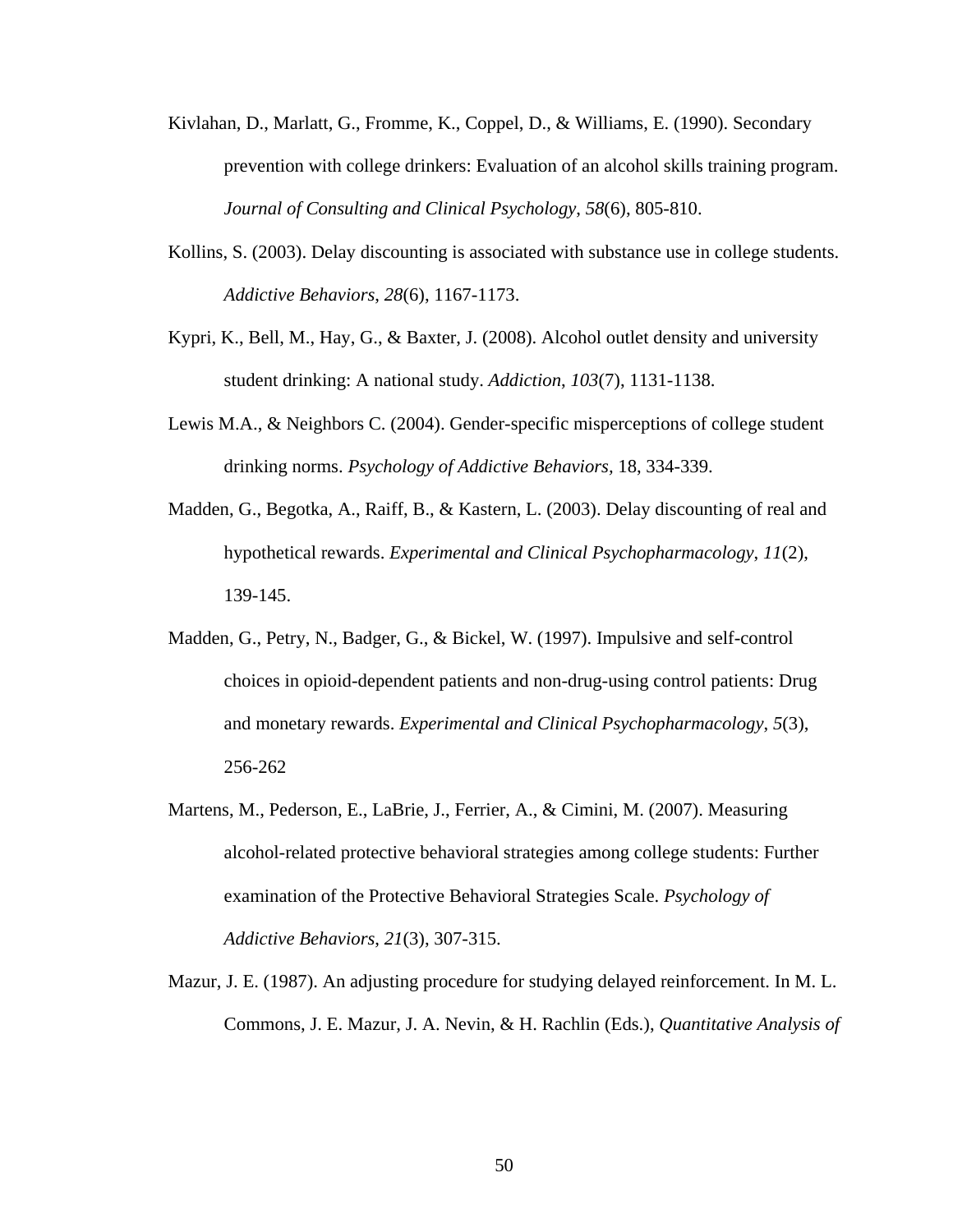Kivlahan, D., Marlatt, G., Fromme, K., Coppel, D., & Williams, E. (1990). Secondary prevention with college drinkers: Evaluation of an alcohol skills training program. *Journal of Consulting and Clinical Psychology*, *58*(6), 805-810.

Kollins, S. (2003). Delay discounting is associated with substance use in college students. *Addictive Behaviors*, *28*(6), 1167-1173.

Kypri, K., Bell, M., Hay, G., & Baxter, J. (2008). Alcohol outlet density and university student drinking: A national study. *Addiction*, *103*(7), 1131-1138.

Lewis M.A., & Neighbors C. (2004). Gender-specific misperceptions of college student drinking norms. *Psychology of Addictive Behaviors,* 18, 334-339.

Madden, G., Begotka, A., Raiff, B., & Kastern, L. (2003). Delay discounting of real and hypothetical rewards. *Experimental and Clinical Psychopharmacology*, *11*(2), 139-145.

Madden, G., Petry, N., Badger, G., & Bickel, W. (1997). Impulsive and self-control choices in opioid-dependent patients and non-drug-using control patients: Drug and monetary rewards. *Experimental and Clinical Psychopharmacology*, *5*(3), 256-262

Martens, M., Pederson, E., LaBrie, J., Ferrier, A., & Cimini, M. (2007). Measuring alcohol-related protective behavioral strategies among college students: Further examination of the Protective Behavioral Strategies Scale. *Psychology of Addictive Behaviors*, *21*(3), 307-315.

Mazur, J. E. (1987). An adjusting procedure for studying delayed reinforcement. In M. L. Commons, J. E. Mazur, J. A. Nevin, & H. Rachlin (Eds.), *Quantitative Analysis of*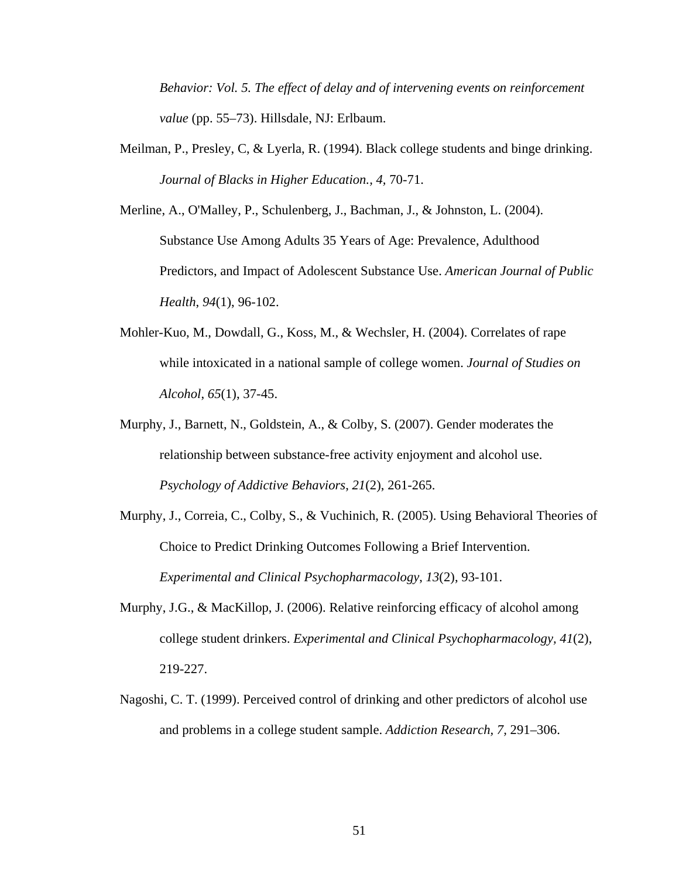*Behavior: Vol. 5. The effect of delay and of intervening events on reinforcement value* (pp. 55–73). Hillsdale, NJ: Erlbaum.

Meilman, P., Presley, C, & Lyerla, R. (1994). Black college students and binge drinking. *Journal of Blacks in Higher Education., 4,* 70-71.

Merline, A., O'Malley, P., Schulenberg, J., Bachman, J., & Johnston, L. (2004). Substance Use Among Adults 35 Years of Age: Prevalence, Adulthood Predictors, and Impact of Adolescent Substance Use. *American Journal of Public Health*, *94*(1), 96-102.

Mohler-Kuo, M., Dowdall, G., Koss, M., & Wechsler, H. (2004). Correlates of rape while intoxicated in a national sample of college women. *Journal of Studies on Alcohol*, *65*(1), 37-45.

Murphy, J., Barnett, N., Goldstein, A., & Colby, S. (2007). Gender moderates the relationship between substance-free activity enjoyment and alcohol use. *Psychology of Addictive Behaviors*, *21*(2), 261-265.

Murphy, J., Correia, C., Colby, S., & Vuchinich, R. (2005). Using Behavioral Theories of Choice to Predict Drinking Outcomes Following a Brief Intervention. *Experimental and Clinical Psychopharmacology*, *13*(2), 93-101.

Murphy, J.G., & MacKillop, J. (2006). Relative reinforcing efficacy of alcohol among college student drinkers. *Experimental and Clinical Psychopharmacology, 41*(2), 219-227.

Nagoshi, C. T. (1999). Perceived control of drinking and other predictors of alcohol use and problems in a college student sample. *Addiction Research, 7,* 291–306.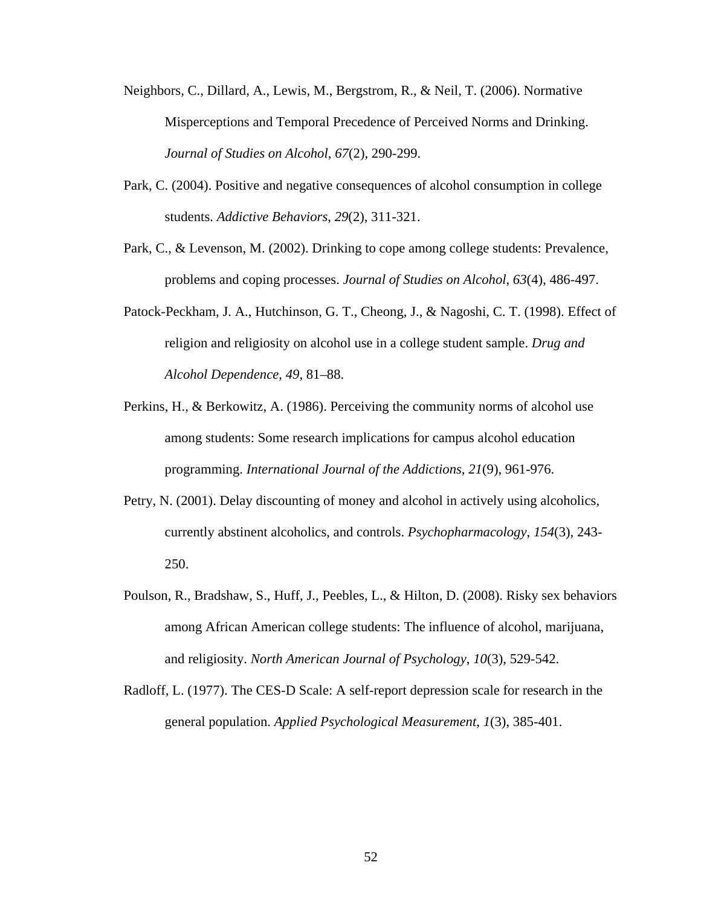Neighbors, C., Dillard, A., Lewis, M., Bergstrom, R., & Neil, T. (2006). Normative Misperceptions and Temporal Precedence of Perceived Norms and Drinking. *Journal of Studies on Alcohol*, *67*(2), 290-299.

Park, C. (2004). Positive and negative consequences of alcohol consumption in college students. *Addictive Behaviors*, *29*(2), 311-321.

Park, C., & Levenson, M. (2002). Drinking to cope among college students: Prevalence, problems and coping processes. *Journal of Studies on Alcohol*, *63*(4), 486-497.

Patock-Peckham, J. A., Hutchinson, G. T., Cheong, J., & Nagoshi, C. T. (1998). Effect of religion and religiosity on alcohol use in a college student sample. *Drug and Alcohol Dependence*, *49*, 81–88.

Perkins, H., & Berkowitz, A. (1986). Perceiving the community norms of alcohol use among students: Some research implications for campus alcohol education programming. *International Journal of the Addictions*, *21*(9), 961-976.

Petry, N. (2001). Delay discounting of money and alcohol in actively using alcoholics, currently abstinent alcoholics, and controls. *Psychopharmacology*, *154*(3), 243-250.

Poulson, R., Bradshaw, S., Huff, J., Peebles, L., & Hilton, D. (2008). Risky sex behaviors among African American college students: The influence of alcohol, marijuana, and religiosity. *North American Journal of Psychology*, *10*(3), 529-542.

Radloff, L. (1977). The CES-D Scale: A self-report depression scale for research in the general population. *Applied Psychological Measurement*, *1*(3), 385-401.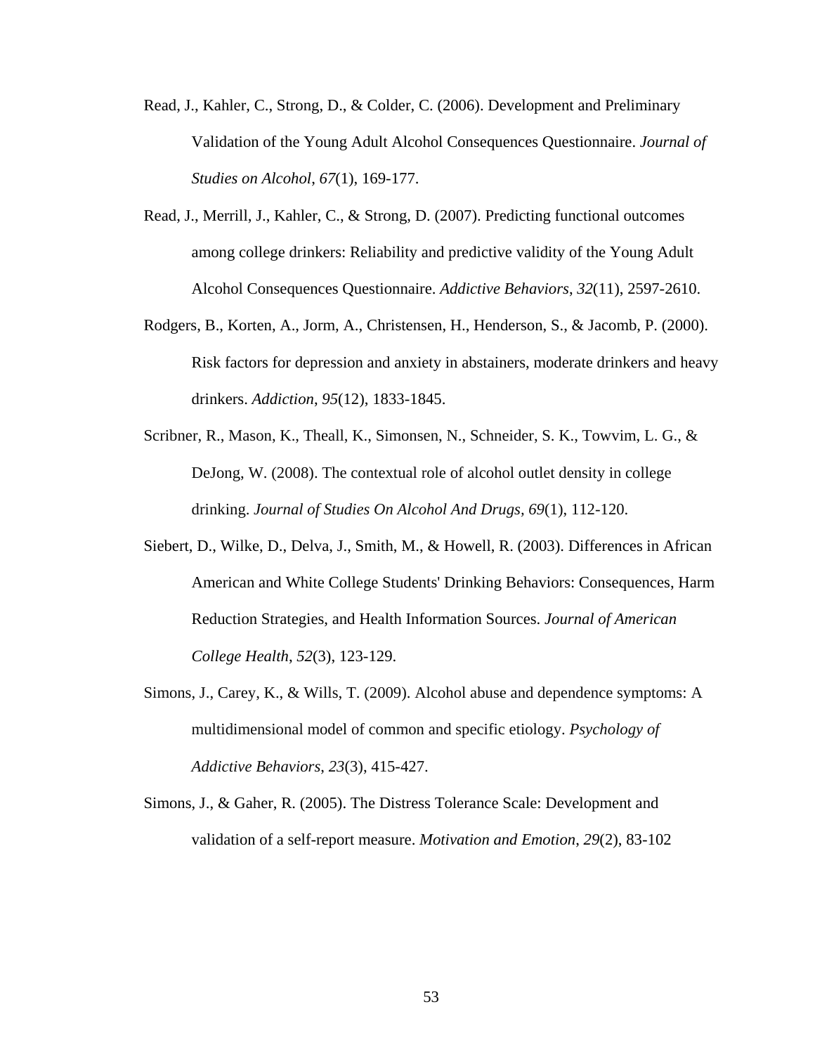Read, J., Kahler, C., Strong, D., & Colder, C. (2006). Development and Preliminary Validation of the Young Adult Alcohol Consequences Questionnaire. *Journal of Studies on Alcohol*, *67*(1), 169-177.

Read, J., Merrill, J., Kahler, C., & Strong, D. (2007). Predicting functional outcomes among college drinkers: Reliability and predictive validity of the Young Adult Alcohol Consequences Questionnaire. *Addictive Behaviors*, *32*(11), 2597-2610.

Rodgers, B., Korten, A., Jorm, A., Christensen, H., Henderson, S., & Jacomb, P. (2000). Risk factors for depression and anxiety in abstainers, moderate drinkers and heavy drinkers. *Addiction, 95*(12), 1833-1845.

Scribner, R., Mason, K., Theall, K., Simonsen, N., Schneider, S. K., Towvim, L. G., & DeJong, W. (2008). The contextual role of alcohol outlet density in college drinking. *Journal of Studies On Alcohol And Drugs, 69*(1), 112-120.

Siebert, D., Wilke, D., Delva, J., Smith, M., & Howell, R. (2003). Differences in African American and White College Students' Drinking Behaviors: Consequences, Harm Reduction Strategies, and Health Information Sources. *Journal of American College Health*, *52*(3), 123-129.

Simons, J., Carey, K., & Wills, T. (2009). Alcohol abuse and dependence symptoms: A multidimensional model of common and specific etiology. *Psychology of Addictive Behaviors*, *23*(3), 415-427.

Simons, J., & Gaher, R. (2005). The Distress Tolerance Scale: Development and validation of a self-report measure. *Motivation and Emotion*, *29*(2), 83-102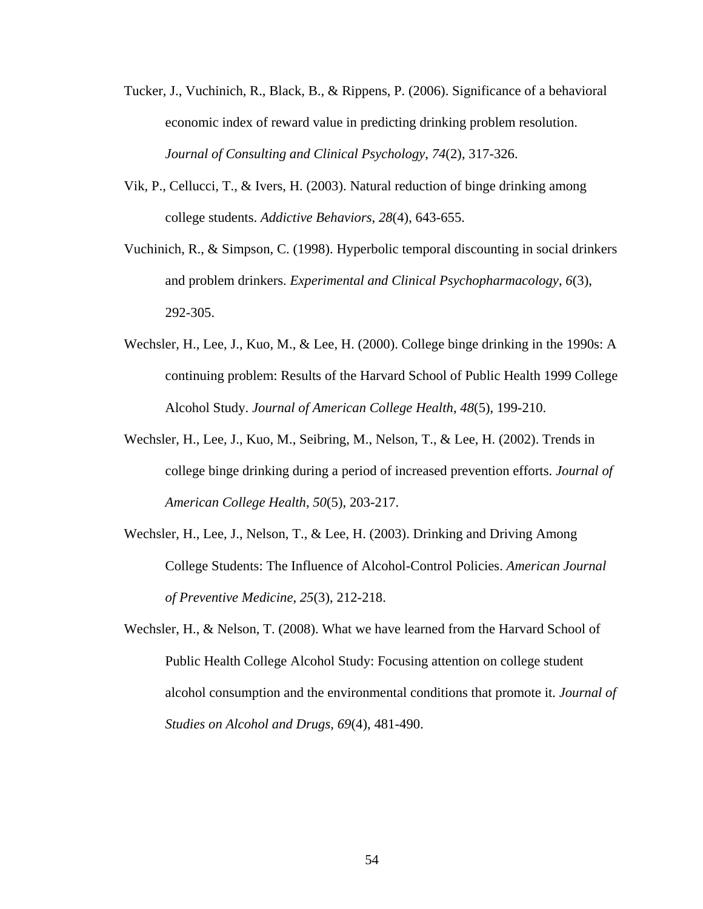Tucker, J., Vuchinich, R., Black, B., & Rippens, P. (2006). Significance of a behavioral economic index of reward value in predicting drinking problem resolution. *Journal of Consulting and Clinical Psychology*, *74*(2), 317-326.

Vik, P., Cellucci, T., & Ivers, H. (2003). Natural reduction of binge drinking among college students. *Addictive Behaviors*, *28*(4), 643-655.

Vuchinich, R., & Simpson, C. (1998). Hyperbolic temporal discounting in social drinkers and problem drinkers. *Experimental and Clinical Psychopharmacology*, *6*(3), 292-305.

Wechsler, H., Lee, J., Kuo, M., & Lee, H. (2000). College binge drinking in the 1990s: A continuing problem: Results of the Harvard School of Public Health 1999 College Alcohol Study. *Journal of American College Health*, *48*(5), 199-210.

Wechsler, H., Lee, J., Kuo, M., Seibring, M., Nelson, T., & Lee, H. (2002). Trends in college binge drinking during a period of increased prevention efforts. *Journal of American College Health*, *50*(5), 203-217.

Wechsler, H., Lee, J., Nelson, T., & Lee, H. (2003). Drinking and Driving Among College Students: The Influence of Alcohol-Control Policies. *American Journal of Preventive Medicine*, *25*(3), 212-218.

Wechsler, H., & Nelson, T. (2008). What we have learned from the Harvard School of Public Health College Alcohol Study: Focusing attention on college student alcohol consumption and the environmental conditions that promote it. *Journal of Studies on Alcohol and Drugs*, *69*(4), 481-490.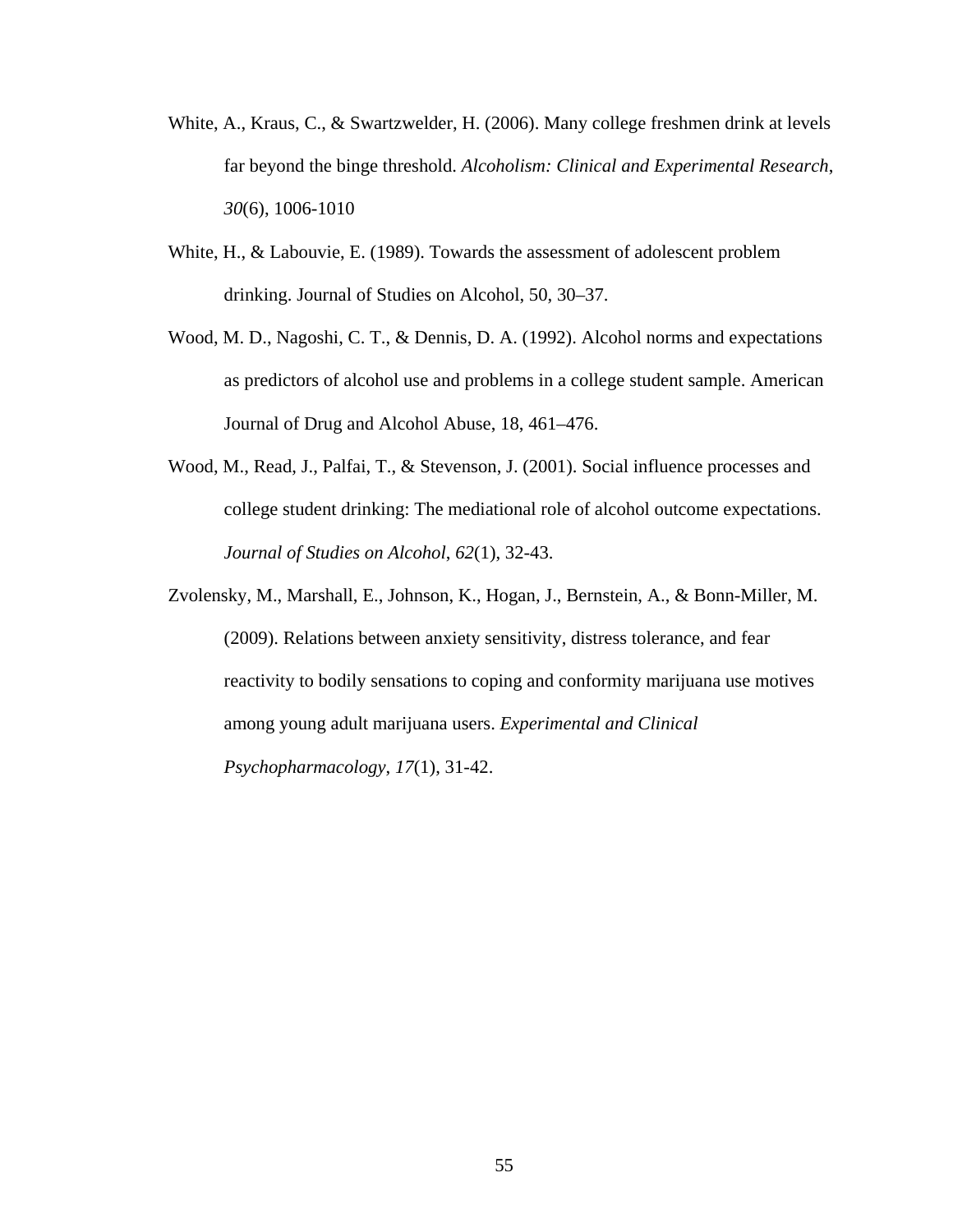White, A., Kraus, C., & Swartzwelder, H. (2006). Many college freshmen drink at levels far beyond the binge threshold. *Alcoholism: Clinical and Experimental Research*, *30*(6), 1006-1010

White, H., & Labouvie, E. (1989). Towards the assessment of adolescent problem drinking. Journal of Studies on Alcohol, 50, 30–37.

Wood, M. D., Nagoshi, C. T., & Dennis, D. A. (1992). Alcohol norms and expectations as predictors of alcohol use and problems in a college student sample. American Journal of Drug and Alcohol Abuse, 18, 461–476.

Wood, M., Read, J., Palfai, T., & Stevenson, J. (2001). Social influence processes and college student drinking: The mediational role of alcohol outcome expectations. *Journal of Studies on Alcohol*, *62*(1), 32-43.

Zvolensky, M., Marshall, E., Johnson, K., Hogan, J., Bernstein, A., & Bonn-Miller, M. (2009). Relations between anxiety sensitivity, distress tolerance, and fear reactivity to bodily sensations to coping and conformity marijuana use motives among young adult marijuana users. *Experimental and Clinical Psychopharmacology*, *17*(1), 31-42.